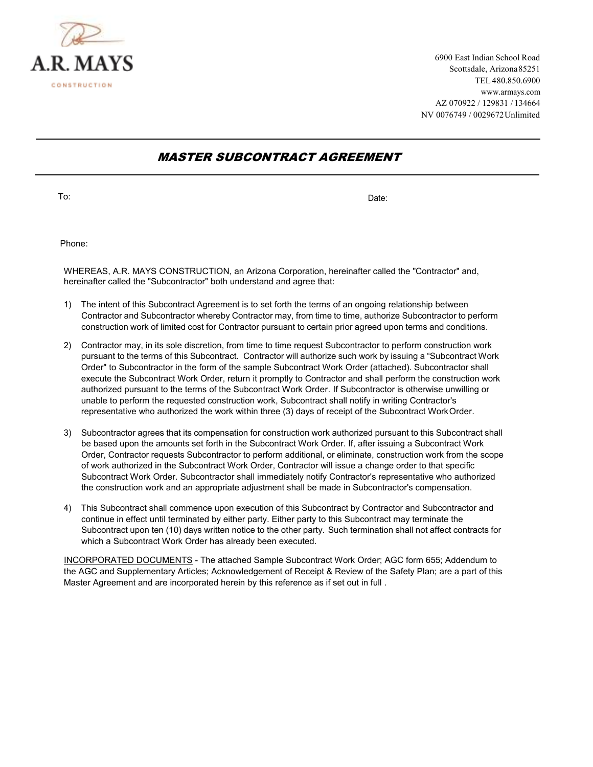A.R. MAYS

CONSTRUCTION

6900 East Indian School Road
Scottsdale, Arizona 85251
TEL 480.850.6900
www.armays.com
AZ 070922 / 129831 / 134664
NV 0076749 / 0029672 Unlimited

# *MASTER SUBCONTRACT AGREEMENT*

To:

Date:

Phone:

WHEREAS, A.R. MAYS CONSTRUCTION, an Arizona Corporation, hereinafter called the "Contractor" and, hereinafter called the "Subcontractor" both understand and agree that:

1) The intent of this Subcontract Agreement is to set forth the terms of an ongoing relationship between Contractor and Subcontractor whereby Contractor may, from time to time, authorize Subcontractor to perform construction work of limited cost for Contractor pursuant to certain prior agreed upon terms and conditions.

2) Contractor may, in its sole discretion, from time to time request Subcontractor to perform construction work pursuant to the terms of this Subcontract. Contractor will authorize such work by issuing a "Subcontract Work Order" to Subcontractor in the form of the sample Subcontract Work Order (attached). Subcontractor shall execute the Subcontract Work Order, return it promptly to Contractor and shall perform the construction work authorized pursuant to the terms of the Subcontract Work Order. If Subcontractor is otherwise unwilling or unable to perform the requested construction work, Subcontract shall notify in writing Contractor's representative who authorized the work within three (3) days of receipt of the Subcontract Work Order.

3) Subcontractor agrees that its compensation for construction work authorized pursuant to this Subcontract shall be based upon the amounts set forth in the Subcontract Work Order. If, after issuing a Subcontract Work Order, Contractor requests Subcontractor to perform additional, or eliminate, construction work from the scope of work authorized in the Subcontract Work Order, Contractor will issue a change order to that specific Subcontract Work Order. Subcontractor shall immediately notify Contractor's representative who authorized the construction work and an appropriate adjustment shall be made in Subcontractor's compensation.

4) This Subcontract shall commence upon execution of this Subcontract by Contractor and Subcontractor and continue in effect until terminated by either party. Either party to this Subcontract may terminate the Subcontract upon ten (10) days written notice to the other party. Such termination shall not affect contracts for which a Subcontract Work Order has already been executed.

<u>INCORPORATED DOCUMENTS</u> - The attached Sample Subcontract Work Order; AGC form 655; Addendum to the AGC and Supplementary Articles; Acknowledgement of Receipt & Review of the Safety Plan; are a part of this Master Agreement and are incorporated herein by this reference as if set out in full .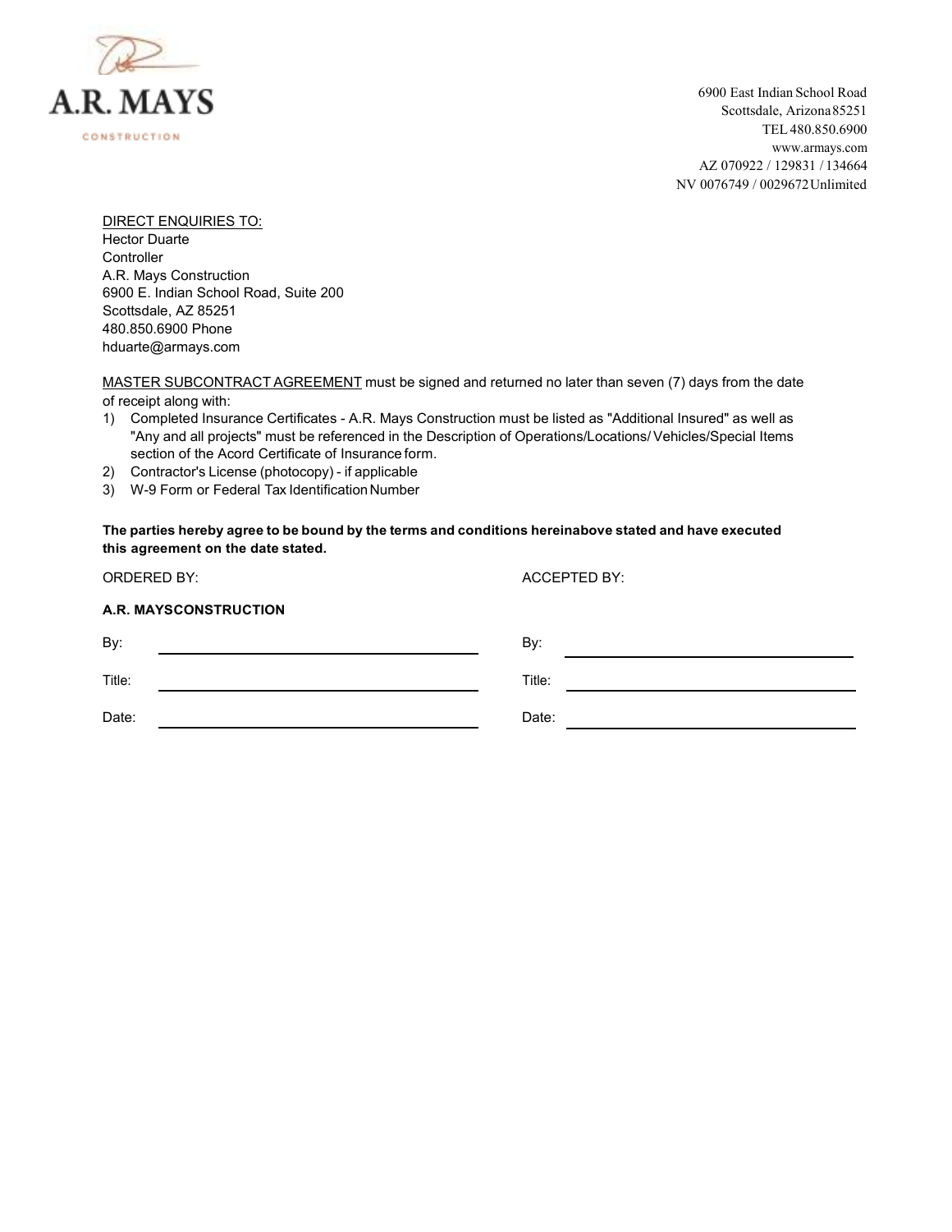A.R. MAYS

CONSTRUCTION

6900 East Indian School Road
Scottsdale, Arizona 85251
TEL 480.850.6900
www.armays.com
AZ 070922 / 129831 / 134664
NV 0076749 / 0029672 Unlimited

DIRECT ENQUIRIES TO:
Hector Duarte
Controller
A.R. Mays Construction
6900 E. Indian School Road, Suite 200
Scottsdale, AZ 85251
480.850.6900 Phone
hduarte@armays.com

MASTER SUBCONTRACT AGREEMENT must be signed and returned no later than seven (7) days from the date of receipt along with:

1) Completed Insurance Certificates - A.R. Mays Construction must be listed as "Additional Insured" as well as "Any and all projects" must be referenced in the Description of Operations/Locations/ Vehicles/Special Items section of the Acord Certificate of Insurance form.
2) Contractor's License (photocopy) - if applicable
3) W-9 Form or Federal Tax Identification Number

**The parties hereby agree to be bound by the terms and conditions hereinabove stated and have executed this agreement on the date stated.**

| ORDERED BY: | ACCEPTED BY: |
|---|---|
| **A.R. MAYSCONSTRUCTION** | |
| By: ______________________ | By: ______________________ |
| Title: ______________________ | Title: ______________________ |
| Date: ______________________ | Date: ______________________ |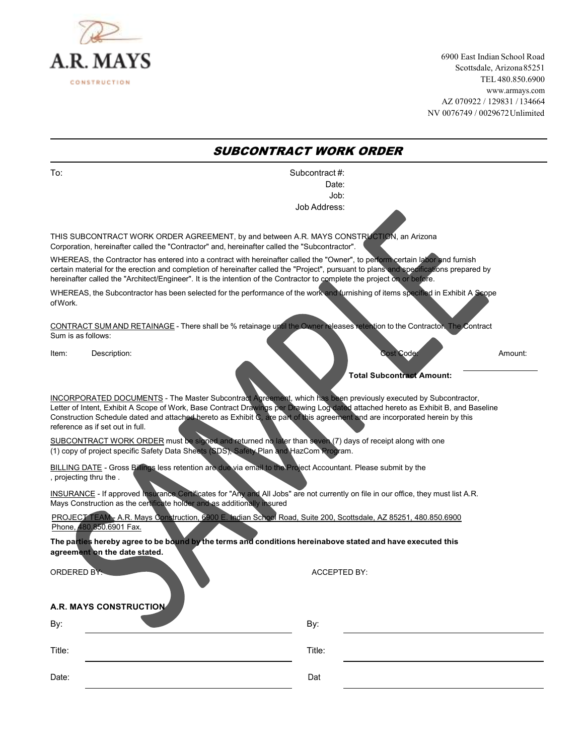A.R. MAYS

CONSTRUCTION

6900 East Indian School Road
Scottsdale, Arizona 85251
TEL 480.850.6900
www.armays.com
AZ 070922 / 129831 / 134664
NV 0076749 / 0029672 Unlimited

# *SUBCONTRACT WORK ORDER*

To:

Subcontract #:
Date:
Job:
Job Address:

THIS SUBCONTRACT WORK ORDER AGREEMENT, by and between A.R. MAYS CONSTRUCTION, an Arizona Corporation, hereinafter called the "Contractor" and, hereinafter called the "Subcontractor".

WHEREAS, the Contractor has entered into a contract with hereinafter called the "Owner", to perform certain labor and furnish certain material for the erection and completion of hereinafter called the "Project", pursuant to plans and specifications prepared by hereinafter called the "Architect/Engineer". It is the intention of the Contractor to complete the project on or before.

WHEREAS, the Subcontractor has been selected for the performance of the work and furnishing of items specified in Exhibit A Scope of Work.

CONTRACT SUM AND RETAINAGE - There shall be % retainage until the Owner releases retention to the Contractor. The Contract Sum is as follows:

| Item: | Description: | Cost Code: | Amount: |
|---|---|---|---|
| | | **Total Subcontract Amount:** | |

INCORPORATED DOCUMENTS - The Master Subcontract Agreement, which has been previously executed by Subcontractor, Letter of Intent, Exhibit A Scope of Work, Base Contract Drawings per Drawing Log dated attached hereto as Exhibit B, and Baseline Construction Schedule dated and attached hereto as Exhibit C, are part of this agreement and are incorporated herein by this reference as if set out in full.

SUBCONTRACT WORK ORDER must be signed and returned no later than seven (7) days of receipt along with one (1) copy of project specific Safety Data Sheets (SDS), Safety Plan and HazCom Program.

BILLING DATE - Gross Billings less retention are due via email to the Project Accountant. Please submit by the , projecting thru the .

INSURANCE - If approved Insurance Certificates for "Any and All Jobs" are not currently on file in our office, they must list A.R. Mays Construction as the certificate holder and as additionally insured

PROJECT TEAM - A.R. Mays Construction, 6900 E. Indian School Road, Suite 200, Scottsdale, AZ 85251, 480.850.6900 Phone, 480.850.6901 Fax.

**The parties hereby agree to be bound by the terms and conditions hereinabove stated and have executed this agreement on the date stated.**

| ORDERED BY: | ACCEPTED BY: |
|---|---|
| **A.R. MAYS CONSTRUCTION** | |
| By: ____________________ | By: ____________________ |
| Title: ____________________ | Title: ____________________ |
| Date: ____________________ | Dat ____________________ |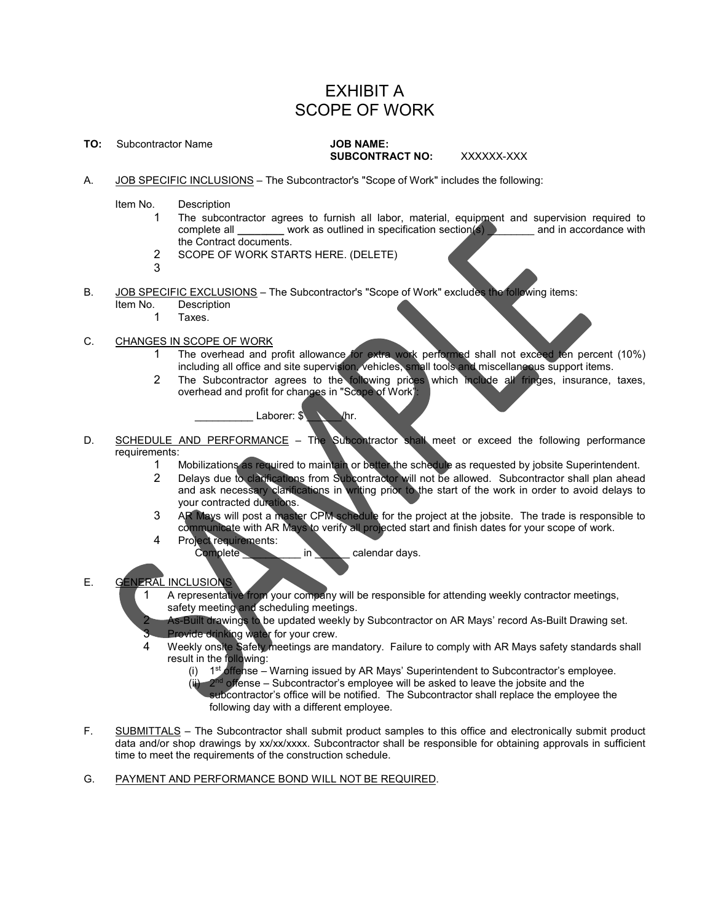# EXHIBIT A
# SCOPE OF WORK

**TO:** Subcontractor Name

**JOB NAME:**
**SUBCONTRACT NO:** XXXXXX-XXX

A. JOB SPECIFIC INCLUSIONS – The Subcontractor's "Scope of Work" includes the following:

Item No. Description

1. The subcontractor agrees to furnish all labor, material, equipment and supervision required to complete all ________ work as outlined in specification section(s) ________ and in accordance with the Contract documents.
2. SCOPE OF WORK STARTS HERE. (DELETE)
3. 

B. JOB SPECIFIC EXCLUSIONS – The Subcontractor's "Scope of Work" excludes the following items:

Item No. Description

1. Taxes.

C. CHANGES IN SCOPE OF WORK

1. The overhead and profit allowance for extra work performed shall not exceed ten percent (10%) including all office and site supervision, vehicles, small tools and miscellaneous support items.
2. The Subcontractor agrees to the following prices which include all fringes, insurance, taxes, overhead and profit for changes in "Scope of Work":

   __________ Laborer: $______/hr.

D. SCHEDULE AND PERFORMANCE – The Subcontractor shall meet or exceed the following performance requirements:

1. Mobilizations as required to maintain or better the schedule as requested by jobsite Superintendent.
2. Delays due to clarifications from Subcontractor will not be allowed. Subcontractor shall plan ahead and ask necessary clarifications in writing prior to the start of the work in order to avoid delays to your contracted durations.
3. AR Mays will post a master CPM schedule for the project at the jobsite. The trade is responsible to communicate with AR Mays to verify all projected start and finish dates for your scope of work.
4. Project requirements:

   Complete __________ in ______ calendar days.

E. GENERAL INCLUSIONS

1. A representative from your company will be responsible for attending weekly contractor meetings, safety meeting and scheduling meetings.
2. As-Built drawings to be updated weekly by Subcontractor on AR Mays' record As-Built Drawing set.
3. Provide drinking water for your crew.
4. Weekly onsite Safety meetings are mandatory. Failure to comply with AR Mays safety standards shall result in the following:
   - (i) 1st offense – Warning issued by AR Mays' Superintendent to Subcontractor's employee.
   - (ii) 2nd offense – Subcontractor's employee will be asked to leave the jobsite and the subcontractor's office will be notified. The Subcontractor shall replace the employee the following day with a different employee.

F. SUBMITTALS – The Subcontractor shall submit product samples to this office and electronically submit product data and/or shop drawings by xx/xx/xxxx. Subcontractor shall be responsible for obtaining approvals in sufficient time to meet the requirements of the construction schedule.

G. PAYMENT AND PERFORMANCE BOND WILL NOT BE REQUIRED.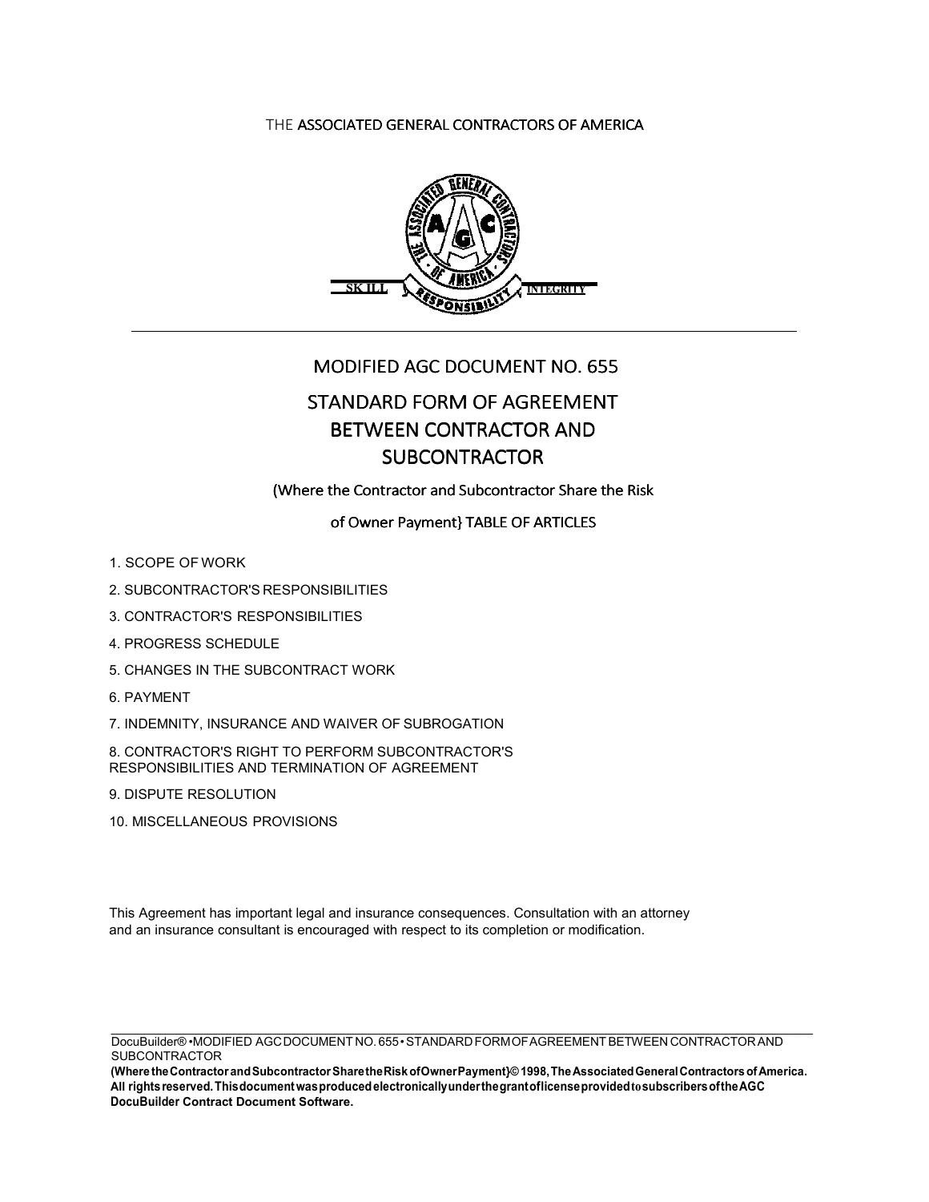THE ASSOCIATED GENERAL CONTRACTORS OF AMERICA

SKILL INTEGRITY RESPONSIBILITY

# MODIFIED AGC DOCUMENT NO. 655

# STANDARD FORM OF AGREEMENT BETWEEN CONTRACTOR AND SUBCONTRACTOR

(Where the Contractor and Subcontractor Share the Risk

of Owner Payment} TABLE OF ARTICLES

1. SCOPE OF WORK
2. SUBCONTRACTOR'S RESPONSIBILITIES
3. CONTRACTOR'S RESPONSIBILITIES
4. PROGRESS SCHEDULE
5. CHANGES IN THE SUBCONTRACT WORK
6. PAYMENT
7. INDEMNITY, INSURANCE AND WAIVER OF SUBROGATION
8. CONTRACTOR'S RIGHT TO PERFORM SUBCONTRACTOR'S RESPONSIBILITIES AND TERMINATION OF AGREEMENT
9. DISPUTE RESOLUTION
10. MISCELLANEOUS PROVISIONS

This Agreement has important legal and insurance consequences. Consultation with an attorney and an insurance consultant is encouraged with respect to its completion or modification.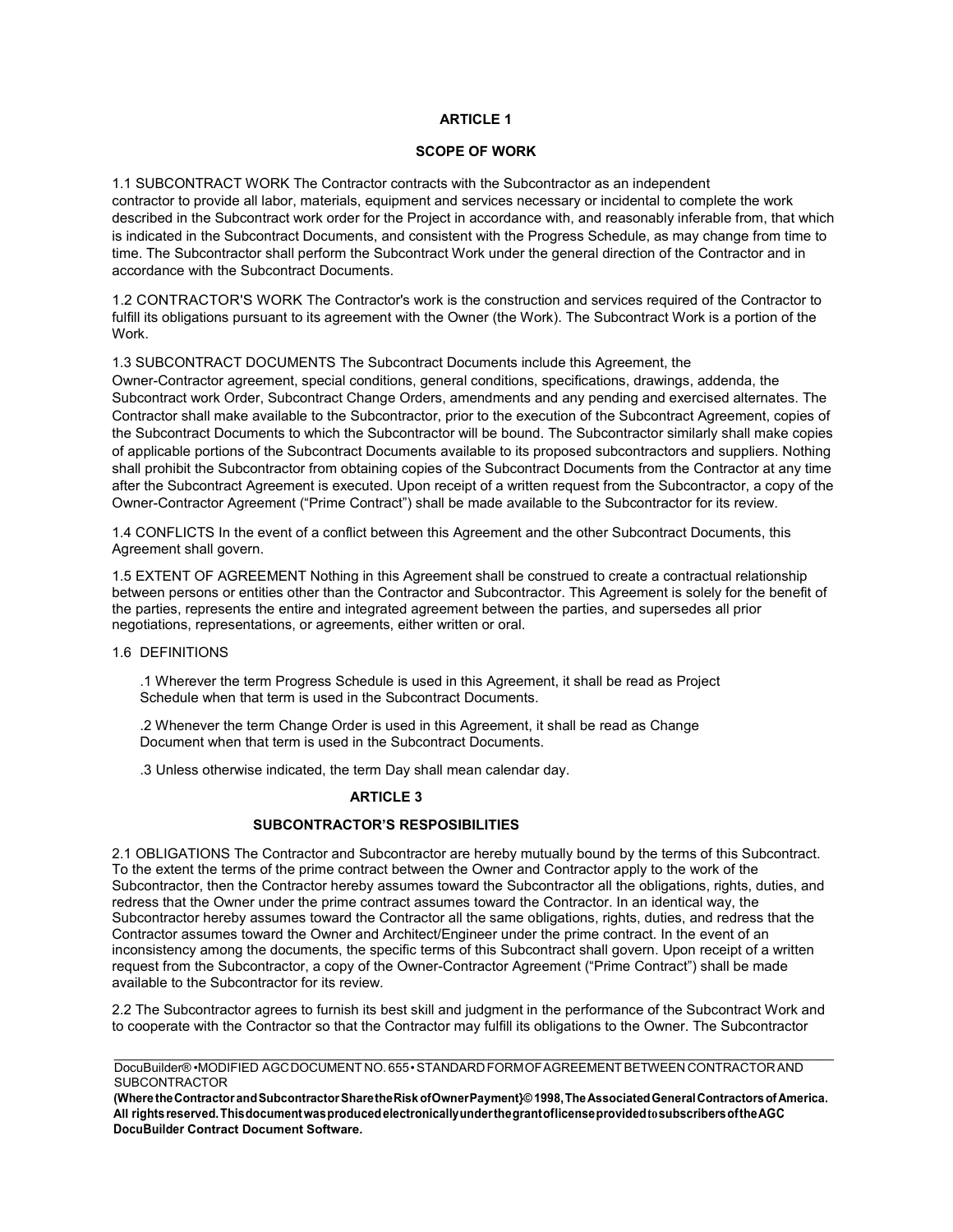## ARTICLE 1

## SCOPE OF WORK

1.1 SUBCONTRACT WORK The Contractor contracts with the Subcontractor as an independent contractor to provide all labor, materials, equipment and services necessary or incidental to complete the work described in the Subcontract work order for the Project in accordance with, and reasonably inferable from, that which is indicated in the Subcontract Documents, and consistent with the Progress Schedule, as may change from time to time. The Subcontractor shall perform the Subcontract Work under the general direction of the Contractor and in accordance with the Subcontract Documents.

1.2 CONTRACTOR'S WORK The Contractor's work is the construction and services required of the Contractor to fulfill its obligations pursuant to its agreement with the Owner (the Work). The Subcontract Work is a portion of the Work.

1.3 SUBCONTRACT DOCUMENTS The Subcontract Documents include this Agreement, the Owner-Contractor agreement, special conditions, general conditions, specifications, drawings, addenda, the Subcontract work Order, Subcontract Change Orders, amendments and any pending and exercised alternates. The Contractor shall make available to the Subcontractor, prior to the execution of the Subcontract Agreement, copies of the Subcontract Documents to which the Subcontractor will be bound. The Subcontractor similarly shall make copies of applicable portions of the Subcontract Documents available to its proposed subcontractors and suppliers. Nothing shall prohibit the Subcontractor from obtaining copies of the Subcontract Documents from the Contractor at any time after the Subcontract Agreement is executed. Upon receipt of a written request from the Subcontractor, a copy of the Owner-Contractor Agreement ("Prime Contract") shall be made available to the Subcontractor for its review.

1.4 CONFLICTS In the event of a conflict between this Agreement and the other Subcontract Documents, this Agreement shall govern.

1.5 EXTENT OF AGREEMENT Nothing in this Agreement shall be construed to create a contractual relationship between persons or entities other than the Contractor and Subcontractor. This Agreement is solely for the benefit of the parties, represents the entire and integrated agreement between the parties, and supersedes all prior negotiations, representations, or agreements, either written or oral.

1.6 DEFINITIONS

.1 Wherever the term Progress Schedule is used in this Agreement, it shall be read as Project Schedule when that term is used in the Subcontract Documents.

.2 Whenever the term Change Order is used in this Agreement, it shall be read as Change Document when that term is used in the Subcontract Documents.

.3 Unless otherwise indicated, the term Day shall mean calendar day.

## ARTICLE 3

## SUBCONTRACTOR'S RESPOSIBILITIES

2.1 OBLIGATIONS The Contractor and Subcontractor are hereby mutually bound by the terms of this Subcontract. To the extent the terms of the prime contract between the Owner and Contractor apply to the work of the Subcontractor, then the Contractor hereby assumes toward the Subcontractor all the obligations, rights, duties, and redress that the Owner under the prime contract assumes toward the Contractor. In an identical way, the Subcontractor hereby assumes toward the Contractor all the same obligations, rights, duties, and redress that the Contractor assumes toward the Owner and Architect/Engineer under the prime contract. In the event of an inconsistency among the documents, the specific terms of this Subcontract shall govern. Upon receipt of a written request from the Subcontractor, a copy of the Owner-Contractor Agreement ("Prime Contract") shall be made available to the Subcontractor for its review.

2.2 The Subcontractor agrees to furnish its best skill and judgment in the performance of the Subcontract Work and to cooperate with the Contractor so that the Contractor may fulfill its obligations to the Owner. The Subcontractor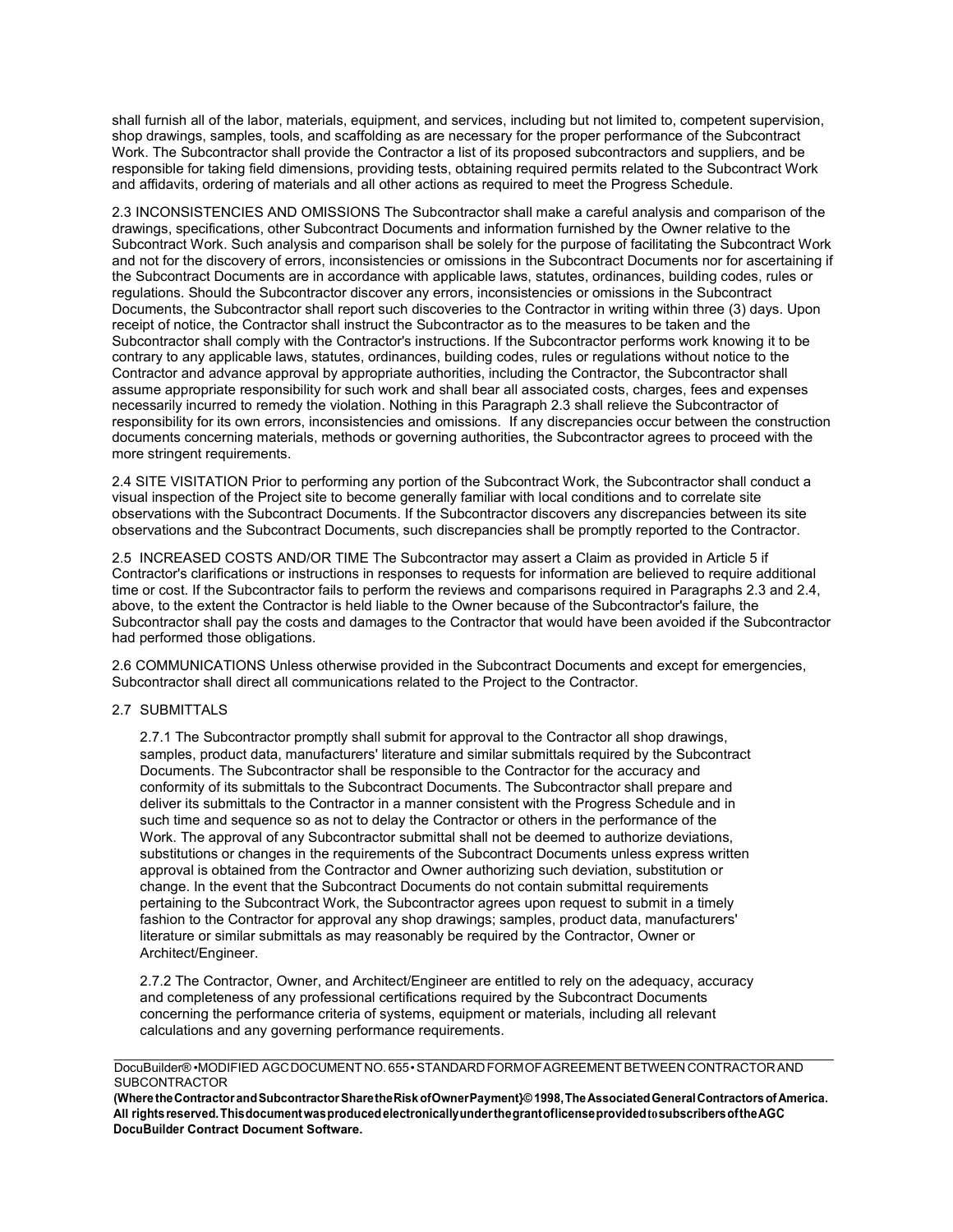shall furnish all of the labor, materials, equipment, and services, including but not limited to, competent supervision, shop drawings, samples, tools, and scaffolding as are necessary for the proper performance of the Subcontract Work. The Subcontractor shall provide the Contractor a list of its proposed subcontractors and suppliers, and be responsible for taking field dimensions, providing tests, obtaining required permits related to the Subcontract Work and affidavits, ordering of materials and all other actions as required to meet the Progress Schedule.

2.3 INCONSISTENCIES AND OMISSIONS The Subcontractor shall make a careful analysis and comparison of the drawings, specifications, other Subcontract Documents and information furnished by the Owner relative to the Subcontract Work. Such analysis and comparison shall be solely for the purpose of facilitating the Subcontract Work and not for the discovery of errors, inconsistencies or omissions in the Subcontract Documents nor for ascertaining if the Subcontract Documents are in accordance with applicable laws, statutes, ordinances, building codes, rules or regulations. Should the Subcontractor discover any errors, inconsistencies or omissions in the Subcontract Documents, the Subcontractor shall report such discoveries to the Contractor in writing within three (3) days. Upon receipt of notice, the Contractor shall instruct the Subcontractor as to the measures to be taken and the Subcontractor shall comply with the Contractor's instructions. If the Subcontractor performs work knowing it to be contrary to any applicable laws, statutes, ordinances, building codes, rules or regulations without notice to the Contractor and advance approval by appropriate authorities, including the Contractor, the Subcontractor shall assume appropriate responsibility for such work and shall bear all associated costs, charges, fees and expenses necessarily incurred to remedy the violation. Nothing in this Paragraph 2.3 shall relieve the Subcontractor of responsibility for its own errors, inconsistencies and omissions. If any discrepancies occur between the construction documents concerning materials, methods or governing authorities, the Subcontractor agrees to proceed with the more stringent requirements.

2.4 SITE VISITATION Prior to performing any portion of the Subcontract Work, the Subcontractor shall conduct a visual inspection of the Project site to become generally familiar with local conditions and to correlate site observations with the Subcontract Documents. If the Subcontractor discovers any discrepancies between its site observations and the Subcontract Documents, such discrepancies shall be promptly reported to the Contractor.

2.5 INCREASED COSTS AND/OR TIME The Subcontractor may assert a Claim as provided in Article 5 if Contractor's clarifications or instructions in responses to requests for information are believed to require additional time or cost. If the Subcontractor fails to perform the reviews and comparisons required in Paragraphs 2.3 and 2.4, above, to the extent the Contractor is held liable to the Owner because of the Subcontractor's failure, the Subcontractor shall pay the costs and damages to the Contractor that would have been avoided if the Subcontractor had performed those obligations.

2.6 COMMUNICATIONS Unless otherwise provided in the Subcontract Documents and except for emergencies, Subcontractor shall direct all communications related to the Project to the Contractor.

2.7 SUBMITTALS

2.7.1 The Subcontractor promptly shall submit for approval to the Contractor all shop drawings, samples, product data, manufacturers' literature and similar submittals required by the Subcontract Documents. The Subcontractor shall be responsible to the Contractor for the accuracy and conformity of its submittals to the Subcontract Documents. The Subcontractor shall prepare and deliver its submittals to the Contractor in a manner consistent with the Progress Schedule and in such time and sequence so as not to delay the Contractor or others in the performance of the Work. The approval of any Subcontractor submittal shall not be deemed to authorize deviations, substitutions or changes in the requirements of the Subcontract Documents unless express written approval is obtained from the Contractor and Owner authorizing such deviation, substitution or change. In the event that the Subcontract Documents do not contain submittal requirements pertaining to the Subcontract Work, the Subcontractor agrees upon request to submit in a timely fashion to the Contractor for approval any shop drawings; samples, product data, manufacturers' literature or similar submittals as may reasonably be required by the Contractor, Owner or Architect/Engineer.

2.7.2 The Contractor, Owner, and Architect/Engineer are entitled to rely on the adequacy, accuracy and completeness of any professional certifications required by the Subcontract Documents concerning the performance criteria of systems, equipment or materials, including all relevant calculations and any governing performance requirements.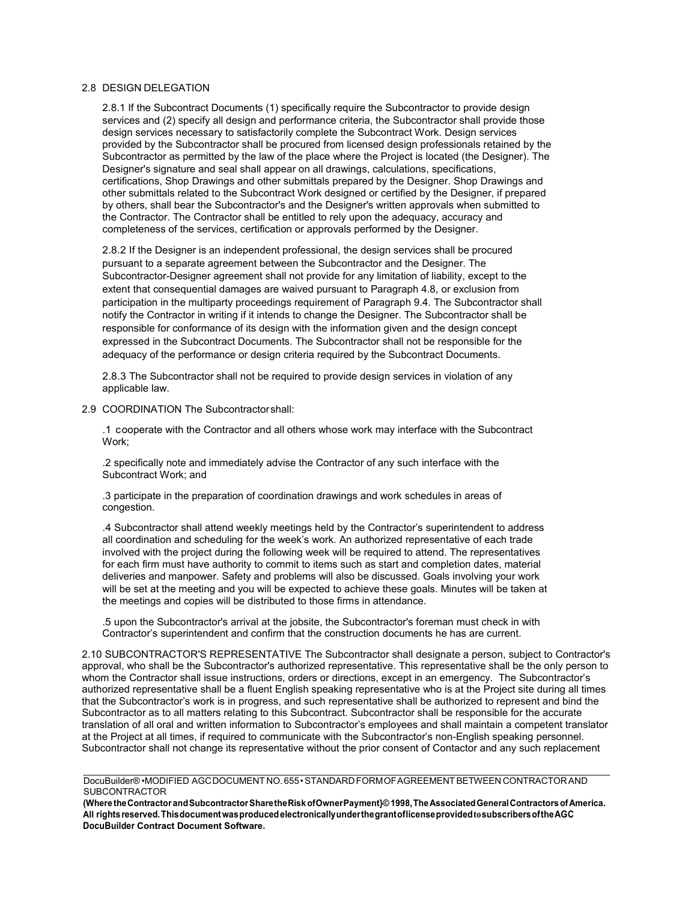2.8 DESIGN DELEGATION

2.8.1 If the Subcontract Documents (1) specifically require the Subcontractor to provide design services and (2) specify all design and performance criteria, the Subcontractor shall provide those design services necessary to satisfactorily complete the Subcontract Work. Design services provided by the Subcontractor shall be procured from licensed design professionals retained by the Subcontractor as permitted by the law of the place where the Project is located (the Designer). The Designer's signature and seal shall appear on all drawings, calculations, specifications, certifications, Shop Drawings and other submittals prepared by the Designer. Shop Drawings and other submittals related to the Subcontract Work designed or certified by the Designer, if prepared by others, shall bear the Subcontractor's and the Designer's written approvals when submitted to the Contractor. The Contractor shall be entitled to rely upon the adequacy, accuracy and completeness of the services, certification or approvals performed by the Designer.

2.8.2 If the Designer is an independent professional, the design services shall be procured pursuant to a separate agreement between the Subcontractor and the Designer. The Subcontractor-Designer agreement shall not provide for any limitation of liability, except to the extent that consequential damages are waived pursuant to Paragraph 4.8, or exclusion from participation in the multiparty proceedings requirement of Paragraph 9.4. The Subcontractor shall notify the Contractor in writing if it intends to change the Designer. The Subcontractor shall be responsible for conformance of its design with the information given and the design concept expressed in the Subcontract Documents. The Subcontractor shall not be responsible for the adequacy of the performance or design criteria required by the Subcontract Documents.

2.8.3 The Subcontractor shall not be required to provide design services in violation of any applicable law.

2.9 COORDINATION The Subcontractor shall:

.1 cooperate with the Contractor and all others whose work may interface with the Subcontract Work;

.2 specifically note and immediately advise the Contractor of any such interface with the Subcontract Work; and

.3 participate in the preparation of coordination drawings and work schedules in areas of congestion.

.4 Subcontractor shall attend weekly meetings held by the Contractor's superintendent to address all coordination and scheduling for the week's work. An authorized representative of each trade involved with the project during the following week will be required to attend. The representatives for each firm must have authority to commit to items such as start and completion dates, material deliveries and manpower. Safety and problems will also be discussed. Goals involving your work will be set at the meeting and you will be expected to achieve these goals. Minutes will be taken at the meetings and copies will be distributed to those firms in attendance.

.5 upon the Subcontractor's arrival at the jobsite, the Subcontractor's foreman must check in with Contractor's superintendent and confirm that the construction documents he has are current.

2.10 SUBCONTRACTOR'S REPRESENTATIVE The Subcontractor shall designate a person, subject to Contractor's approval, who shall be the Subcontractor's authorized representative. This representative shall be the only person to whom the Contractor shall issue instructions, orders or directions, except in an emergency. The Subcontractor's authorized representative shall be a fluent English speaking representative who is at the Project site during all times that the Subcontractor's work is in progress, and such representative shall be authorized to represent and bind the Subcontractor as to all matters relating to this Subcontract. Subcontractor shall be responsible for the accurate translation of all oral and written information to Subcontractor's employees and shall maintain a competent translator at the Project at all times, if required to communicate with the Subcontractor's non-English speaking personnel. Subcontractor shall not change its representative without the prior consent of Contactor and any such replacement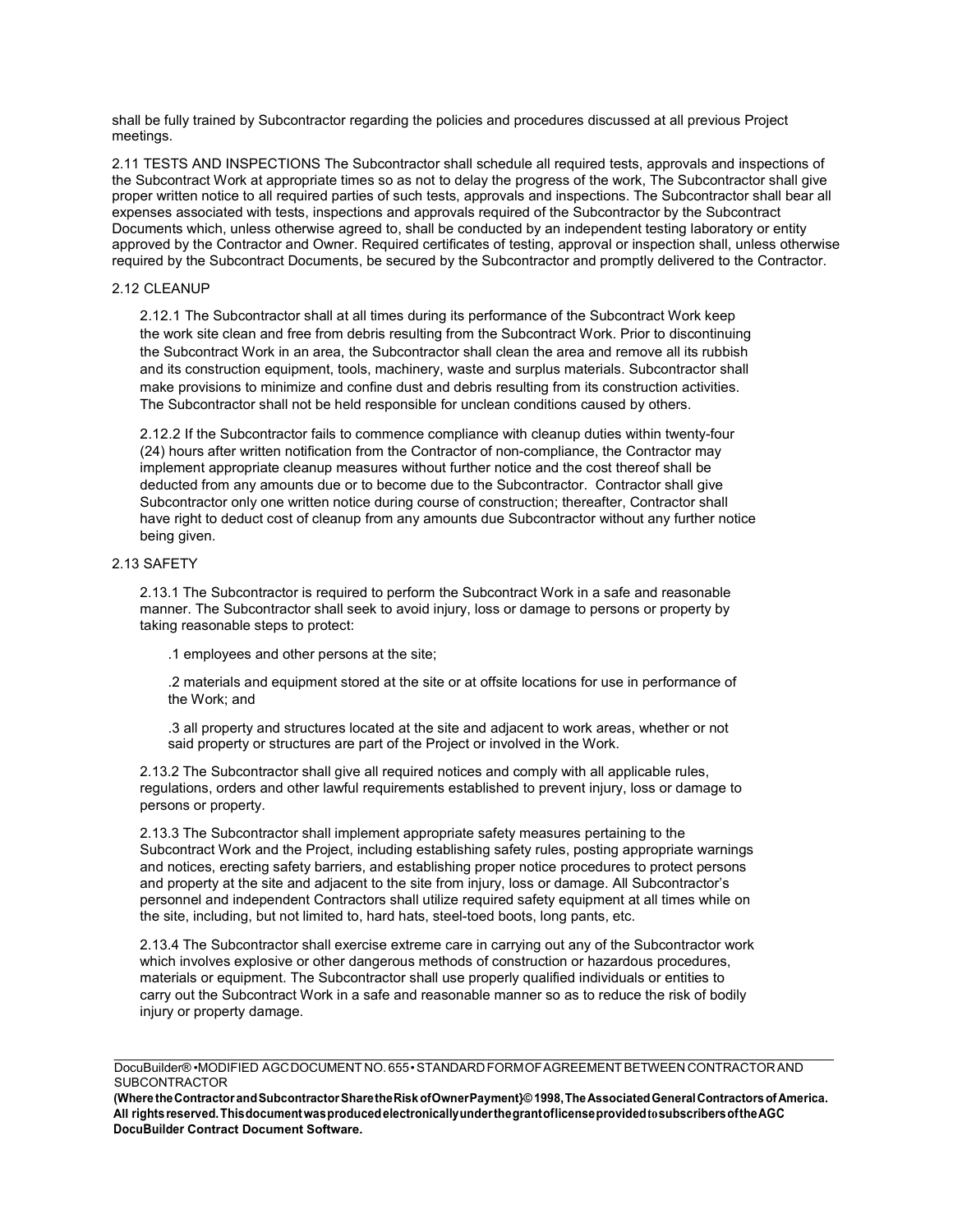shall be fully trained by Subcontractor regarding the policies and procedures discussed at all previous Project meetings.

2.11 TESTS AND INSPECTIONS The Subcontractor shall schedule all required tests, approvals and inspections of the Subcontract Work at appropriate times so as not to delay the progress of the work, The Subcontractor shall give proper written notice to all required parties of such tests, approvals and inspections. The Subcontractor shall bear all expenses associated with tests, inspections and approvals required of the Subcontractor by the Subcontract Documents which, unless otherwise agreed to, shall be conducted by an independent testing laboratory or entity approved by the Contractor and Owner. Required certificates of testing, approval or inspection shall, unless otherwise required by the Subcontract Documents, be secured by the Subcontractor and promptly delivered to the Contractor.

2.12 CLEANUP

2.12.1 The Subcontractor shall at all times during its performance of the Subcontract Work keep the work site clean and free from debris resulting from the Subcontract Work. Prior to discontinuing the Subcontract Work in an area, the Subcontractor shall clean the area and remove all its rubbish and its construction equipment, tools, machinery, waste and surplus materials. Subcontractor shall make provisions to minimize and confine dust and debris resulting from its construction activities. The Subcontractor shall not be held responsible for unclean conditions caused by others.

2.12.2 If the Subcontractor fails to commence compliance with cleanup duties within twenty-four (24) hours after written notification from the Contractor of non-compliance, the Contractor may implement appropriate cleanup measures without further notice and the cost thereof shall be deducted from any amounts due or to become due to the Subcontractor. Contractor shall give Subcontractor only one written notice during course of construction; thereafter, Contractor shall have right to deduct cost of cleanup from any amounts due Subcontractor without any further notice being given.

2.13 SAFETY

2.13.1 The Subcontractor is required to perform the Subcontract Work in a safe and reasonable manner. The Subcontractor shall seek to avoid injury, loss or damage to persons or property by taking reasonable steps to protect:

.1 employees and other persons at the site;

.2 materials and equipment stored at the site or at offsite locations for use in performance of the Work; and

.3 all property and structures located at the site and adjacent to work areas, whether or not said property or structures are part of the Project or involved in the Work.

2.13.2 The Subcontractor shall give all required notices and comply with all applicable rules, regulations, orders and other lawful requirements established to prevent injury, loss or damage to persons or property.

2.13.3 The Subcontractor shall implement appropriate safety measures pertaining to the Subcontract Work and the Project, including establishing safety rules, posting appropriate warnings and notices, erecting safety barriers, and establishing proper notice procedures to protect persons and property at the site and adjacent to the site from injury, loss or damage. All Subcontractor's personnel and independent Contractors shall utilize required safety equipment at all times while on the site, including, but not limited to, hard hats, steel-toed boots, long pants, etc.

2.13.4 The Subcontractor shall exercise extreme care in carrying out any of the Subcontractor work which involves explosive or other dangerous methods of construction or hazardous procedures, materials or equipment. The Subcontractor shall use properly qualified individuals or entities to carry out the Subcontract Work in a safe and reasonable manner so as to reduce the risk of bodily injury or property damage.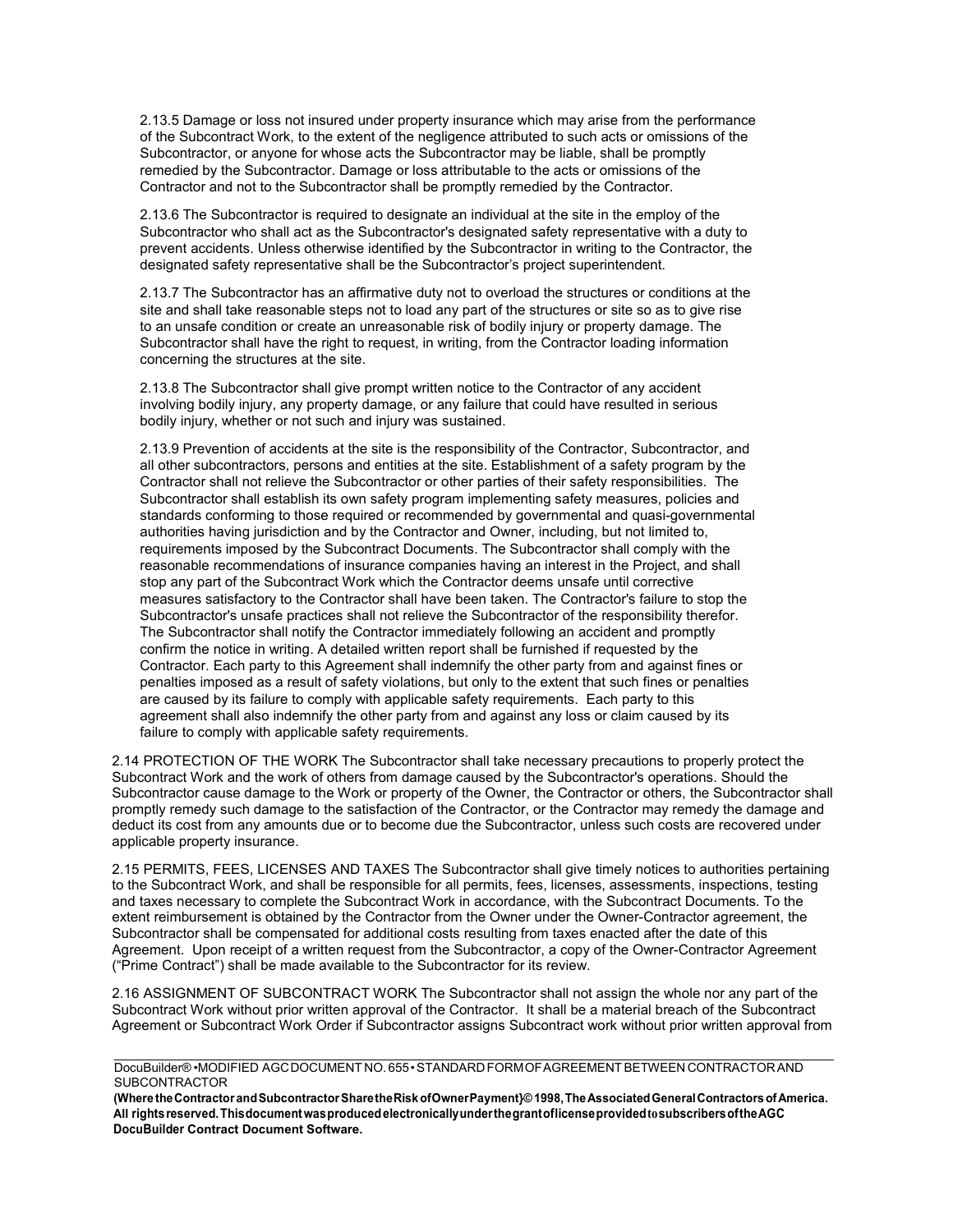2.13.5 Damage or loss not insured under property insurance which may arise from the performance of the Subcontract Work, to the extent of the negligence attributed to such acts or omissions of the Subcontractor, or anyone for whose acts the Subcontractor may be liable, shall be promptly remedied by the Subcontractor. Damage or loss attributable to the acts or omissions of the Contractor and not to the Subcontractor shall be promptly remedied by the Contractor.

2.13.6 The Subcontractor is required to designate an individual at the site in the employ of the Subcontractor who shall act as the Subcontractor's designated safety representative with a duty to prevent accidents. Unless otherwise identified by the Subcontractor in writing to the Contractor, the designated safety representative shall be the Subcontractor's project superintendent.

2.13.7 The Subcontractor has an affirmative duty not to overload the structures or conditions at the site and shall take reasonable steps not to load any part of the structures or site so as to give rise to an unsafe condition or create an unreasonable risk of bodily injury or property damage. The Subcontractor shall have the right to request, in writing, from the Contractor loading information concerning the structures at the site.

2.13.8 The Subcontractor shall give prompt written notice to the Contractor of any accident involving bodily injury, any property damage, or any failure that could have resulted in serious bodily injury, whether or not such and injury was sustained.

2.13.9 Prevention of accidents at the site is the responsibility of the Contractor, Subcontractor, and all other subcontractors, persons and entities at the site. Establishment of a safety program by the Contractor shall not relieve the Subcontractor or other parties of their safety responsibilities. The Subcontractor shall establish its own safety program implementing safety measures, policies and standards conforming to those required or recommended by governmental and quasi-governmental authorities having jurisdiction and by the Contractor and Owner, including, but not limited to, requirements imposed by the Subcontract Documents. The Subcontractor shall comply with the reasonable recommendations of insurance companies having an interest in the Project, and shall stop any part of the Subcontract Work which the Contractor deems unsafe until corrective measures satisfactory to the Contractor shall have been taken. The Contractor's failure to stop the Subcontractor's unsafe practices shall not relieve the Subcontractor of the responsibility therefor. The Subcontractor shall notify the Contractor immediately following an accident and promptly confirm the notice in writing. A detailed written report shall be furnished if requested by the Contractor. Each party to this Agreement shall indemnify the other party from and against fines or penalties imposed as a result of safety violations, but only to the extent that such fines or penalties are caused by its failure to comply with applicable safety requirements. Each party to this agreement shall also indemnify the other party from and against any loss or claim caused by its failure to comply with applicable safety requirements.

2.14 PROTECTION OF THE WORK The Subcontractor shall take necessary precautions to properly protect the Subcontract Work and the work of others from damage caused by the Subcontractor's operations. Should the Subcontractor cause damage to the Work or property of the Owner, the Contractor or others, the Subcontractor shall promptly remedy such damage to the satisfaction of the Contractor, or the Contractor may remedy the damage and deduct its cost from any amounts due or to become due the Subcontractor, unless such costs are recovered under applicable property insurance.

2.15 PERMITS, FEES, LICENSES AND TAXES The Subcontractor shall give timely notices to authorities pertaining to the Subcontract Work, and shall be responsible for all permits, fees, licenses, assessments, inspections, testing and taxes necessary to complete the Subcontract Work in accordance, with the Subcontract Documents. To the extent reimbursement is obtained by the Contractor from the Owner under the Owner-Contractor agreement, the Subcontractor shall be compensated for additional costs resulting from taxes enacted after the date of this Agreement. Upon receipt of a written request from the Subcontractor, a copy of the Owner-Contractor Agreement ("Prime Contract") shall be made available to the Subcontractor for its review.

2.16 ASSIGNMENT OF SUBCONTRACT WORK The Subcontractor shall not assign the whole nor any part of the Subcontract Work without prior written approval of the Contractor. It shall be a material breach of the Subcontract Agreement or Subcontract Work Order if Subcontractor assigns Subcontract work without prior written approval from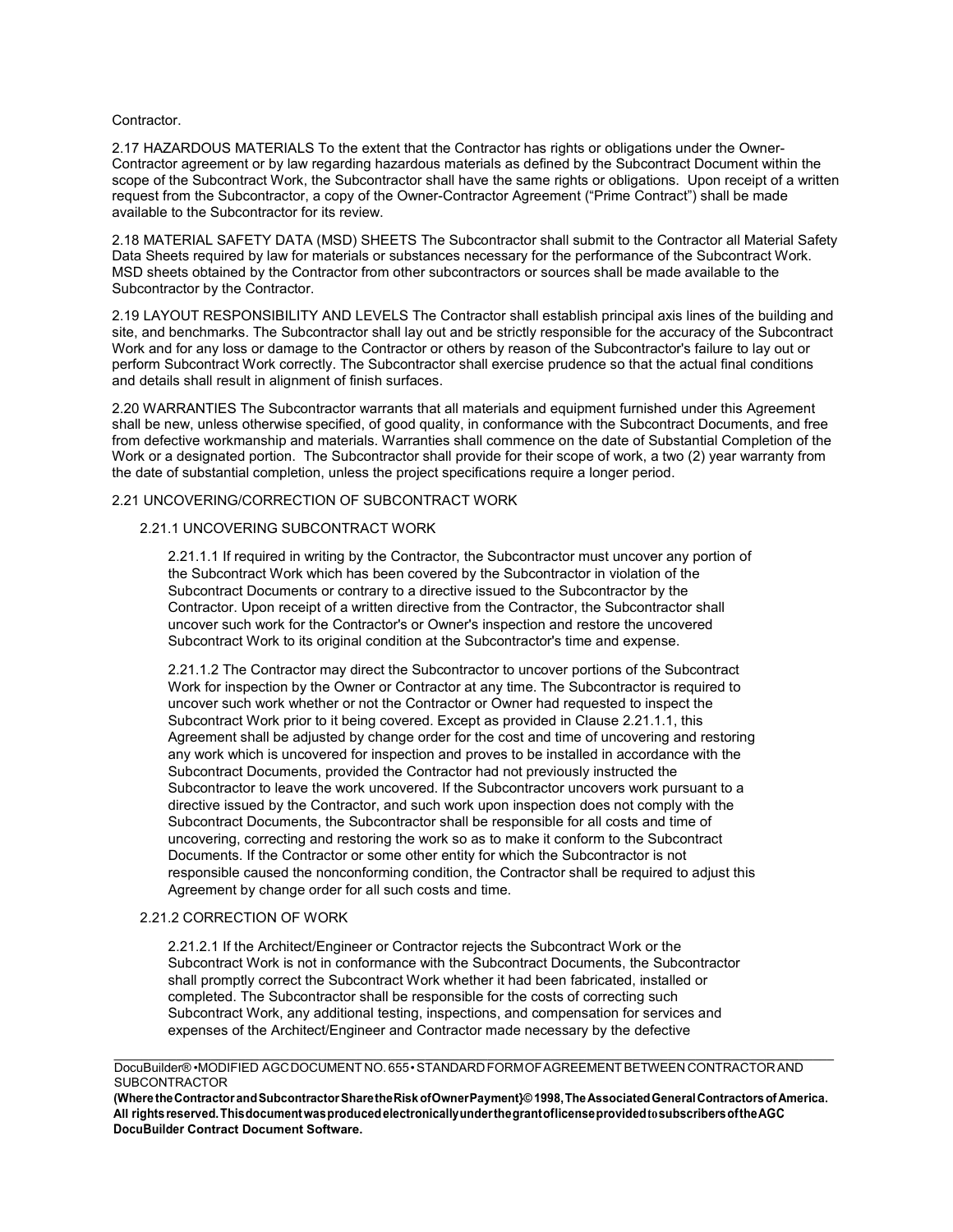Contractor.

2.17 HAZARDOUS MATERIALS To the extent that the Contractor has rights or obligations under the Owner-Contractor agreement or by law regarding hazardous materials as defined by the Subcontract Document within the scope of the Subcontract Work, the Subcontractor shall have the same rights or obligations. Upon receipt of a written request from the Subcontractor, a copy of the Owner-Contractor Agreement ("Prime Contract") shall be made available to the Subcontractor for its review.

2.18 MATERIAL SAFETY DATA (MSD) SHEETS The Subcontractor shall submit to the Contractor all Material Safety Data Sheets required by law for materials or substances necessary for the performance of the Subcontract Work. MSD sheets obtained by the Contractor from other subcontractors or sources shall be made available to the Subcontractor by the Contractor.

2.19 LAYOUT RESPONSIBILITY AND LEVELS The Contractor shall establish principal axis lines of the building and site, and benchmarks. The Subcontractor shall lay out and be strictly responsible for the accuracy of the Subcontract Work and for any loss or damage to the Contractor or others by reason of the Subcontractor's failure to lay out or perform Subcontract Work correctly. The Subcontractor shall exercise prudence so that the actual final conditions and details shall result in alignment of finish surfaces.

2.20 WARRANTIES The Subcontractor warrants that all materials and equipment furnished under this Agreement shall be new, unless otherwise specified, of good quality, in conformance with the Subcontract Documents, and free from defective workmanship and materials. Warranties shall commence on the date of Substantial Completion of the Work or a designated portion. The Subcontractor shall provide for their scope of work, a two (2) year warranty from the date of substantial completion, unless the project specifications require a longer period.

2.21 UNCOVERING/CORRECTION OF SUBCONTRACT WORK

2.21.1 UNCOVERING SUBCONTRACT WORK

2.21.1.1 If required in writing by the Contractor, the Subcontractor must uncover any portion of the Subcontract Work which has been covered by the Subcontractor in violation of the Subcontract Documents or contrary to a directive issued to the Subcontractor by the Contractor. Upon receipt of a written directive from the Contractor, the Subcontractor shall uncover such work for the Contractor's or Owner's inspection and restore the uncovered Subcontract Work to its original condition at the Subcontractor's time and expense.

2.21.1.2 The Contractor may direct the Subcontractor to uncover portions of the Subcontract Work for inspection by the Owner or Contractor at any time. The Subcontractor is required to uncover such work whether or not the Contractor or Owner had requested to inspect the Subcontract Work prior to it being covered. Except as provided in Clause 2.21.1.1, this Agreement shall be adjusted by change order for the cost and time of uncovering and restoring any work which is uncovered for inspection and proves to be installed in accordance with the Subcontract Documents, provided the Contractor had not previously instructed the Subcontractor to leave the work uncovered. If the Subcontractor uncovers work pursuant to a directive issued by the Contractor, and such work upon inspection does not comply with the Subcontract Documents, the Subcontractor shall be responsible for all costs and time of uncovering, correcting and restoring the work so as to make it conform to the Subcontract Documents. If the Contractor or some other entity for which the Subcontractor is not responsible caused the nonconforming condition, the Contractor shall be required to adjust this Agreement by change order for all such costs and time.

2.21.2 CORRECTION OF WORK

2.21.2.1 If the Architect/Engineer or Contractor rejects the Subcontract Work or the Subcontract Work is not in conformance with the Subcontract Documents, the Subcontractor shall promptly correct the Subcontract Work whether it had been fabricated, installed or completed. The Subcontractor shall be responsible for the costs of correcting such Subcontract Work, any additional testing, inspections, and compensation for services and expenses of the Architect/Engineer and Contractor made necessary by the defective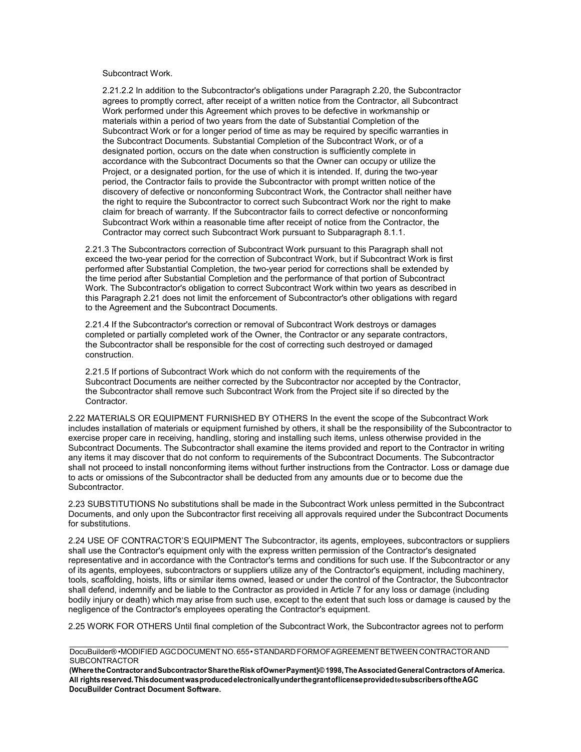Subcontract Work.

2.21.2.2 In addition to the Subcontractor's obligations under Paragraph 2.20, the Subcontractor agrees to promptly correct, after receipt of a written notice from the Contractor, all Subcontract Work performed under this Agreement which proves to be defective in workmanship or materials within a period of two years from the date of Substantial Completion of the Subcontract Work or for a longer period of time as may be required by specific warranties in the Subcontract Documents. Substantial Completion of the Subcontract Work, or of a designated portion, occurs on the date when construction is sufficiently complete in accordance with the Subcontract Documents so that the Owner can occupy or utilize the Project, or a designated portion, for the use of which it is intended. If, during the two-year period, the Contractor fails to provide the Subcontractor with prompt written notice of the discovery of defective or nonconforming Subcontract Work, the Contractor shall neither have the right to require the Subcontractor to correct such Subcontract Work nor the right to make claim for breach of warranty. If the Subcontractor fails to correct defective or nonconforming Subcontract Work within a reasonable time after receipt of notice from the Contractor, the Contractor may correct such Subcontract Work pursuant to Subparagraph 8.1.1.

2.21.3 The Subcontractors correction of Subcontract Work pursuant to this Paragraph shall not exceed the two-year period for the correction of Subcontract Work, but if Subcontract Work is first performed after Substantial Completion, the two-year period for corrections shall be extended by the time period after Substantial Completion and the performance of that portion of Subcontract Work. The Subcontractor's obligation to correct Subcontract Work within two years as described in this Paragraph 2.21 does not limit the enforcement of Subcontractor's other obligations with regard to the Agreement and the Subcontract Documents.

2.21.4 If the Subcontractor's correction or removal of Subcontract Work destroys or damages completed or partially completed work of the Owner, the Contractor or any separate contractors, the Subcontractor shall be responsible for the cost of correcting such destroyed or damaged construction.

2.21.5 If portions of Subcontract Work which do not conform with the requirements of the Subcontract Documents are neither corrected by the Subcontractor nor accepted by the Contractor, the Subcontractor shall remove such Subcontract Work from the Project site if so directed by the Contractor.

2.22 MATERIALS OR EQUIPMENT FURNISHED BY OTHERS In the event the scope of the Subcontract Work includes installation of materials or equipment furnished by others, it shall be the responsibility of the Subcontractor to exercise proper care in receiving, handling, storing and installing such items, unless otherwise provided in the Subcontract Documents. The Subcontractor shall examine the items provided and report to the Contractor in writing any items it may discover that do not conform to requirements of the Subcontract Documents. The Subcontractor shall not proceed to install nonconforming items without further instructions from the Contractor. Loss or damage due to acts or omissions of the Subcontractor shall be deducted from any amounts due or to become due the Subcontractor.

2.23 SUBSTITUTIONS No substitutions shall be made in the Subcontract Work unless permitted in the Subcontract Documents, and only upon the Subcontractor first receiving all approvals required under the Subcontract Documents for substitutions.

2.24 USE OF CONTRACTOR'S EQUIPMENT The Subcontractor, its agents, employees, subcontractors or suppliers shall use the Contractor's equipment only with the express written permission of the Contractor's designated representative and in accordance with the Contractor's terms and conditions for such use. If the Subcontractor or any of its agents, employees, subcontractors or suppliers utilize any of the Contractor's equipment, including machinery, tools, scaffolding, hoists, lifts or similar items owned, leased or under the control of the Contractor, the Subcontractor shall defend, indemnify and be liable to the Contractor as provided in Article 7 for any loss or damage (including bodily injury or death) which may arise from such use, except to the extent that such loss or damage is caused by the negligence of the Contractor's employees operating the Contractor's equipment.

2.25 WORK FOR OTHERS Until final completion of the Subcontract Work, the Subcontractor agrees not to perform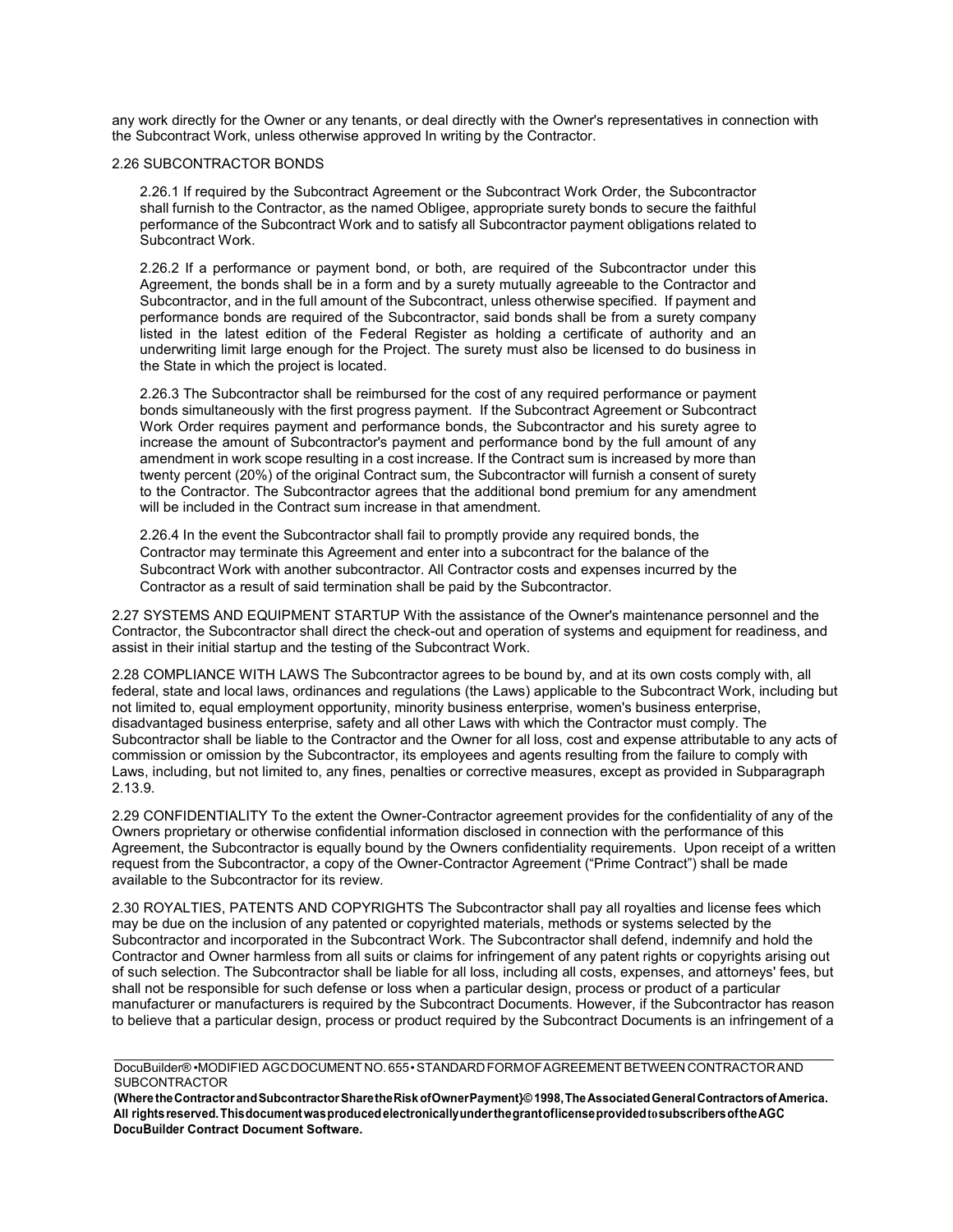any work directly for the Owner or any tenants, or deal directly with the Owner's representatives in connection with the Subcontract Work, unless otherwise approved In writing by the Contractor.

2.26 SUBCONTRACTOR BONDS

2.26.1 If required by the Subcontract Agreement or the Subcontract Work Order, the Subcontractor shall furnish to the Contractor, as the named Obligee, appropriate surety bonds to secure the faithful performance of the Subcontract Work and to satisfy all Subcontractor payment obligations related to Subcontract Work.

2.26.2 If a performance or payment bond, or both, are required of the Subcontractor under this Agreement, the bonds shall be in a form and by a surety mutually agreeable to the Contractor and Subcontractor, and in the full amount of the Subcontract, unless otherwise specified. If payment and performance bonds are required of the Subcontractor, said bonds shall be from a surety company listed in the latest edition of the Federal Register as holding a certificate of authority and an underwriting limit large enough for the Project. The surety must also be licensed to do business in the State in which the project is located.

2.26.3 The Subcontractor shall be reimbursed for the cost of any required performance or payment bonds simultaneously with the first progress payment. If the Subcontract Agreement or Subcontract Work Order requires payment and performance bonds, the Subcontractor and his surety agree to increase the amount of Subcontractor's payment and performance bond by the full amount of any amendment in work scope resulting in a cost increase. If the Contract sum is increased by more than twenty percent (20%) of the original Contract sum, the Subcontractor will furnish a consent of surety to the Contractor. The Subcontractor agrees that the additional bond premium for any amendment will be included in the Contract sum increase in that amendment.

2.26.4 In the event the Subcontractor shall fail to promptly provide any required bonds, the Contractor may terminate this Agreement and enter into a subcontract for the balance of the Subcontract Work with another subcontractor. All Contractor costs and expenses incurred by the Contractor as a result of said termination shall be paid by the Subcontractor.

2.27 SYSTEMS AND EQUIPMENT STARTUP With the assistance of the Owner's maintenance personnel and the Contractor, the Subcontractor shall direct the check-out and operation of systems and equipment for readiness, and assist in their initial startup and the testing of the Subcontract Work.

2.28 COMPLIANCE WITH LAWS The Subcontractor agrees to be bound by, and at its own costs comply with, all federal, state and local laws, ordinances and regulations (the Laws) applicable to the Subcontract Work, including but not limited to, equal employment opportunity, minority business enterprise, women's business enterprise, disadvantaged business enterprise, safety and all other Laws with which the Contractor must comply. The Subcontractor shall be liable to the Contractor and the Owner for all loss, cost and expense attributable to any acts of commission or omission by the Subcontractor, its employees and agents resulting from the failure to comply with Laws, including, but not limited to, any fines, penalties or corrective measures, except as provided in Subparagraph 2.13.9.

2.29 CONFIDENTIALITY To the extent the Owner-Contractor agreement provides for the confidentiality of any of the Owners proprietary or otherwise confidential information disclosed in connection with the performance of this Agreement, the Subcontractor is equally bound by the Owners confidentiality requirements. Upon receipt of a written request from the Subcontractor, a copy of the Owner-Contractor Agreement ("Prime Contract") shall be made available to the Subcontractor for its review.

2.30 ROYALTIES, PATENTS AND COPYRIGHTS The Subcontractor shall pay all royalties and license fees which may be due on the inclusion of any patented or copyrighted materials, methods or systems selected by the Subcontractor and incorporated in the Subcontract Work. The Subcontractor shall defend, indemnify and hold the Contractor and Owner harmless from all suits or claims for infringement of any patent rights or copyrights arising out of such selection. The Subcontractor shall be liable for all loss, including all costs, expenses, and attorneys' fees, but shall not be responsible for such defense or loss when a particular design, process or product of a particular manufacturer or manufacturers is required by the Subcontract Documents. However, if the Subcontractor has reason to believe that a particular design, process or product required by the Subcontract Documents is an infringement of a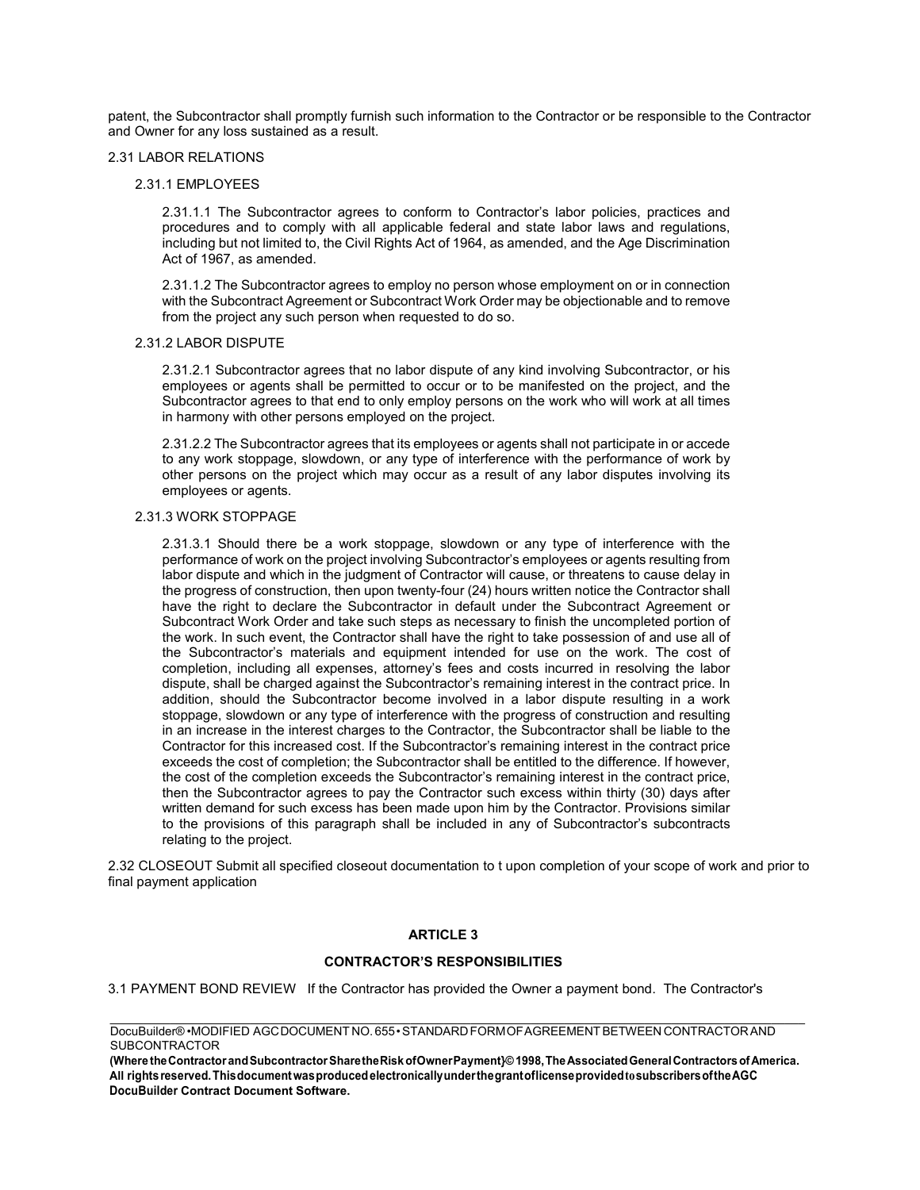patent, the Subcontractor shall promptly furnish such information to the Contractor or be responsible to the Contractor and Owner for any loss sustained as a result.

2.31 LABOR RELATIONS

2.31.1 EMPLOYEES

2.31.1.1 The Subcontractor agrees to conform to Contractor's labor policies, practices and procedures and to comply with all applicable federal and state labor laws and regulations, including but not limited to, the Civil Rights Act of 1964, as amended, and the Age Discrimination Act of 1967, as amended.

2.31.1.2 The Subcontractor agrees to employ no person whose employment on or in connection with the Subcontract Agreement or Subcontract Work Order may be objectionable and to remove from the project any such person when requested to do so.

2.31.2 LABOR DISPUTE

2.31.2.1 Subcontractor agrees that no labor dispute of any kind involving Subcontractor, or his employees or agents shall be permitted to occur or to be manifested on the project, and the Subcontractor agrees to that end to only employ persons on the work who will work at all times in harmony with other persons employed on the project.

2.31.2.2 The Subcontractor agrees that its employees or agents shall not participate in or accede to any work stoppage, slowdown, or any type of interference with the performance of work by other persons on the project which may occur as a result of any labor disputes involving its employees or agents.

2.31.3 WORK STOPPAGE

2.31.3.1 Should there be a work stoppage, slowdown or any type of interference with the performance of work on the project involving Subcontractor's employees or agents resulting from labor dispute and which in the judgment of Contractor will cause, or threatens to cause delay in the progress of construction, then upon twenty-four (24) hours written notice the Contractor shall have the right to declare the Subcontractor in default under the Subcontract Agreement or Subcontract Work Order and take such steps as necessary to finish the uncompleted portion of the work. In such event, the Contractor shall have the right to take possession of and use all of the Subcontractor's materials and equipment intended for use on the work. The cost of completion, including all expenses, attorney's fees and costs incurred in resolving the labor dispute, shall be charged against the Subcontractor's remaining interest in the contract price. In addition, should the Subcontractor become involved in a labor dispute resulting in a work stoppage, slowdown or any type of interference with the progress of construction and resulting in an increase in the interest charges to the Contractor, the Subcontractor shall be liable to the Contractor for this increased cost. If the Subcontractor's remaining interest in the contract price exceeds the cost of completion; the Subcontractor shall be entitled to the difference. If however, the cost of the completion exceeds the Subcontractor's remaining interest in the contract price, then the Subcontractor agrees to pay the Contractor such excess within thirty (30) days after written demand for such excess has been made upon him by the Contractor. Provisions similar to the provisions of this paragraph shall be included in any of Subcontractor's subcontracts relating to the project.

2.32 CLOSEOUT Submit all specified closeout documentation to t upon completion of your scope of work and prior to final payment application

## ARTICLE 3

## CONTRACTOR'S RESPONSIBILITIES

3.1 PAYMENT BOND REVIEW If the Contractor has provided the Owner a payment bond. The Contractor's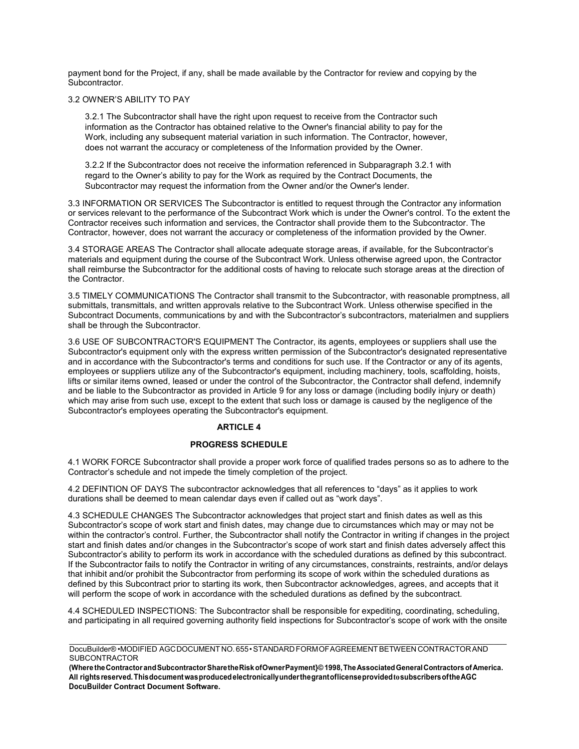payment bond for the Project, if any, shall be made available by the Contractor for review and copying by the Subcontractor.

3.2 OWNER'S ABILITY TO PAY

3.2.1 The Subcontractor shall have the right upon request to receive from the Contractor such information as the Contractor has obtained relative to the Owner's financial ability to pay for the Work, including any subsequent material variation in such information. The Contractor, however, does not warrant the accuracy or completeness of the Information provided by the Owner.

3.2.2 If the Subcontractor does not receive the information referenced in Subparagraph 3.2.1 with regard to the Owner's ability to pay for the Work as required by the Contract Documents, the Subcontractor may request the information from the Owner and/or the Owner's lender.

3.3 INFORMATION OR SERVICES The Subcontractor is entitled to request through the Contractor any information or services relevant to the performance of the Subcontract Work which is under the Owner's control. To the extent the Contractor receives such information and services, the Contractor shall provide them to the Subcontractor. The Contractor, however, does not warrant the accuracy or completeness of the information provided by the Owner.

3.4 STORAGE AREAS The Contractor shall allocate adequate storage areas, if available, for the Subcontractor's materials and equipment during the course of the Subcontract Work. Unless otherwise agreed upon, the Contractor shall reimburse the Subcontractor for the additional costs of having to relocate such storage areas at the direction of the Contractor.

3.5 TIMELY COMMUNICATIONS The Contractor shall transmit to the Subcontractor, with reasonable promptness, all submittals, transmittals, and written approvals relative to the Subcontract Work. Unless otherwise specified in the Subcontract Documents, communications by and with the Subcontractor's subcontractors, materialmen and suppliers shall be through the Subcontractor.

3.6 USE OF SUBCONTRACTOR'S EQUIPMENT The Contractor, its agents, employees or suppliers shall use the Subcontractor's equipment only with the express written permission of the Subcontractor's designated representative and in accordance with the Subcontractor's terms and conditions for such use. If the Contractor or any of its agents, employees or suppliers utilize any of the Subcontractor's equipment, including machinery, tools, scaffolding, hoists, lifts or similar items owned, leased or under the control of the Subcontractor, the Contractor shall defend, indemnify and be liable to the Subcontractor as provided in Article 9 for any loss or damage (including bodily injury or death) which may arise from such use, except to the extent that such loss or damage is caused by the negligence of the Subcontractor's employees operating the Subcontractor's equipment.

## ARTICLE 4

## PROGRESS SCHEDULE

4.1 WORK FORCE Subcontractor shall provide a proper work force of qualified trades persons so as to adhere to the Contractor's schedule and not impede the timely completion of the project.

4.2 DEFINTION OF DAYS The subcontractor acknowledges that all references to "days" as it applies to work durations shall be deemed to mean calendar days even if called out as "work days".

4.3 SCHEDULE CHANGES The Subcontractor acknowledges that project start and finish dates as well as this Subcontractor's scope of work start and finish dates, may change due to circumstances which may or may not be within the contractor's control. Further, the Subcontractor shall notify the Contractor in writing if changes in the project start and finish dates and/or changes in the Subcontractor's scope of work start and finish dates adversely affect this Subcontractor's ability to perform its work in accordance with the scheduled durations as defined by this subcontract. If the Subcontractor fails to notify the Contractor in writing of any circumstances, constraints, restraints, and/or delays that inhibit and/or prohibit the Subcontractor from performing its scope of work within the scheduled durations as defined by this Subcontract prior to starting its work, then Subcontractor acknowledges, agrees, and accepts that it will perform the scope of work in accordance with the scheduled durations as defined by the subcontract.

4.4 SCHEDULED INSPECTIONS: The Subcontractor shall be responsible for expediting, coordinating, scheduling, and participating in all required governing authority field inspections for Subcontractor's scope of work with the onsite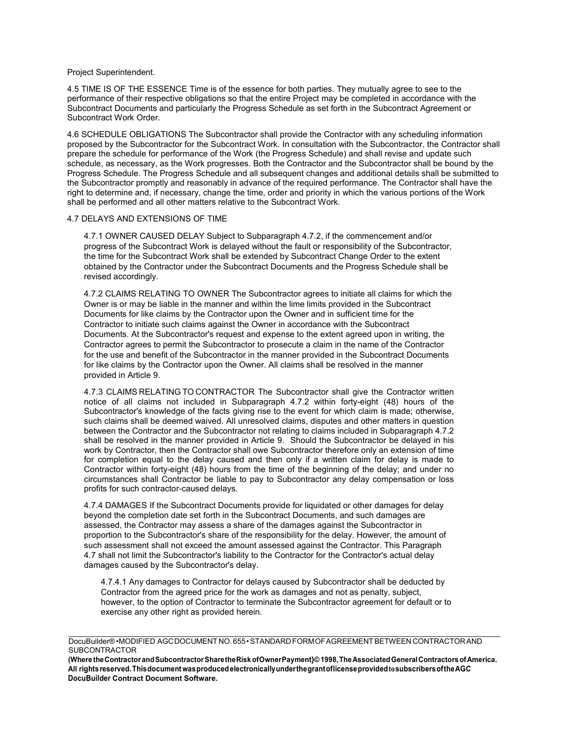Project Superintendent.

4.5 TIME IS OF THE ESSENCE Time is of the essence for both parties. They mutually agree to see to the performance of their respective obligations so that the entire Project may be completed in accordance with the Subcontract Documents and particularly the Progress Schedule as set forth in the Subcontract Agreement or Subcontract Work Order.

4.6 SCHEDULE OBLIGATIONS The Subcontractor shall provide the Contractor with any scheduling information proposed by the Subcontractor for the Subcontract Work. In consultation with the Subcontractor, the Contractor shall prepare the schedule for performance of the Work (the Progress Schedule) and shall revise and update such schedule, as necessary, as the Work progresses. Both the Contractor and the Subcontractor shall be bound by the Progress Schedule. The Progress Schedule and all subsequent changes and additional details shall be submitted to the Subcontractor promptly and reasonably in advance of the required performance. The Contractor shall have the right to determine and, if necessary, change the time, order and priority in which the various portions of the Work shall be performed and all other matters relative to the Subcontract Work.

4.7 DELAYS AND EXTENSIONS OF TIME

4.7.1 OWNER CAUSED DELAY Subject to Subparagraph 4.7.2, if the commencement and/or progress of the Subcontract Work is delayed without the fault or responsibility of the Subcontractor, the time for the Subcontract Work shall be extended by Subcontract Change Order to the extent obtained by the Contractor under the Subcontract Documents and the Progress Schedule shall be revised accordingly.

4.7.2 CLAIMS RELATING TO OWNER The Subcontractor agrees to initiate all claims for which the Owner is or may be liable in the manner and within the lime limits provided in the Subcontract Documents for like claims by the Contractor upon the Owner and in sufficient time for the Contractor to initiate such claims against the Owner in accordance with the Subcontract Documents. At the Subcontractor's request and expense to the extent agreed upon in writing, the Contractor agrees to permit the Subcontractor to prosecute a claim in the name of the Contractor for the use and benefit of the Subcontractor in the manner provided in the Subcontract Documents for like claims by the Contractor upon the Owner. All claims shall be resolved in the manner provided in Article 9.

4.7.3 CLAIMS RELATING TO CONTRACTOR The Subcontractor shall give the Contractor written notice of all claims not included in Subparagraph 4.7.2 within forty-eight (48) hours of the Subcontractor's knowledge of the facts giving rise to the event for which claim is made; otherwise, such claims shall be deemed waived. All unresolved claims, disputes and other matters in question between the Contractor and the Subcontractor not relating to claims included in Subparagraph 4.7.2 shall be resolved in the manner provided in Article 9. Should the Subcontractor be delayed in his work by Contractor, then the Contractor shall owe Subcontractor therefore only an extension of time for completion equal to the delay caused and then only if a written claim for delay is made to Contractor within forty-eight (48) hours from the time of the beginning of the delay; and under no circumstances shall Contractor be liable to pay to Subcontractor any delay compensation or loss profits for such contractor-caused delays.

4.7.4 DAMAGES If the Subcontract Documents provide for liquidated or other damages for delay beyond the completion date set forth in the Subcontract Documents, and such damages are assessed, the Contractor may assess a share of the damages against the Subcontractor in proportion to the Subcontractor's share of the responsibility for the delay. However, the amount of such assessment shall not exceed the amount assessed against the Contractor. This Paragraph 4.7 shall not limit the Subcontractor's liability to the Contractor for the Contractor's actual delay damages caused by the Subcontractor's delay.

4.7.4.1 Any damages to Contractor for delays caused by Subcontractor shall be deducted by Contractor from the agreed price for the work as damages and not as penalty, subject, however, to the option of Contractor to terminate the Subcontractor agreement for default or to exercise any other right as provided herein.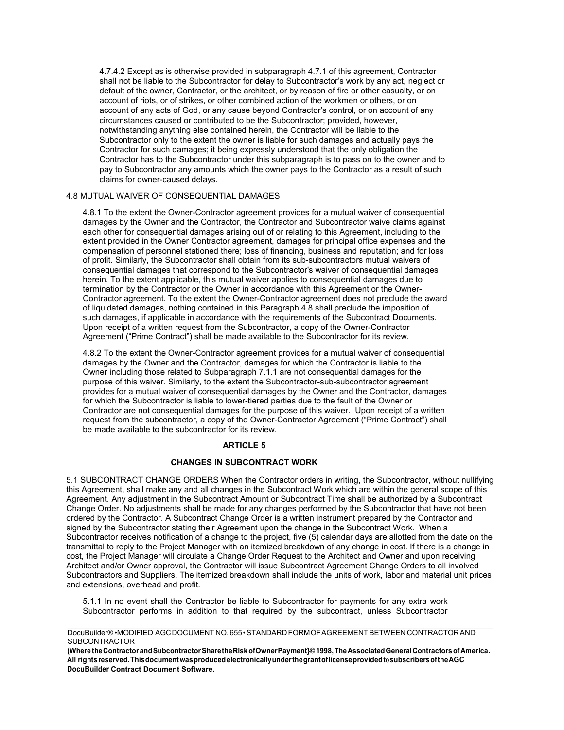4.7.4.2 Except as is otherwise provided in subparagraph 4.7.1 of this agreement, Contractor shall not be liable to the Subcontractor for delay to Subcontractor's work by any act, neglect or default of the owner, Contractor, or the architect, or by reason of fire or other casualty, or on account of riots, or of strikes, or other combined action of the workmen or others, or on account of any acts of God, or any cause beyond Contractor's control, or on account of any circumstances caused or contributed to be the Subcontractor; provided, however, notwithstanding anything else contained herein, the Contractor will be liable to the Subcontractor only to the extent the owner is liable for such damages and actually pays the Contractor for such damages; it being expressly understood that the only obligation the Contractor has to the Subcontractor under this subparagraph is to pass on to the owner and to pay to Subcontractor any amounts which the owner pays to the Contractor as a result of such claims for owner-caused delays.

4.8 MUTUAL WAIVER OF CONSEQUENTIAL DAMAGES

4.8.1 To the extent the Owner-Contractor agreement provides for a mutual waiver of consequential damages by the Owner and the Contractor, the Contractor and Subcontractor waive claims against each other for consequential damages arising out of or relating to this Agreement, including to the extent provided in the Owner Contractor agreement, damages for principal office expenses and the compensation of personnel stationed there; loss of financing, business and reputation; and for loss of profit. Similarly, the Subcontractor shall obtain from its sub-subcontractors mutual waivers of consequential damages that correspond to the Subcontractor's waiver of consequential damages herein. To the extent applicable, this mutual waiver applies to consequential damages due to termination by the Contractor or the Owner in accordance with this Agreement or the Owner-Contractor agreement. To the extent the Owner-Contractor agreement does not preclude the award of liquidated damages, nothing contained in this Paragraph 4.8 shall preclude the imposition of such damages, if applicable in accordance with the requirements of the Subcontract Documents. Upon receipt of a written request from the Subcontractor, a copy of the Owner-Contractor Agreement ("Prime Contract") shall be made available to the Subcontractor for its review.

4.8.2 To the extent the Owner-Contractor agreement provides for a mutual waiver of consequential damages by the Owner and the Contractor, damages for which the Contractor is liable to the Owner including those related to Subparagraph 7.1.1 are not consequential damages for the purpose of this waiver. Similarly, to the extent the Subcontractor-sub-subcontractor agreement provides for a mutual waiver of consequential damages by the Owner and the Contractor, damages for which the Subcontractor is liable to lower-tiered parties due to the fault of the Owner or Contractor are not consequential damages for the purpose of this waiver. Upon receipt of a written request from the subcontractor, a copy of the Owner-Contractor Agreement ("Prime Contract") shall be made available to the subcontractor for its review.

## ARTICLE 5

### CHANGES IN SUBCONTRACT WORK

5.1 SUBCONTRACT CHANGE ORDERS When the Contractor orders in writing, the Subcontractor, without nullifying this Agreement, shall make any and all changes in the Subcontract Work which are within the general scope of this Agreement. Any adjustment in the Subcontract Amount or Subcontract Time shall be authorized by a Subcontract Change Order. No adjustments shall be made for any changes performed by the Subcontractor that have not been ordered by the Contractor. A Subcontract Change Order is a written instrument prepared by the Contractor and signed by the Subcontractor stating their Agreement upon the change in the Subcontract Work. When a Subcontractor receives notification of a change to the project, five (5) calendar days are allotted from the date on the transmittal to reply to the Project Manager with an itemized breakdown of any change in cost. If there is a change in cost, the Project Manager will circulate a Change Order Request to the Architect and Owner and upon receiving Architect and/or Owner approval, the Contractor will issue Subcontract Agreement Change Orders to all involved Subcontractors and Suppliers. The itemized breakdown shall include the units of work, labor and material unit prices and extensions, overhead and profit.

5.1.1 In no event shall the Contractor be liable to Subcontractor for payments for any extra work Subcontractor performs in addition to that required by the subcontract, unless Subcontractor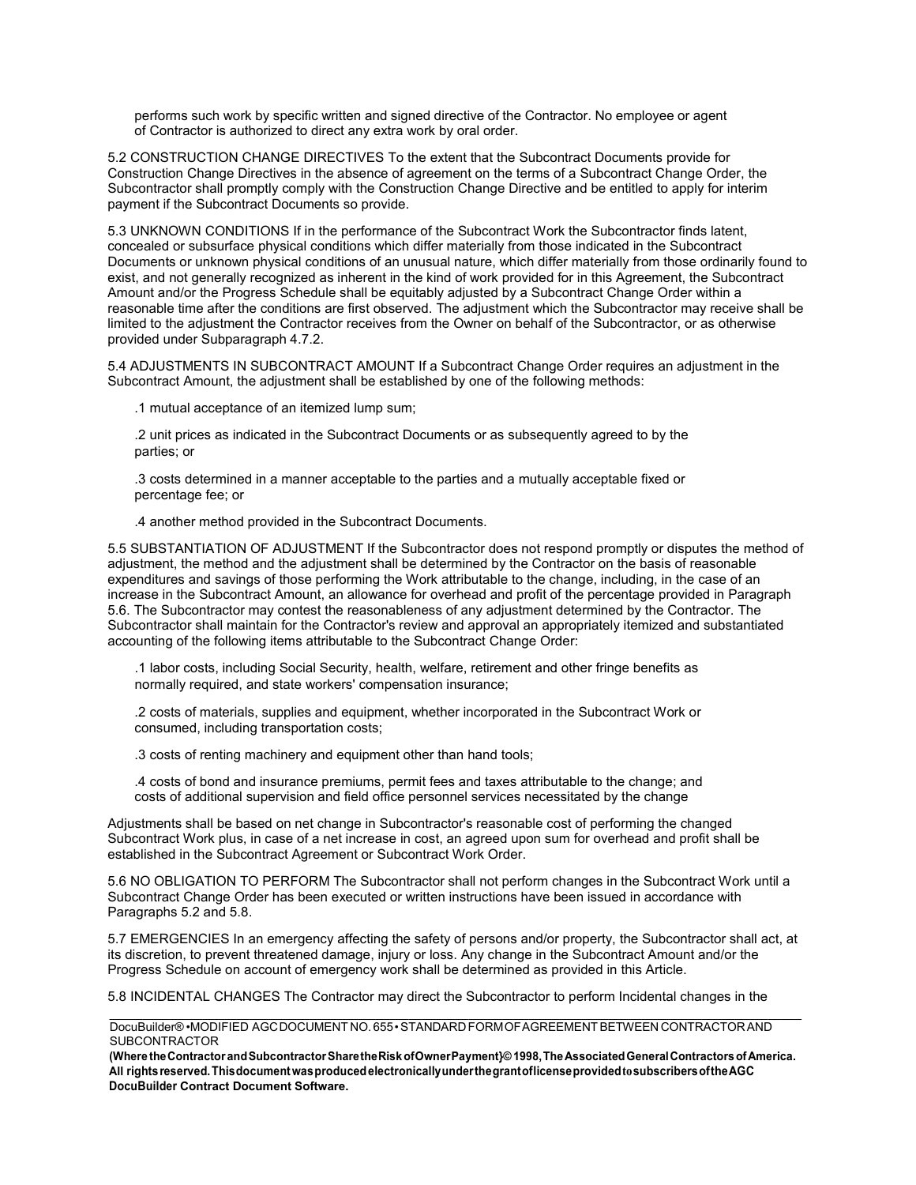performs such work by specific written and signed directive of the Contractor. No employee or agent of Contractor is authorized to direct any extra work by oral order.

5.2 CONSTRUCTION CHANGE DIRECTIVES To the extent that the Subcontract Documents provide for Construction Change Directives in the absence of agreement on the terms of a Subcontract Change Order, the Subcontractor shall promptly comply with the Construction Change Directive and be entitled to apply for interim payment if the Subcontract Documents so provide.

5.3 UNKNOWN CONDITIONS If in the performance of the Subcontract Work the Subcontractor finds latent, concealed or subsurface physical conditions which differ materially from those indicated in the Subcontract Documents or unknown physical conditions of an unusual nature, which differ materially from those ordinarily found to exist, and not generally recognized as inherent in the kind of work provided for in this Agreement, the Subcontract Amount and/or the Progress Schedule shall be equitably adjusted by a Subcontract Change Order within a reasonable time after the conditions are first observed. The adjustment which the Subcontractor may receive shall be limited to the adjustment the Contractor receives from the Owner on behalf of the Subcontractor, or as otherwise provided under Subparagraph 4.7.2.

5.4 ADJUSTMENTS IN SUBCONTRACT AMOUNT If a Subcontract Change Order requires an adjustment in the Subcontract Amount, the adjustment shall be established by one of the following methods:

.1 mutual acceptance of an itemized lump sum;

.2 unit prices as indicated in the Subcontract Documents or as subsequently agreed to by the parties; or

.3 costs determined in a manner acceptable to the parties and a mutually acceptable fixed or percentage fee; or

.4 another method provided in the Subcontract Documents.

5.5 SUBSTANTIATION OF ADJUSTMENT If the Subcontractor does not respond promptly or disputes the method of adjustment, the method and the adjustment shall be determined by the Contractor on the basis of reasonable expenditures and savings of those performing the Work attributable to the change, including, in the case of an increase in the Subcontract Amount, an allowance for overhead and profit of the percentage provided in Paragraph 5.6. The Subcontractor may contest the reasonableness of any adjustment determined by the Contractor. The Subcontractor shall maintain for the Contractor's review and approval an appropriately itemized and substantiated accounting of the following items attributable to the Subcontract Change Order:

.1 labor costs, including Social Security, health, welfare, retirement and other fringe benefits as normally required, and state workers' compensation insurance;

.2 costs of materials, supplies and equipment, whether incorporated in the Subcontract Work or consumed, including transportation costs;

.3 costs of renting machinery and equipment other than hand tools;

.4 costs of bond and insurance premiums, permit fees and taxes attributable to the change; and costs of additional supervision and field office personnel services necessitated by the change

Adjustments shall be based on net change in Subcontractor's reasonable cost of performing the changed Subcontract Work plus, in case of a net increase in cost, an agreed upon sum for overhead and profit shall be established in the Subcontract Agreement or Subcontract Work Order.

5.6 NO OBLIGATION TO PERFORM The Subcontractor shall not perform changes in the Subcontract Work until a Subcontract Change Order has been executed or written instructions have been issued in accordance with Paragraphs 5.2 and 5.8.

5.7 EMERGENCIES In an emergency affecting the safety of persons and/or property, the Subcontractor shall act, at its discretion, to prevent threatened damage, injury or loss. Any change in the Subcontract Amount and/or the Progress Schedule on account of emergency work shall be determined as provided in this Article.

5.8 INCIDENTAL CHANGES The Contractor may direct the Subcontractor to perform Incidental changes in the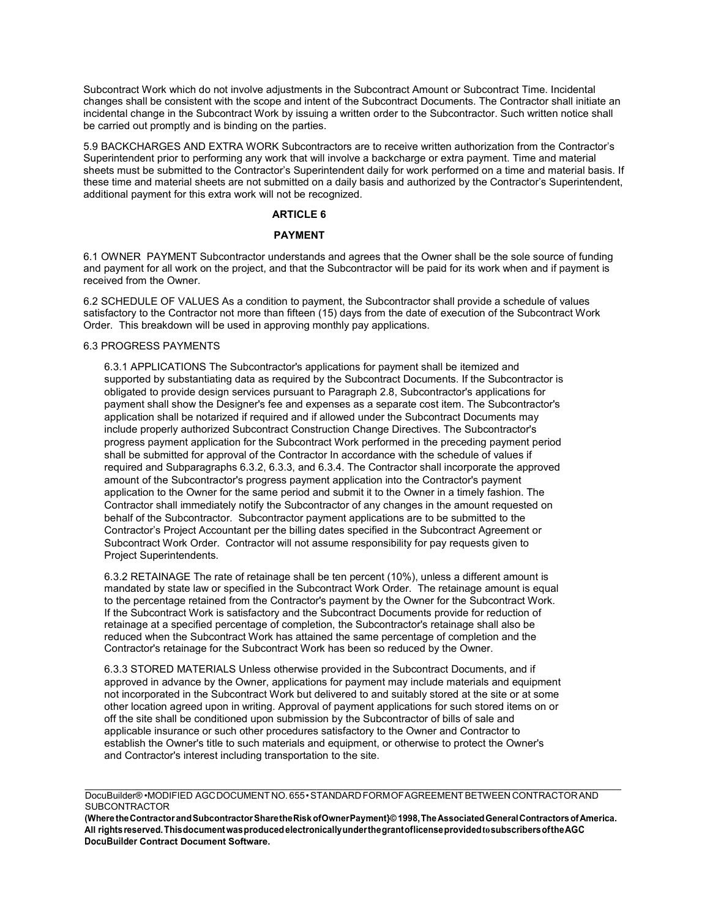Subcontract Work which do not involve adjustments in the Subcontract Amount or Subcontract Time. Incidental changes shall be consistent with the scope and intent of the Subcontract Documents. The Contractor shall initiate an incidental change in the Subcontract Work by issuing a written order to the Subcontractor. Such written notice shall be carried out promptly and is binding on the parties.

5.9 BACKCHARGES AND EXTRA WORK Subcontractors are to receive written authorization from the Contractor's Superintendent prior to performing any work that will involve a backcharge or extra payment. Time and material sheets must be submitted to the Contractor's Superintendent daily for work performed on a time and material basis. If these time and material sheets are not submitted on a daily basis and authorized by the Contractor's Superintendent, additional payment for this extra work will not be recognized.

## ARTICLE 6

## PAYMENT

6.1 OWNER PAYMENT Subcontractor understands and agrees that the Owner shall be the sole source of funding and payment for all work on the project, and that the Subcontractor will be paid for its work when and if payment is received from the Owner.

6.2 SCHEDULE OF VALUES As a condition to payment, the Subcontractor shall provide a schedule of values satisfactory to the Contractor not more than fifteen (15) days from the date of execution of the Subcontract Work Order. This breakdown will be used in approving monthly pay applications.

6.3 PROGRESS PAYMENTS

6.3.1 APPLICATIONS The Subcontractor's applications for payment shall be itemized and supported by substantiating data as required by the Subcontract Documents. If the Subcontractor is obligated to provide design services pursuant to Paragraph 2.8, Subcontractor's applications for payment shall show the Designer's fee and expenses as a separate cost item. The Subcontractor's application shall be notarized if required and if allowed under the Subcontract Documents may include properly authorized Subcontract Construction Change Directives. The Subcontractor's progress payment application for the Subcontract Work performed in the preceding payment period shall be submitted for approval of the Contractor In accordance with the schedule of values if required and Subparagraphs 6.3.2, 6.3.3, and 6.3.4. The Contractor shall incorporate the approved amount of the Subcontractor's progress payment application into the Contractor's payment application to the Owner for the same period and submit it to the Owner in a timely fashion. The Contractor shall immediately notify the Subcontractor of any changes in the amount requested on behalf of the Subcontractor. Subcontractor payment applications are to be submitted to the Contractor's Project Accountant per the billing dates specified in the Subcontract Agreement or Subcontract Work Order. Contractor will not assume responsibility for pay requests given to Project Superintendents.

6.3.2 RETAINAGE The rate of retainage shall be ten percent (10%), unless a different amount is mandated by state law or specified in the Subcontract Work Order. The retainage amount is equal to the percentage retained from the Contractor's payment by the Owner for the Subcontract Work. If the Subcontract Work is satisfactory and the Subcontract Documents provide for reduction of retainage at a specified percentage of completion, the Subcontractor's retainage shall also be reduced when the Subcontract Work has attained the same percentage of completion and the Contractor's retainage for the Subcontract Work has been so reduced by the Owner.

6.3.3 STORED MATERIALS Unless otherwise provided in the Subcontract Documents, and if approved in advance by the Owner, applications for payment may include materials and equipment not incorporated in the Subcontract Work but delivered to and suitably stored at the site or at some other location agreed upon in writing. Approval of payment applications for such stored items on or off the site shall be conditioned upon submission by the Subcontractor of bills of sale and applicable insurance or such other procedures satisfactory to the Owner and Contractor to establish the Owner's title to such materials and equipment, or otherwise to protect the Owner's and Contractor's interest including transportation to the site.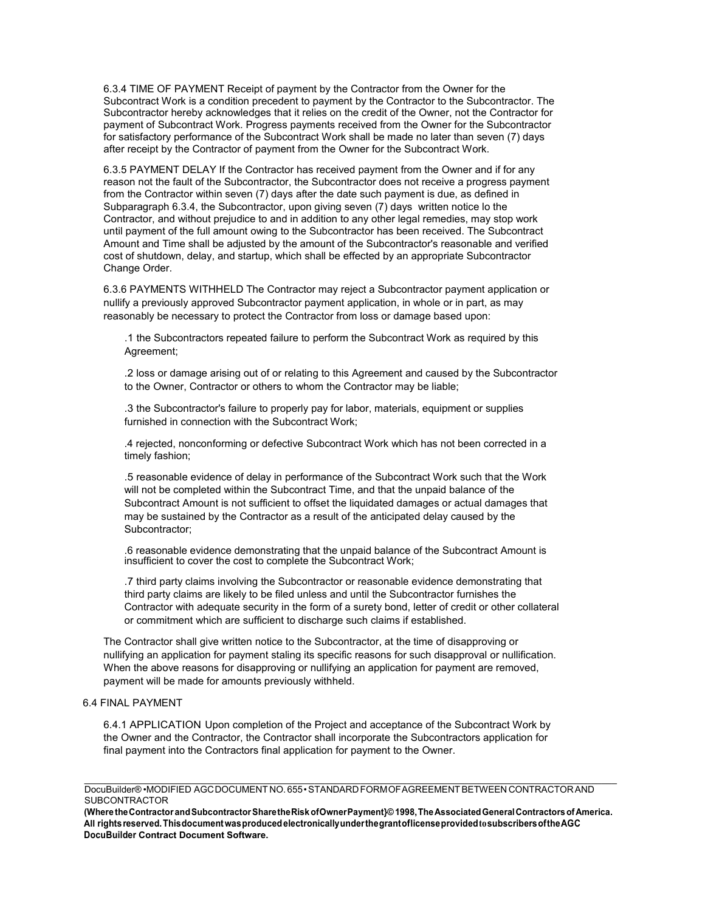6.3.4 TIME OF PAYMENT Receipt of payment by the Contractor from the Owner for the Subcontract Work is a condition precedent to payment by the Contractor to the Subcontractor. The Subcontractor hereby acknowledges that it relies on the credit of the Owner, not the Contractor for payment of Subcontract Work. Progress payments received from the Owner for the Subcontractor for satisfactory performance of the Subcontract Work shall be made no later than seven (7) days after receipt by the Contractor of payment from the Owner for the Subcontract Work.

6.3.5 PAYMENT DELAY If the Contractor has received payment from the Owner and if for any reason not the fault of the Subcontractor, the Subcontractor does not receive a progress payment from the Contractor within seven (7) days after the date such payment is due, as defined in Subparagraph 6.3.4, the Subcontractor, upon giving seven (7) days written notice lo the Contractor, and without prejudice to and in addition to any other legal remedies, may stop work until payment of the full amount owing to the Subcontractor has been received. The Subcontract Amount and Time shall be adjusted by the amount of the Subcontractor's reasonable and verified cost of shutdown, delay, and startup, which shall be effected by an appropriate Subcontractor Change Order.

6.3.6 PAYMENTS WITHHELD The Contractor may reject a Subcontractor payment application or nullify a previously approved Subcontractor payment application, in whole or in part, as may reasonably be necessary to protect the Contractor from loss or damage based upon:

.1 the Subcontractors repeated failure to perform the Subcontract Work as required by this Agreement;

.2 loss or damage arising out of or relating to this Agreement and caused by the Subcontractor to the Owner, Contractor or others to whom the Contractor may be liable;

.3 the Subcontractor's failure to properly pay for labor, materials, equipment or supplies furnished in connection with the Subcontract Work;

.4 rejected, nonconforming or defective Subcontract Work which has not been corrected in a timely fashion;

.5 reasonable evidence of delay in performance of the Subcontract Work such that the Work will not be completed within the Subcontract Time, and that the unpaid balance of the Subcontract Amount is not sufficient to offset the liquidated damages or actual damages that may be sustained by the Contractor as a result of the anticipated delay caused by the Subcontractor;

.6 reasonable evidence demonstrating that the unpaid balance of the Subcontract Amount is insufficient to cover the cost to complete the Subcontract Work;

.7 third party claims involving the Subcontractor or reasonable evidence demonstrating that third party claims are likely to be filed unless and until the Subcontractor furnishes the Contractor with adequate security in the form of a surety bond, letter of credit or other collateral or commitment which are sufficient to discharge such claims if established.

The Contractor shall give written notice to the Subcontractor, at the time of disapproving or nullifying an application for payment staling its specific reasons for such disapproval or nullification. When the above reasons for disapproving or nullifying an application for payment are removed, payment will be made for amounts previously withheld.

6.4 FINAL PAYMENT

6.4.1 APPLICATION Upon completion of the Project and acceptance of the Subcontract Work by the Owner and the Contractor, the Contractor shall incorporate the Subcontractors application for final payment into the Contractors final application for payment to the Owner.

DocuBuilder® •MODIFIED AGC DOCUMENT NO. 655 • STANDARD FORM OF AGREEMENT BETWEEN CONTRACTOR AND SUBCONTRACTOR

**(Where the Contractor and Subcontractor Share the Risk of Owner Payment}© 1998, The Associated General Contractors of America. All rights reserved. This document was produced electronically under the grant of license provided to subscribers of the AGC DocuBuilder Contract Document Software.**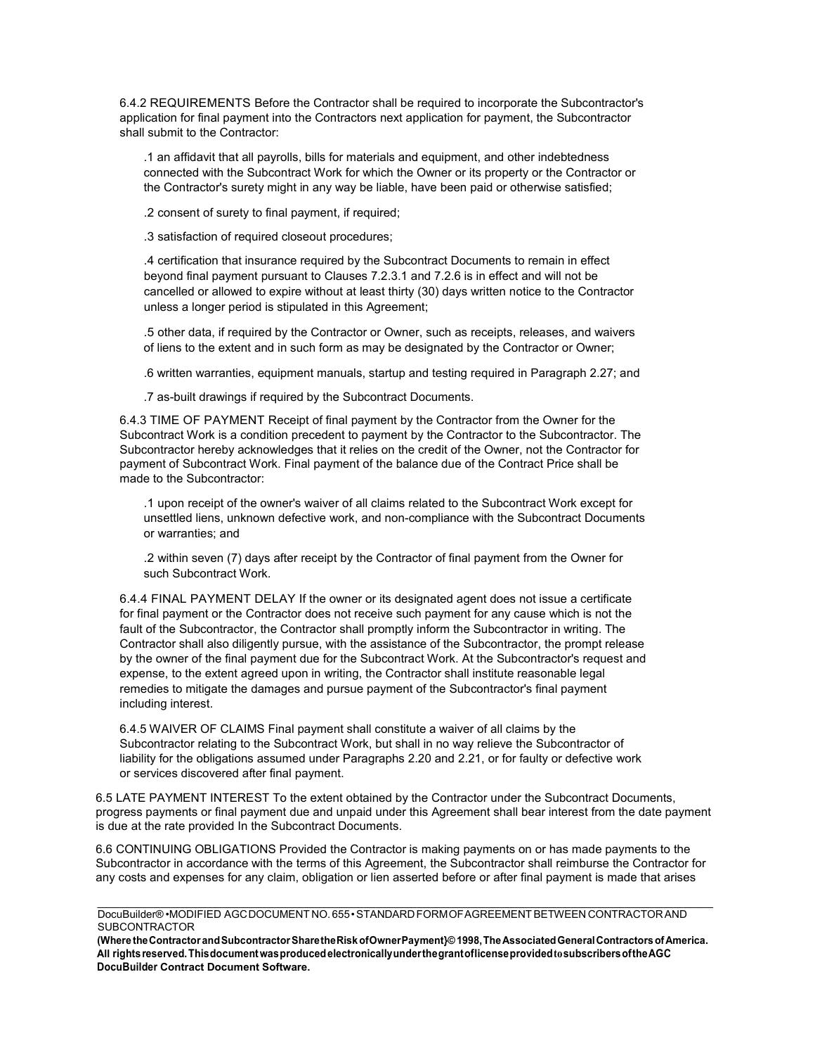6.4.2 REQUIREMENTS Before the Contractor shall be required to incorporate the Subcontractor's application for final payment into the Contractors next application for payment, the Subcontractor shall submit to the Contractor:

.1 an affidavit that all payrolls, bills for materials and equipment, and other indebtedness connected with the Subcontract Work for which the Owner or its property or the Contractor or the Contractor's surety might in any way be liable, have been paid or otherwise satisfied;

.2 consent of surety to final payment, if required;

.3 satisfaction of required closeout procedures;

.4 certification that insurance required by the Subcontract Documents to remain in effect beyond final payment pursuant to Clauses 7.2.3.1 and 7.2.6 is in effect and will not be cancelled or allowed to expire without at least thirty (30) days written notice to the Contractor unless a longer period is stipulated in this Agreement;

.5 other data, if required by the Contractor or Owner, such as receipts, releases, and waivers of liens to the extent and in such form as may be designated by the Contractor or Owner;

.6 written warranties, equipment manuals, startup and testing required in Paragraph 2.27; and

.7 as-built drawings if required by the Subcontract Documents.

6.4.3 TIME OF PAYMENT Receipt of final payment by the Contractor from the Owner for the Subcontract Work is a condition precedent to payment by the Contractor to the Subcontractor. The Subcontractor hereby acknowledges that it relies on the credit of the Owner, not the Contractor for payment of Subcontract Work. Final payment of the balance due of the Contract Price shall be made to the Subcontractor:

.1 upon receipt of the owner's waiver of all claims related to the Subcontract Work except for unsettled liens, unknown defective work, and non-compliance with the Subcontract Documents or warranties; and

.2 within seven (7) days after receipt by the Contractor of final payment from the Owner for such Subcontract Work.

6.4.4 FINAL PAYMENT DELAY If the owner or its designated agent does not issue a certificate for final payment or the Contractor does not receive such payment for any cause which is not the fault of the Subcontractor, the Contractor shall promptly inform the Subcontractor in writing. The Contractor shall also diligently pursue, with the assistance of the Subcontractor, the prompt release by the owner of the final payment due for the Subcontract Work. At the Subcontractor's request and expense, to the extent agreed upon in writing, the Contractor shall institute reasonable legal remedies to mitigate the damages and pursue payment of the Subcontractor's final payment including interest.

6.4.5 WAIVER OF CLAIMS Final payment shall constitute a waiver of all claims by the Subcontractor relating to the Subcontract Work, but shall in no way relieve the Subcontractor of liability for the obligations assumed under Paragraphs 2.20 and 2.21, or for faulty or defective work or services discovered after final payment.

6.5 LATE PAYMENT INTEREST To the extent obtained by the Contractor under the Subcontract Documents, progress payments or final payment due and unpaid under this Agreement shall bear interest from the date payment is due at the rate provided In the Subcontract Documents.

6.6 CONTINUING OBLIGATIONS Provided the Contractor is making payments on or has made payments to the Subcontractor in accordance with the terms of this Agreement, the Subcontractor shall reimburse the Contractor for any costs and expenses for any claim, obligation or lien asserted before or after final payment is made that arises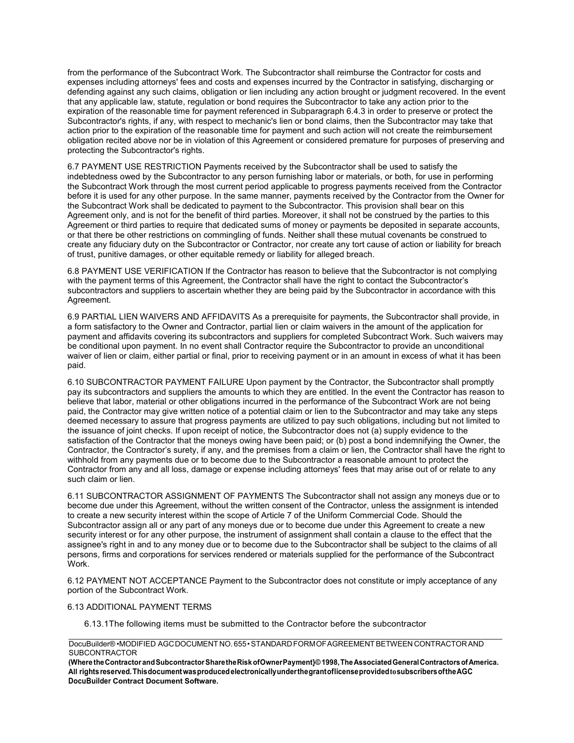from the performance of the Subcontract Work. The Subcontractor shall reimburse the Contractor for costs and expenses including attorneys' fees and costs and expenses incurred by the Contractor in satisfying, discharging or defending against any such claims, obligation or lien including any action brought or judgment recovered. In the event that any applicable law, statute, regulation or bond requires the Subcontractor to take any action prior to the expiration of the reasonable time for payment referenced in Subparagraph 6.4.3 in order to preserve or protect the Subcontractor's rights, if any, with respect to mechanic's lien or bond claims, then the Subcontractor may take that action prior to the expiration of the reasonable time for payment and such action will not create the reimbursement obligation recited above nor be in violation of this Agreement or considered premature for purposes of preserving and protecting the Subcontractor's rights.

6.7 PAYMENT USE RESTRICTION Payments received by the Subcontractor shall be used to satisfy the indebtedness owed by the Subcontractor to any person furnishing labor or materials, or both, for use in performing the Subcontract Work through the most current period applicable to progress payments received from the Contractor before it is used for any other purpose. In the same manner, payments received by the Contractor from the Owner for the Subcontract Work shall be dedicated to payment to the Subcontractor. This provision shall bear on this Agreement only, and is not for the benefit of third parties. Moreover, it shall not be construed by the parties to this Agreement or third parties to require that dedicated sums of money or payments be deposited in separate accounts, or that there be other restrictions on commingling of funds. Neither shall these mutual covenants be construed to create any fiduciary duty on the Subcontractor or Contractor, nor create any tort cause of action or liability for breach of trust, punitive damages, or other equitable remedy or liability for alleged breach.

6.8 PAYMENT USE VERIFICATION If the Contractor has reason to believe that the Subcontractor is not complying with the payment terms of this Agreement, the Contractor shall have the right to contact the Subcontractor's subcontractors and suppliers to ascertain whether they are being paid by the Subcontractor in accordance with this Agreement.

6.9 PARTIAL LIEN WAIVERS AND AFFIDAVITS As a prerequisite for payments, the Subcontractor shall provide, in a form satisfactory to the Owner and Contractor, partial lien or claim waivers in the amount of the application for payment and affidavits covering its subcontractors and suppliers for completed Subcontract Work. Such waivers may be conditional upon payment. In no event shall Contractor require the Subcontractor to provide an unconditional waiver of lien or claim, either partial or final, prior to receiving payment or in an amount in excess of what it has been paid.

6.10 SUBCONTRACTOR PAYMENT FAILURE Upon payment by the Contractor, the Subcontractor shall promptly pay its subcontractors and suppliers the amounts to which they are entitled. In the event the Contractor has reason to believe that labor, material or other obligations incurred in the performance of the Subcontract Work are not being paid, the Contractor may give written notice of a potential claim or lien to the Subcontractor and may take any steps deemed necessary to assure that progress payments are utilized to pay such obligations, including but not limited to the issuance of joint checks. If upon receipt of notice, the Subcontractor does not (a) supply evidence to the satisfaction of the Contractor that the moneys owing have been paid; or (b) post a bond indemnifying the Owner, the Contractor, the Contractor's surety, if any, and the premises from a claim or lien, the Contractor shall have the right to withhold from any payments due or to become due to the Subcontractor a reasonable amount to protect the Contractor from any and all loss, damage or expense including attorneys' fees that may arise out of or relate to any such claim or lien.

6.11 SUBCONTRACTOR ASSIGNMENT OF PAYMENTS The Subcontractor shall not assign any moneys due or to become due under this Agreement, without the written consent of the Contractor, unless the assignment is intended to create a new security interest within the scope of Article 7 of the Uniform Commercial Code. Should the Subcontractor assign all or any part of any moneys due or to become due under this Agreement to create a new security interest or for any other purpose, the instrument of assignment shall contain a clause to the effect that the assignee's right in and to any money due or to become due to the Subcontractor shall be subject to the claims of all persons, firms and corporations for services rendered or materials supplied for the performance of the Subcontract Work.

6.12 PAYMENT NOT ACCEPTANCE Payment to the Subcontractor does not constitute or imply acceptance of any portion of the Subcontract Work.

6.13 ADDITIONAL PAYMENT TERMS

6.13.1The following items must be submitted to the Contractor before the subcontractor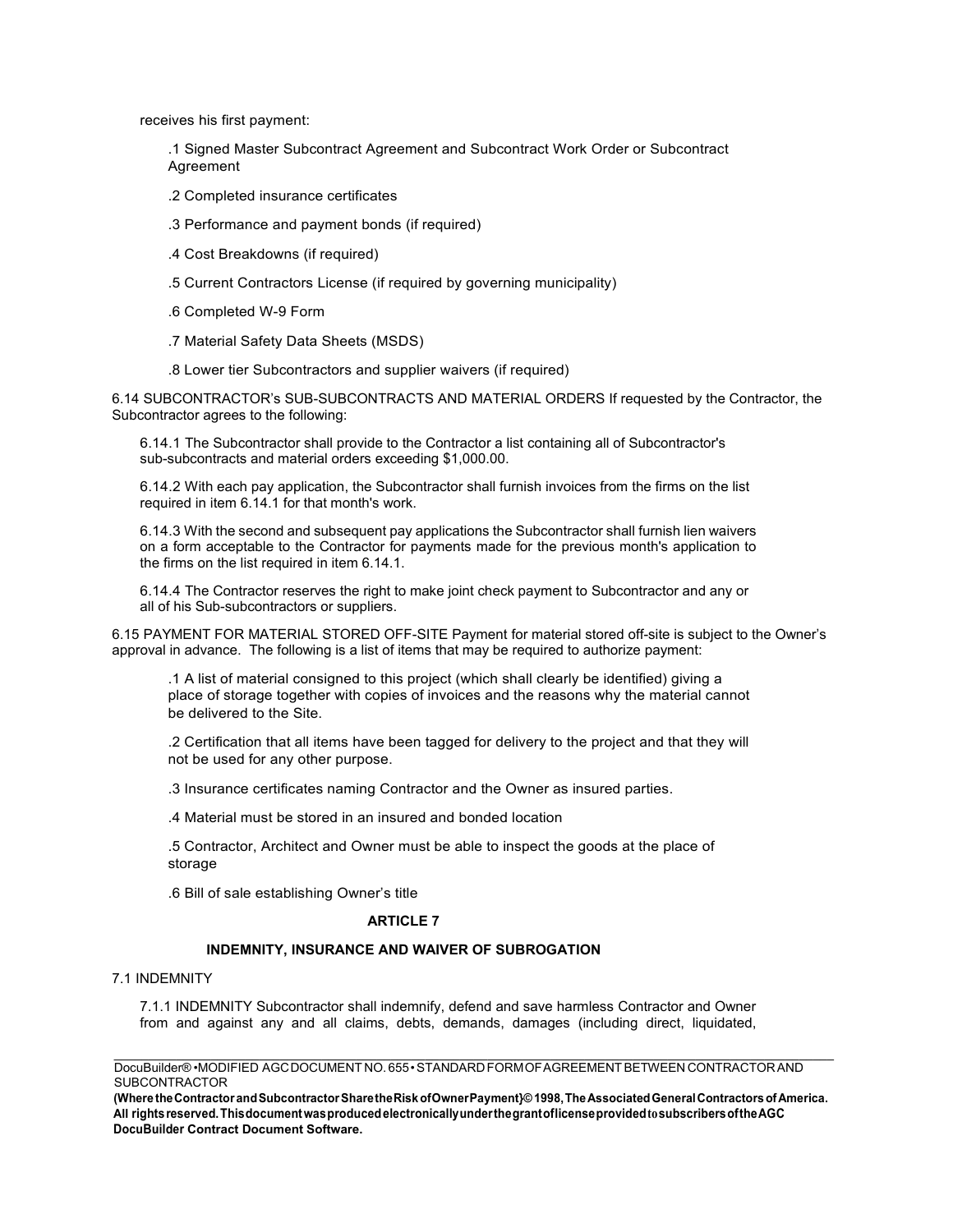receives his first payment:

.1 Signed Master Subcontract Agreement and Subcontract Work Order or Subcontract Agreement

.2 Completed insurance certificates

.3 Performance and payment bonds (if required)

.4 Cost Breakdowns (if required)

.5 Current Contractors License (if required by governing municipality)

.6 Completed W-9 Form

.7 Material Safety Data Sheets (MSDS)

.8 Lower tier Subcontractors and supplier waivers (if required)

6.14 SUBCONTRACTOR's SUB-SUBCONTRACTS AND MATERIAL ORDERS If requested by the Contractor, the Subcontractor agrees to the following:

6.14.1 The Subcontractor shall provide to the Contractor a list containing all of Subcontractor's sub-subcontracts and material orders exceeding $1,000.00.

6.14.2 With each pay application, the Subcontractor shall furnish invoices from the firms on the list required in item 6.14.1 for that month's work.

6.14.3 With the second and subsequent pay applications the Subcontractor shall furnish lien waivers on a form acceptable to the Contractor for payments made for the previous month's application to the firms on the list required in item 6.14.1.

6.14.4 The Contractor reserves the right to make joint check payment to Subcontractor and any or all of his Sub-subcontractors or suppliers.

6.15 PAYMENT FOR MATERIAL STORED OFF-SITE Payment for material stored off-site is subject to the Owner's approval in advance. The following is a list of items that may be required to authorize payment:

.1 A list of material consigned to this project (which shall clearly be identified) giving a place of storage together with copies of invoices and the reasons why the material cannot be delivered to the Site.

.2 Certification that all items have been tagged for delivery to the project and that they will not be used for any other purpose.

.3 Insurance certificates naming Contractor and the Owner as insured parties.

.4 Material must be stored in an insured and bonded location

.5 Contractor, Architect and Owner must be able to inspect the goods at the place of storage

.6 Bill of sale establishing Owner's title

## ARTICLE 7

## INDEMNITY, INSURANCE AND WAIVER OF SUBROGATION

7.1 INDEMNITY

7.1.1 INDEMNITY Subcontractor shall indemnify, defend and save harmless Contractor and Owner from and against any and all claims, debts, demands, damages (including direct, liquidated,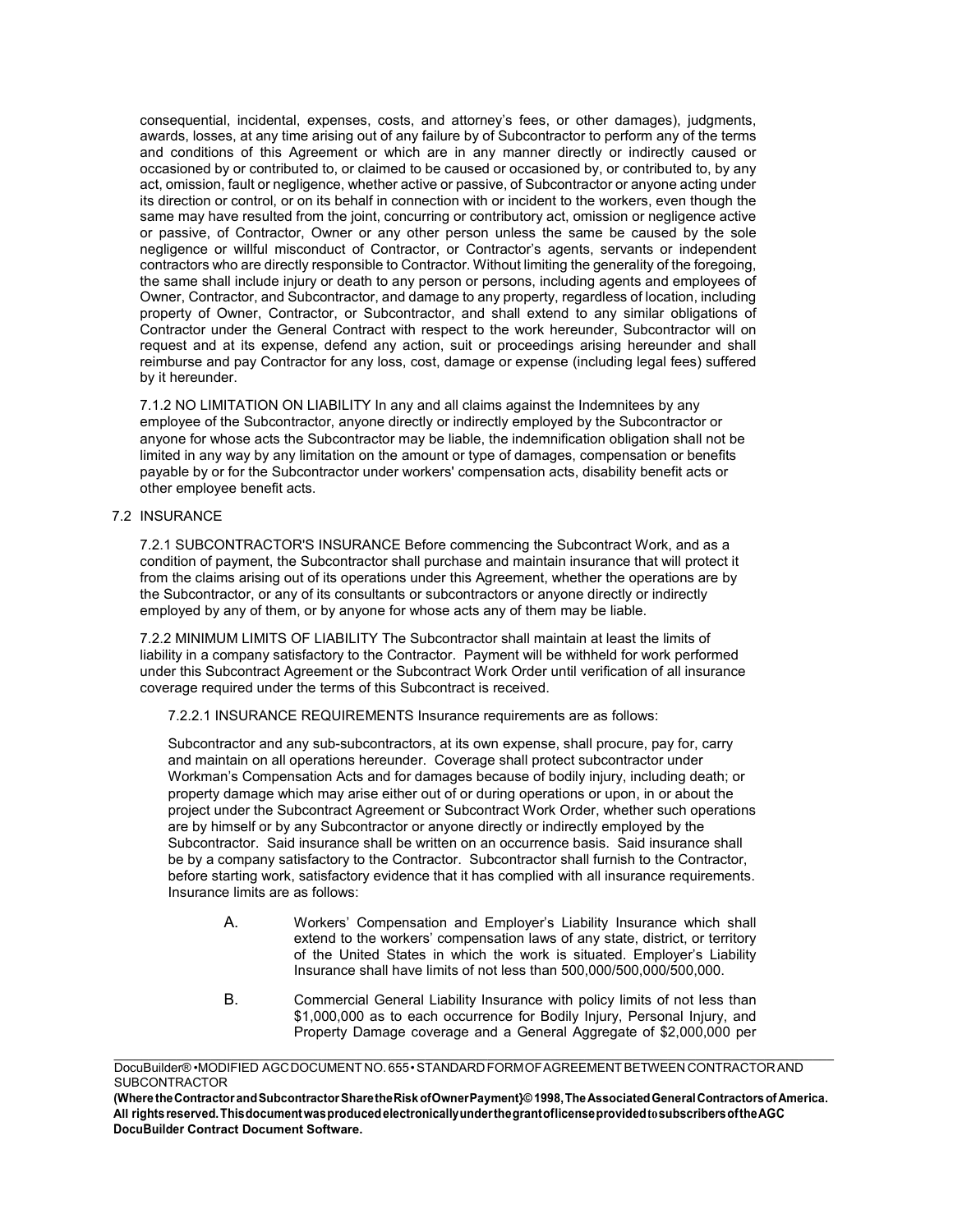consequential, incidental, expenses, costs, and attorney's fees, or other damages), judgments, awards, losses, at any time arising out of any failure by of Subcontractor to perform any of the terms and conditions of this Agreement or which are in any manner directly or indirectly caused or occasioned by or contributed to, or claimed to be caused or occasioned by, or contributed to, by any act, omission, fault or negligence, whether active or passive, of Subcontractor or anyone acting under its direction or control, or on its behalf in connection with or incident to the workers, even though the same may have resulted from the joint, concurring or contributory act, omission or negligence active or passive, of Contractor, Owner or any other person unless the same be caused by the sole negligence or willful misconduct of Contractor, or Contractor's agents, servants or independent contractors who are directly responsible to Contractor. Without limiting the generality of the foregoing, the same shall include injury or death to any person or persons, including agents and employees of Owner, Contractor, and Subcontractor, and damage to any property, regardless of location, including property of Owner, Contractor, or Subcontractor, and shall extend to any similar obligations of Contractor under the General Contract with respect to the work hereunder, Subcontractor will on request and at its expense, defend any action, suit or proceedings arising hereunder and shall reimburse and pay Contractor for any loss, cost, damage or expense (including legal fees) suffered by it hereunder.

7.1.2 NO LIMITATION ON LIABILITY In any and all claims against the Indemnitees by any employee of the Subcontractor, anyone directly or indirectly employed by the Subcontractor or anyone for whose acts the Subcontractor may be liable, the indemnification obligation shall not be limited in any way by any limitation on the amount or type of damages, compensation or benefits payable by or for the Subcontractor under workers' compensation acts, disability benefit acts or other employee benefit acts.

7.2 INSURANCE

7.2.1 SUBCONTRACTOR'S INSURANCE Before commencing the Subcontract Work, and as a condition of payment, the Subcontractor shall purchase and maintain insurance that will protect it from the claims arising out of its operations under this Agreement, whether the operations are by the Subcontractor, or any of its consultants or subcontractors or anyone directly or indirectly employed by any of them, or by anyone for whose acts any of them may be liable.

7.2.2 MINIMUM LIMITS OF LIABILITY The Subcontractor shall maintain at least the limits of liability in a company satisfactory to the Contractor. Payment will be withheld for work performed under this Subcontract Agreement or the Subcontract Work Order until verification of all insurance coverage required under the terms of this Subcontract is received.

7.2.2.1 INSURANCE REQUIREMENTS Insurance requirements are as follows:

Subcontractor and any sub-subcontractors, at its own expense, shall procure, pay for, carry and maintain on all operations hereunder. Coverage shall protect subcontractor under Workman's Compensation Acts and for damages because of bodily injury, including death; or property damage which may arise either out of or during operations or upon, in or about the project under the Subcontract Agreement or Subcontract Work Order, whether such operations are by himself or by any Subcontractor or anyone directly or indirectly employed by the Subcontractor. Said insurance shall be written on an occurrence basis. Said insurance shall be by a company satisfactory to the Contractor. Subcontractor shall furnish to the Contractor, before starting work, satisfactory evidence that it has complied with all insurance requirements. Insurance limits are as follows:

A. Workers' Compensation and Employer's Liability Insurance which shall extend to the workers' compensation laws of any state, district, or territory of the United States in which the work is situated. Employer's Liability Insurance shall have limits of not less than 500,000/500,000/500,000.

B. Commercial General Liability Insurance with policy limits of not less than $1,000,000 as to each occurrence for Bodily Injury, Personal Injury, and Property Damage coverage and a General Aggregate of $2,000,000 per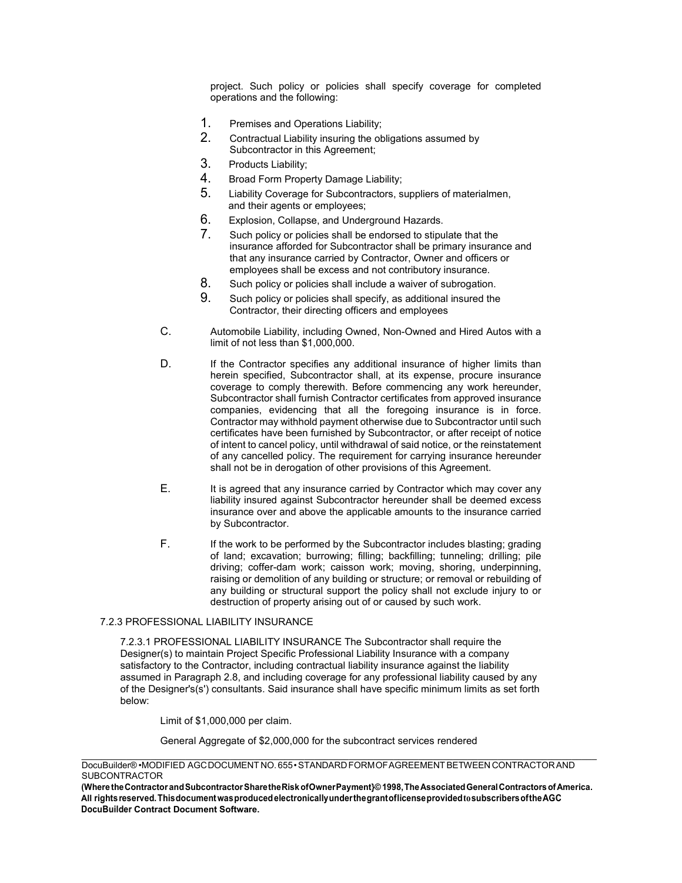project. Such policy or policies shall specify coverage for completed operations and the following:

1. Premises and Operations Liability;
2. Contractual Liability insuring the obligations assumed by Subcontractor in this Agreement;
3. Products Liability;
4. Broad Form Property Damage Liability;
5. Liability Coverage for Subcontractors, suppliers of materialmen, and their agents or employees;
6. Explosion, Collapse, and Underground Hazards.
7. Such policy or policies shall be endorsed to stipulate that the insurance afforded for Subcontractor shall be primary insurance and that any insurance carried by Contractor, Owner and officers or employees shall be excess and not contributory insurance.
8. Such policy or policies shall include a waiver of subrogation.
9. Such policy or policies shall specify, as additional insured the Contractor, their directing officers and employees

C. Automobile Liability, including Owned, Non-Owned and Hired Autos with a limit of not less than $1,000,000.

D. If the Contractor specifies any additional insurance of higher limits than herein specified, Subcontractor shall, at its expense, procure insurance coverage to comply therewith. Before commencing any work hereunder, Subcontractor shall furnish Contractor certificates from approved insurance companies, evidencing that all the foregoing insurance is in force. Contractor may withhold payment otherwise due to Subcontractor until such certificates have been furnished by Subcontractor, or after receipt of notice of intent to cancel policy, until withdrawal of said notice, or the reinstatement of any cancelled policy. The requirement for carrying insurance hereunder shall not be in derogation of other provisions of this Agreement.

E. It is agreed that any insurance carried by Contractor which may cover any liability insured against Subcontractor hereunder shall be deemed excess insurance over and above the applicable amounts to the insurance carried by Subcontractor.

F. If the work to be performed by the Subcontractor includes blasting; grading of land; excavation; burrowing; filling; backfilling; tunneling; drilling; pile driving; coffer-dam work; caisson work; moving, shoring, underpinning, raising or demolition of any building or structure; or removal or rebuilding of any building or structural support the policy shall not exclude injury to or destruction of property arising out of or caused by such work.

7.2.3 PROFESSIONAL LIABILITY INSURANCE

7.2.3.1 PROFESSIONAL LIABILITY INSURANCE The Subcontractor shall require the Designer(s) to maintain Project Specific Professional Liability Insurance with a company satisfactory to the Contractor, including contractual liability insurance against the liability assumed in Paragraph 2.8, and including coverage for any professional liability caused by any of the Designer's(s') consultants. Said insurance shall have specific minimum limits as set forth below:

Limit of $1,000,000 per claim.

General Aggregate of $2,000,000 for the subcontract services rendered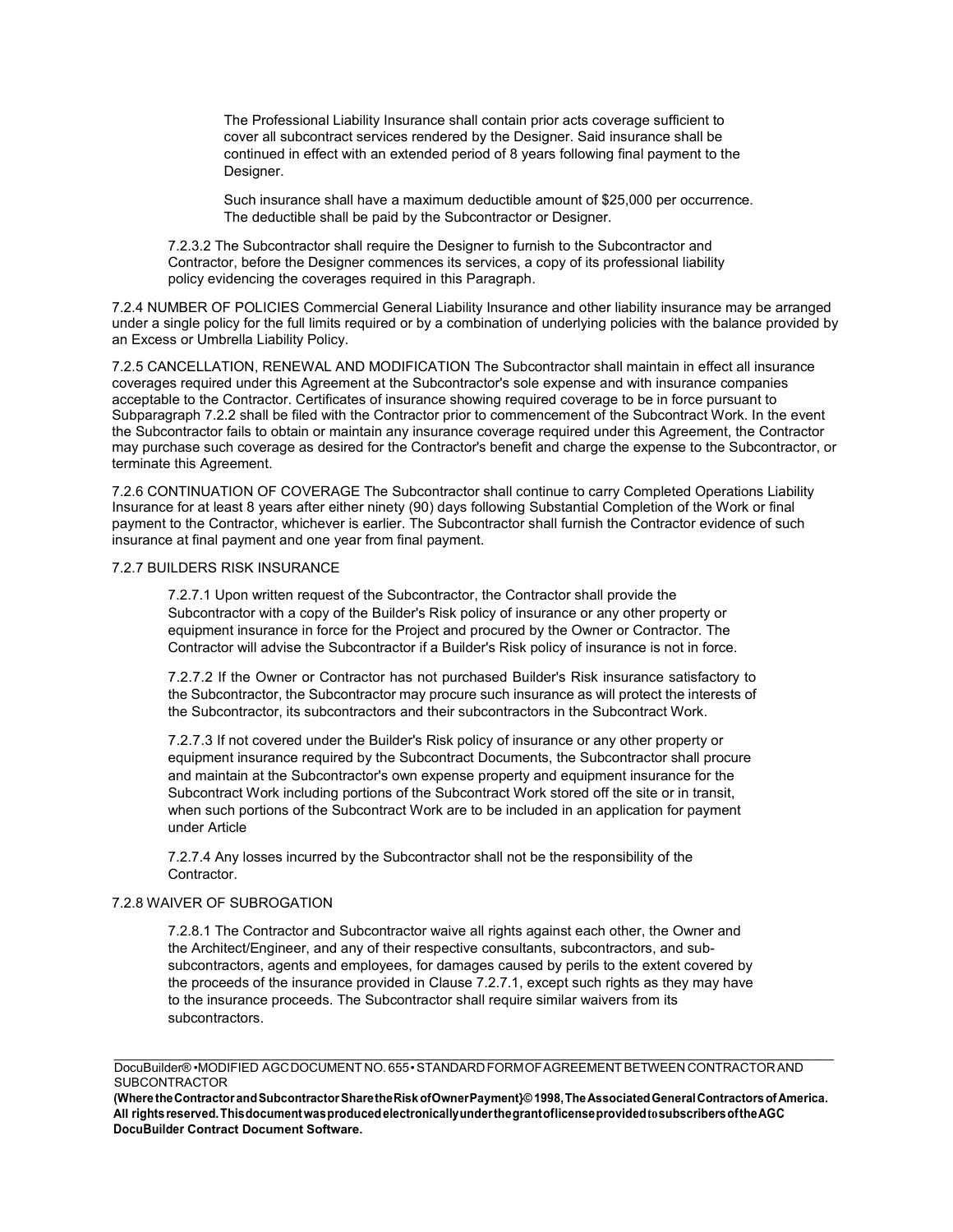The Professional Liability Insurance shall contain prior acts coverage sufficient to cover all subcontract services rendered by the Designer. Said insurance shall be continued in effect with an extended period of 8 years following final payment to the Designer.

Such insurance shall have a maximum deductible amount of $25,000 per occurrence. The deductible shall be paid by the Subcontractor or Designer.

7.2.3.2 The Subcontractor shall require the Designer to furnish to the Subcontractor and Contractor, before the Designer commences its services, a copy of its professional liability policy evidencing the coverages required in this Paragraph.

7.2.4 NUMBER OF POLICIES Commercial General Liability Insurance and other liability insurance may be arranged under a single policy for the full limits required or by a combination of underlying policies with the balance provided by an Excess or Umbrella Liability Policy.

7.2.5 CANCELLATION, RENEWAL AND MODIFICATION The Subcontractor shall maintain in effect all insurance coverages required under this Agreement at the Subcontractor's sole expense and with insurance companies acceptable to the Contractor. Certificates of insurance showing required coverage to be in force pursuant to Subparagraph 7.2.2 shall be filed with the Contractor prior to commencement of the Subcontract Work. In the event the Subcontractor fails to obtain or maintain any insurance coverage required under this Agreement, the Contractor may purchase such coverage as desired for the Contractor's benefit and charge the expense to the Subcontractor, or terminate this Agreement.

7.2.6 CONTINUATION OF COVERAGE The Subcontractor shall continue to carry Completed Operations Liability Insurance for at least 8 years after either ninety (90) days following Substantial Completion of the Work or final payment to the Contractor, whichever is earlier. The Subcontractor shall furnish the Contractor evidence of such insurance at final payment and one year from final payment.

7.2.7 BUILDERS RISK INSURANCE

7.2.7.1 Upon written request of the Subcontractor, the Contractor shall provide the Subcontractor with a copy of the Builder's Risk policy of insurance or any other property or equipment insurance in force for the Project and procured by the Owner or Contractor. The Contractor will advise the Subcontractor if a Builder's Risk policy of insurance is not in force.

7.2.7.2 If the Owner or Contractor has not purchased Builder's Risk insurance satisfactory to the Subcontractor, the Subcontractor may procure such insurance as will protect the interests of the Subcontractor, its subcontractors and their subcontractors in the Subcontract Work.

7.2.7.3 If not covered under the Builder's Risk policy of insurance or any other property or equipment insurance required by the Subcontract Documents, the Subcontractor shall procure and maintain at the Subcontractor's own expense property and equipment insurance for the Subcontract Work including portions of the Subcontract Work stored off the site or in transit, when such portions of the Subcontract Work are to be included in an application for payment under Article

7.2.7.4 Any losses incurred by the Subcontractor shall not be the responsibility of the Contractor.

7.2.8 WAIVER OF SUBROGATION

7.2.8.1 The Contractor and Subcontractor waive all rights against each other, the Owner and the Architect/Engineer, and any of their respective consultants, subcontractors, and sub-subcontractors, agents and employees, for damages caused by perils to the extent covered by the proceeds of the insurance provided in Clause 7.2.7.1, except such rights as they may have to the insurance proceeds. The Subcontractor shall require similar waivers from its subcontractors.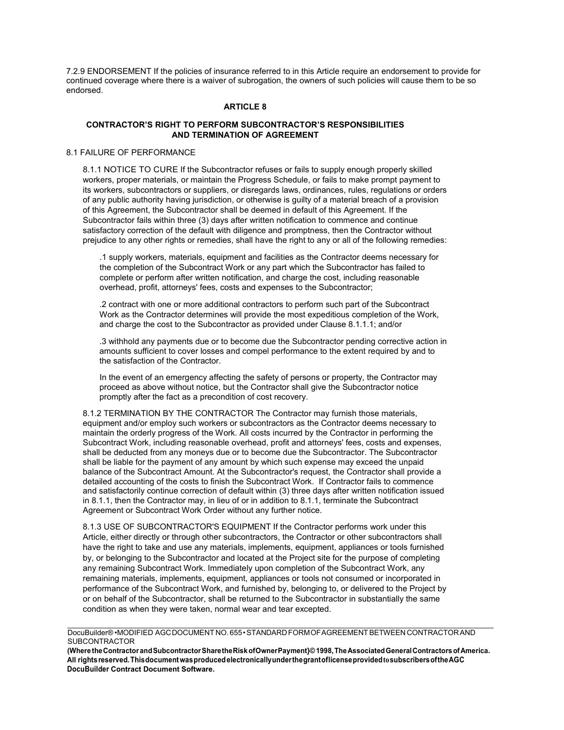7.2.9 ENDORSEMENT If the policies of insurance referred to in this Article require an endorsement to provide for continued coverage where there is a waiver of subrogation, the owners of such policies will cause them to be so endorsed.

## ARTICLE 8

### CONTRACTOR'S RIGHT TO PERFORM SUBCONTRACTOR'S RESPONSIBILITIES AND TERMINATION OF AGREEMENT

8.1 FAILURE OF PERFORMANCE

8.1.1 NOTICE TO CURE If the Subcontractor refuses or fails to supply enough properly skilled workers, proper materials, or maintain the Progress Schedule, or fails to make prompt payment to its workers, subcontractors or suppliers, or disregards laws, ordinances, rules, regulations or orders of any public authority having jurisdiction, or otherwise is guilty of a material breach of a provision of this Agreement, the Subcontractor shall be deemed in default of this Agreement. If the Subcontractor fails within three (3) days after written notification to commence and continue satisfactory correction of the default with diligence and promptness, then the Contractor without prejudice to any other rights or remedies, shall have the right to any or all of the following remedies:

.1 supply workers, materials, equipment and facilities as the Contractor deems necessary for the completion of the Subcontract Work or any part which the Subcontractor has failed to complete or perform after written notification, and charge the cost, including reasonable overhead, profit, attorneys' fees, costs and expenses to the Subcontractor;

.2 contract with one or more additional contractors to perform such part of the Subcontract Work as the Contractor determines will provide the most expeditious completion of the Work, and charge the cost to the Subcontractor as provided under Clause 8.1.1.1; and/or

.3 withhold any payments due or to become due the Subcontractor pending corrective action in amounts sufficient to cover losses and compel performance to the extent required by and to the satisfaction of the Contractor.

In the event of an emergency affecting the safety of persons or property, the Contractor may proceed as above without notice, but the Contractor shall give the Subcontractor notice promptly after the fact as a precondition of cost recovery.

8.1.2 TERMINATION BY THE CONTRACTOR The Contractor may furnish those materials, equipment and/or employ such workers or subcontractors as the Contractor deems necessary to maintain the orderly progress of the Work. All costs incurred by the Contractor in performing the Subcontract Work, including reasonable overhead, profit and attorneys' fees, costs and expenses, shall be deducted from any moneys due or to become due the Subcontractor. The Subcontractor shall be liable for the payment of any amount by which such expense may exceed the unpaid balance of the Subcontract Amount. At the Subcontractor's request, the Contractor shall provide a detailed accounting of the costs to finish the Subcontract Work. If Contractor fails to commence and satisfactorily continue correction of default within (3) three days after written notification issued in 8.1.1, then the Contractor may, in lieu of or in addition to 8.1.1, terminate the Subcontract Agreement or Subcontract Work Order without any further notice.

8.1.3 USE OF SUBCONTRACTOR'S EQUIPMENT If the Contractor performs work under this Article, either directly or through other subcontractors, the Contractor or other subcontractors shall have the right to take and use any materials, implements, equipment, appliances or tools furnished by, or belonging to the Subcontractor and located at the Project site for the purpose of completing any remaining Subcontract Work. Immediately upon completion of the Subcontract Work, any remaining materials, implements, equipment, appliances or tools not consumed or incorporated in performance of the Subcontract Work, and furnished by, belonging to, or delivered to the Project by or on behalf of the Subcontractor, shall be returned to the Subcontractor in substantially the same condition as when they were taken, normal wear and tear excepted.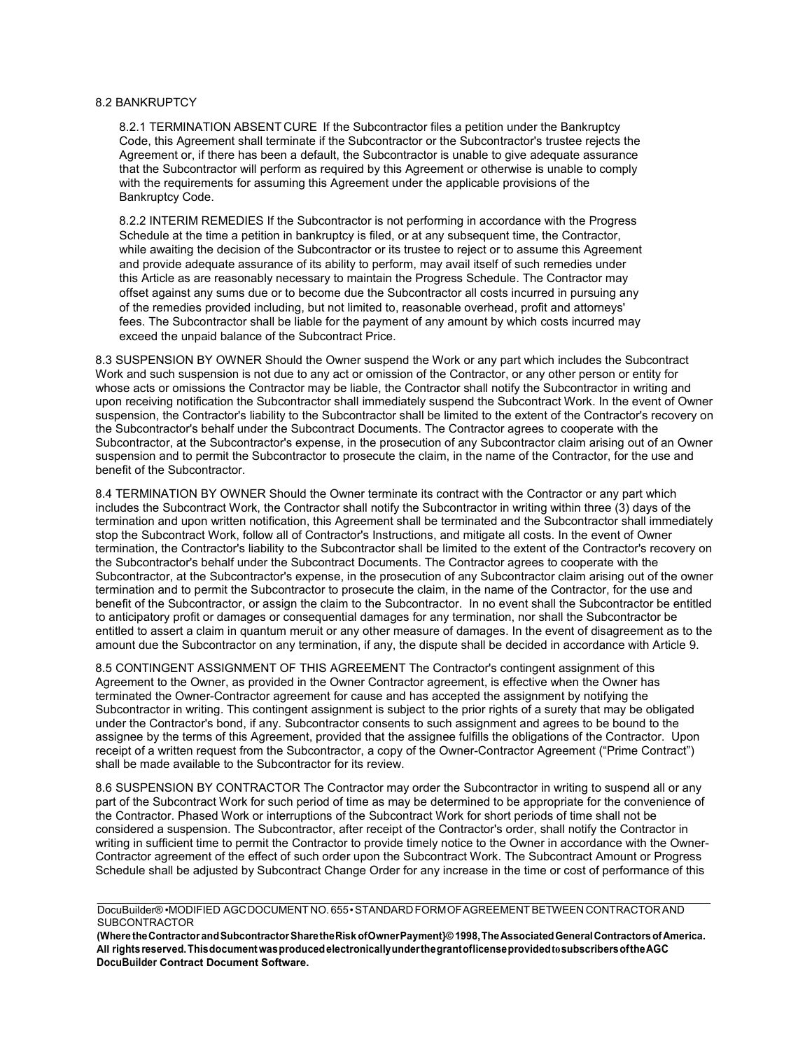8.2 BANKRUPTCY

8.2.1 TERMINATION ABSENT CURE If the Subcontractor files a petition under the Bankruptcy Code, this Agreement shall terminate if the Subcontractor or the Subcontractor's trustee rejects the Agreement or, if there has been a default, the Subcontractor is unable to give adequate assurance that the Subcontractor will perform as required by this Agreement or otherwise is unable to comply with the requirements for assuming this Agreement under the applicable provisions of the Bankruptcy Code.

8.2.2 INTERIM REMEDIES If the Subcontractor is not performing in accordance with the Progress Schedule at the time a petition in bankruptcy is filed, or at any subsequent time, the Contractor, while awaiting the decision of the Subcontractor or its trustee to reject or to assume this Agreement and provide adequate assurance of its ability to perform, may avail itself of such remedies under this Article as are reasonably necessary to maintain the Progress Schedule. The Contractor may offset against any sums due or to become due the Subcontractor all costs incurred in pursuing any of the remedies provided including, but not limited to, reasonable overhead, profit and attorneys' fees. The Subcontractor shall be liable for the payment of any amount by which costs incurred may exceed the unpaid balance of the Subcontract Price.

8.3 SUSPENSION BY OWNER Should the Owner suspend the Work or any part which includes the Subcontract Work and such suspension is not due to any act or omission of the Contractor, or any other person or entity for whose acts or omissions the Contractor may be liable, the Contractor shall notify the Subcontractor in writing and upon receiving notification the Subcontractor shall immediately suspend the Subcontract Work. In the event of Owner suspension, the Contractor's liability to the Subcontractor shall be limited to the extent of the Contractor's recovery on the Subcontractor's behalf under the Subcontract Documents. The Contractor agrees to cooperate with the Subcontractor, at the Subcontractor's expense, in the prosecution of any Subcontractor claim arising out of an Owner suspension and to permit the Subcontractor to prosecute the claim, in the name of the Contractor, for the use and benefit of the Subcontractor.

8.4 TERMINATION BY OWNER Should the Owner terminate its contract with the Contractor or any part which includes the Subcontract Work, the Contractor shall notify the Subcontractor in writing within three (3) days of the termination and upon written notification, this Agreement shall be terminated and the Subcontractor shall immediately stop the Subcontract Work, follow all of Contractor's Instructions, and mitigate all costs. In the event of Owner termination, the Contractor's liability to the Subcontractor shall be limited to the extent of the Contractor's recovery on the Subcontractor's behalf under the Subcontract Documents. The Contractor agrees to cooperate with the Subcontractor, at the Subcontractor's expense, in the prosecution of any Subcontractor claim arising out of the owner termination and to permit the Subcontractor to prosecute the claim, in the name of the Contractor, for the use and benefit of the Subcontractor, or assign the claim to the Subcontractor. In no event shall the Subcontractor be entitled to anticipatory profit or damages or consequential damages for any termination, nor shall the Subcontractor be entitled to assert a claim in quantum meruit or any other measure of damages. In the event of disagreement as to the amount due the Subcontractor on any termination, if any, the dispute shall be decided in accordance with Article 9.

8.5 CONTINGENT ASSIGNMENT OF THIS AGREEMENT The Contractor's contingent assignment of this Agreement to the Owner, as provided in the Owner Contractor agreement, is effective when the Owner has terminated the Owner-Contractor agreement for cause and has accepted the assignment by notifying the Subcontractor in writing. This contingent assignment is subject to the prior rights of a surety that may be obligated under the Contractor's bond, if any. Subcontractor consents to such assignment and agrees to be bound to the assignee by the terms of this Agreement, provided that the assignee fulfills the obligations of the Contractor. Upon receipt of a written request from the Subcontractor, a copy of the Owner-Contractor Agreement ("Prime Contract") shall be made available to the Subcontractor for its review.

8.6 SUSPENSION BY CONTRACTOR The Contractor may order the Subcontractor in writing to suspend all or any part of the Subcontract Work for such period of time as may be determined to be appropriate for the convenience of the Contractor. Phased Work or interruptions of the Subcontract Work for short periods of time shall not be considered a suspension. The Subcontractor, after receipt of the Contractor's order, shall notify the Contractor in writing in sufficient time to permit the Contractor to provide timely notice to the Owner in accordance with the Owner-Contractor agreement of the effect of such order upon the Subcontract Work. The Subcontract Amount or Progress Schedule shall be adjusted by Subcontract Change Order for any increase in the time or cost of performance of this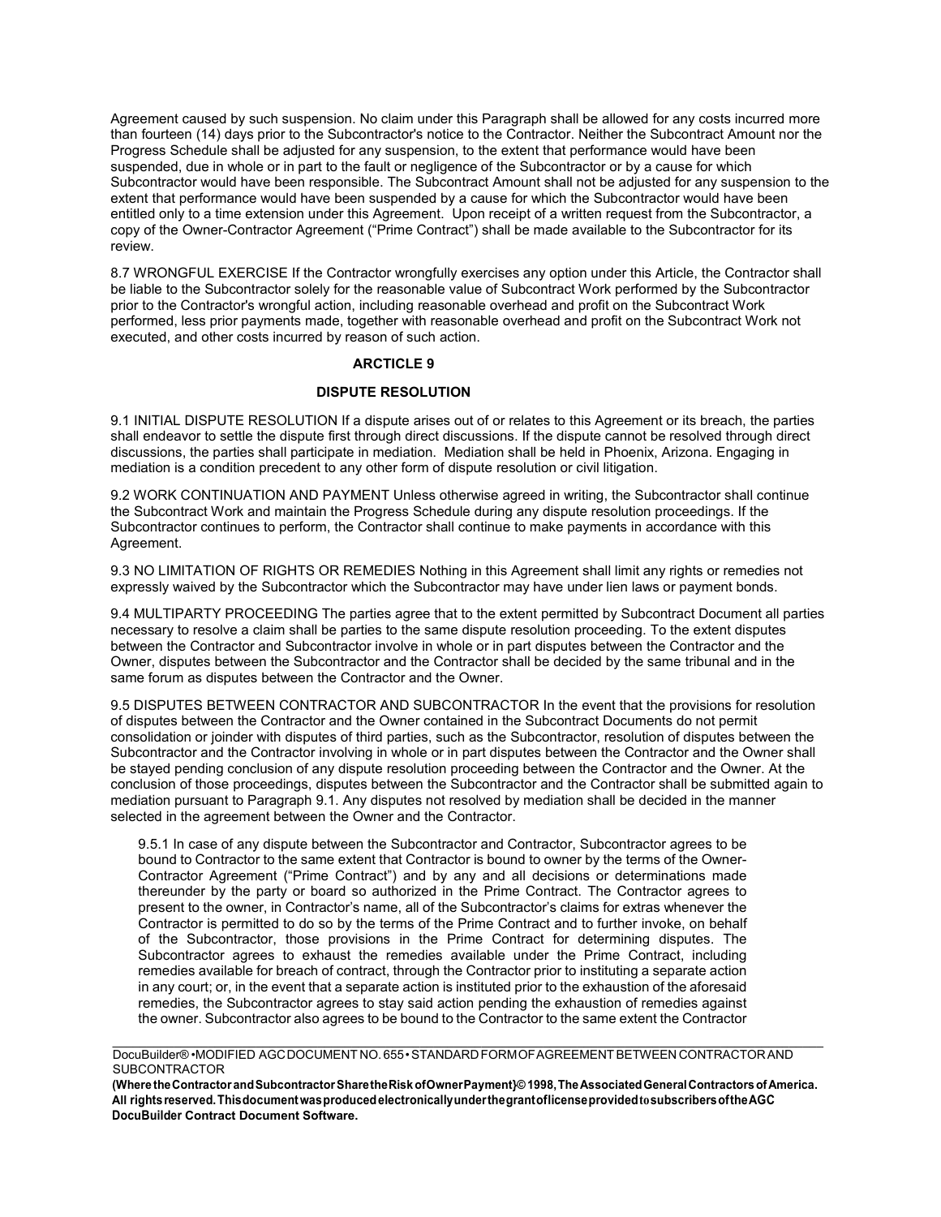Agreement caused by such suspension. No claim under this Paragraph shall be allowed for any costs incurred more than fourteen (14) days prior to the Subcontractor's notice to the Contractor. Neither the Subcontract Amount nor the Progress Schedule shall be adjusted for any suspension, to the extent that performance would have been suspended, due in whole or in part to the fault or negligence of the Subcontractor or by a cause for which Subcontractor would have been responsible. The Subcontract Amount shall not be adjusted for any suspension to the extent that performance would have been suspended by a cause for which the Subcontractor would have been entitled only to a time extension under this Agreement. Upon receipt of a written request from the Subcontractor, a copy of the Owner-Contractor Agreement ("Prime Contract") shall be made available to the Subcontractor for its review.

8.7 WRONGFUL EXERCISE If the Contractor wrongfully exercises any option under this Article, the Contractor shall be liable to the Subcontractor solely for the reasonable value of Subcontract Work performed by the Subcontractor prior to the Contractor's wrongful action, including reasonable overhead and profit on the Subcontract Work performed, less prior payments made, together with reasonable overhead and profit on the Subcontract Work not executed, and other costs incurred by reason of such action.

## ARCTICLE 9

## DISPUTE RESOLUTION

9.1 INITIAL DISPUTE RESOLUTION If a dispute arises out of or relates to this Agreement or its breach, the parties shall endeavor to settle the dispute first through direct discussions. If the dispute cannot be resolved through direct discussions, the parties shall participate in mediation. Mediation shall be held in Phoenix, Arizona. Engaging in mediation is a condition precedent to any other form of dispute resolution or civil litigation.

9.2 WORK CONTINUATION AND PAYMENT Unless otherwise agreed in writing, the Subcontractor shall continue the Subcontract Work and maintain the Progress Schedule during any dispute resolution proceedings. If the Subcontractor continues to perform, the Contractor shall continue to make payments in accordance with this Agreement.

9.3 NO LIMITATION OF RIGHTS OR REMEDIES Nothing in this Agreement shall limit any rights or remedies not expressly waived by the Subcontractor which the Subcontractor may have under lien laws or payment bonds.

9.4 MULTIPARTY PROCEEDING The parties agree that to the extent permitted by Subcontract Document all parties necessary to resolve a claim shall be parties to the same dispute resolution proceeding. To the extent disputes between the Contractor and Subcontractor involve in whole or in part disputes between the Contractor and the Owner, disputes between the Subcontractor and the Contractor shall be decided by the same tribunal and in the same forum as disputes between the Contractor and the Owner.

9.5 DISPUTES BETWEEN CONTRACTOR AND SUBCONTRACTOR In the event that the provisions for resolution of disputes between the Contractor and the Owner contained in the Subcontract Documents do not permit consolidation or joinder with disputes of third parties, such as the Subcontractor, resolution of disputes between the Subcontractor and the Contractor involving in whole or in part disputes between the Contractor and the Owner shall be stayed pending conclusion of any dispute resolution proceeding between the Contractor and the Owner. At the conclusion of those proceedings, disputes between the Subcontractor and the Contractor shall be submitted again to mediation pursuant to Paragraph 9.1. Any disputes not resolved by mediation shall be decided in the manner selected in the agreement between the Owner and the Contractor.

> 9.5.1 In case of any dispute between the Subcontractor and Contractor, Subcontractor agrees to be bound to Contractor to the same extent that Contractor is bound to owner by the terms of the Owner-Contractor Agreement ("Prime Contract") and by any and all decisions or determinations made thereunder by the party or board so authorized in the Prime Contract. The Contractor agrees to present to the owner, in Contractor's name, all of the Subcontractor's claims for extras whenever the Contractor is permitted to do so by the terms of the Prime Contract and to further invoke, on behalf of the Subcontractor, those provisions in the Prime Contract for determining disputes. The Subcontractor agrees to exhaust the remedies available under the Prime Contract, including remedies available for breach of contract, through the Contractor prior to instituting a separate action in any court; or, in the event that a separate action is instituted prior to the exhaustion of the aforesaid remedies, the Subcontractor agrees to stay said action pending the exhaustion of remedies against the owner. Subcontractor also agrees to be bound to the Contractor to the same extent the Contractor

DocuBuilder® •MODIFIED AGC DOCUMENT NO. 655 • STANDARD FORM OF AGREEMENT BETWEEN CONTRACTOR AND SUBCONTRACTOR
**(Where the Contractor and Subcontractor Share the Risk of Owner Payment}© 1998, The Associated General Contractors of America. All rights reserved. This document was produced electronically under the grant of license provided to subscribers of the AGC DocuBuilder Contract Document Software.**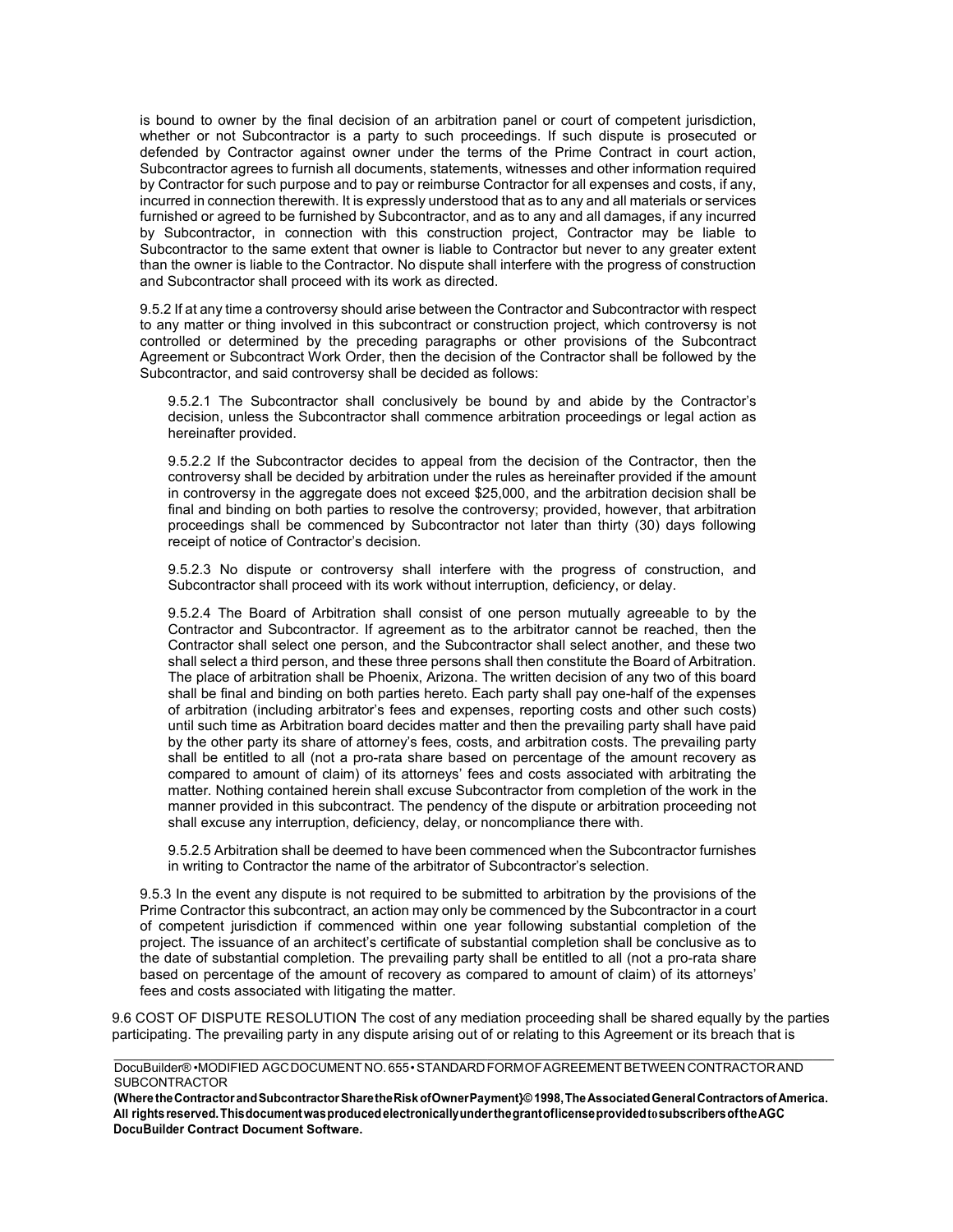is bound to owner by the final decision of an arbitration panel or court of competent jurisdiction, whether or not Subcontractor is a party to such proceedings. If such dispute is prosecuted or defended by Contractor against owner under the terms of the Prime Contract in court action, Subcontractor agrees to furnish all documents, statements, witnesses and other information required by Contractor for such purpose and to pay or reimburse Contractor for all expenses and costs, if any, incurred in connection therewith. It is expressly understood that as to any and all materials or services furnished or agreed to be furnished by Subcontractor, and as to any and all damages, if any incurred by Subcontractor, in connection with this construction project, Contractor may be liable to Subcontractor to the same extent that owner is liable to Contractor but never to any greater extent than the owner is liable to the Contractor. No dispute shall interfere with the progress of construction and Subcontractor shall proceed with its work as directed.

9.5.2 If at any time a controversy should arise between the Contractor and Subcontractor with respect to any matter or thing involved in this subcontract or construction project, which controversy is not controlled or determined by the preceding paragraphs or other provisions of the Subcontract Agreement or Subcontract Work Order, then the decision of the Contractor shall be followed by the Subcontractor, and said controversy shall be decided as follows:

9.5.2.1 The Subcontractor shall conclusively be bound by and abide by the Contractor's decision, unless the Subcontractor shall commence arbitration proceedings or legal action as hereinafter provided.

9.5.2.2 If the Subcontractor decides to appeal from the decision of the Contractor, then the controversy shall be decided by arbitration under the rules as hereinafter provided if the amount in controversy in the aggregate does not exceed $25,000, and the arbitration decision shall be final and binding on both parties to resolve the controversy; provided, however, that arbitration proceedings shall be commenced by Subcontractor not later than thirty (30) days following receipt of notice of Contractor's decision.

9.5.2.3 No dispute or controversy shall interfere with the progress of construction, and Subcontractor shall proceed with its work without interruption, deficiency, or delay.

9.5.2.4 The Board of Arbitration shall consist of one person mutually agreeable to by the Contractor and Subcontractor. If agreement as to the arbitrator cannot be reached, then the Contractor shall select one person, and the Subcontractor shall select another, and these two shall select a third person, and these three persons shall then constitute the Board of Arbitration. The place of arbitration shall be Phoenix, Arizona. The written decision of any two of this board shall be final and binding on both parties hereto. Each party shall pay one-half of the expenses of arbitration (including arbitrator's fees and expenses, reporting costs and other such costs) until such time as Arbitration board decides matter and then the prevailing party shall have paid by the other party its share of attorney's fees, costs, and arbitration costs. The prevailing party shall be entitled to all (not a pro-rata share based on percentage of the amount recovery as compared to amount of claim) of its attorneys' fees and costs associated with arbitrating the matter. Nothing contained herein shall excuse Subcontractor from completion of the work in the manner provided in this subcontract. The pendency of the dispute or arbitration proceeding not shall excuse any interruption, deficiency, delay, or noncompliance there with.

9.5.2.5 Arbitration shall be deemed to have been commenced when the Subcontractor furnishes in writing to Contractor the name of the arbitrator of Subcontractor's selection.

9.5.3 In the event any dispute is not required to be submitted to arbitration by the provisions of the Prime Contractor this subcontract, an action may only be commenced by the Subcontractor in a court of competent jurisdiction if commenced within one year following substantial completion of the project. The issuance of an architect's certificate of substantial completion shall be conclusive as to the date of substantial completion. The prevailing party shall be entitled to all (not a pro-rata share based on percentage of the amount of recovery as compared to amount of claim) of its attorneys' fees and costs associated with litigating the matter.

9.6 COST OF DISPUTE RESOLUTION The cost of any mediation proceeding shall be shared equally by the parties participating. The prevailing party in any dispute arising out of or relating to this Agreement or its breach that is

DocuBuilder® •MODIFIED AGC DOCUMENT NO. 655 • STANDARD FORM OF AGREEMENT BETWEEN CONTRACTOR AND SUBCONTRACTOR
**(Where the Contractor and Subcontractor Share the Risk of Owner Payment}© 1998, The Associated General Contractors of America. All rights reserved. This document was produced electronically under the grant of license provided to subscribers of the AGC DocuBuilder Contract Document Software.**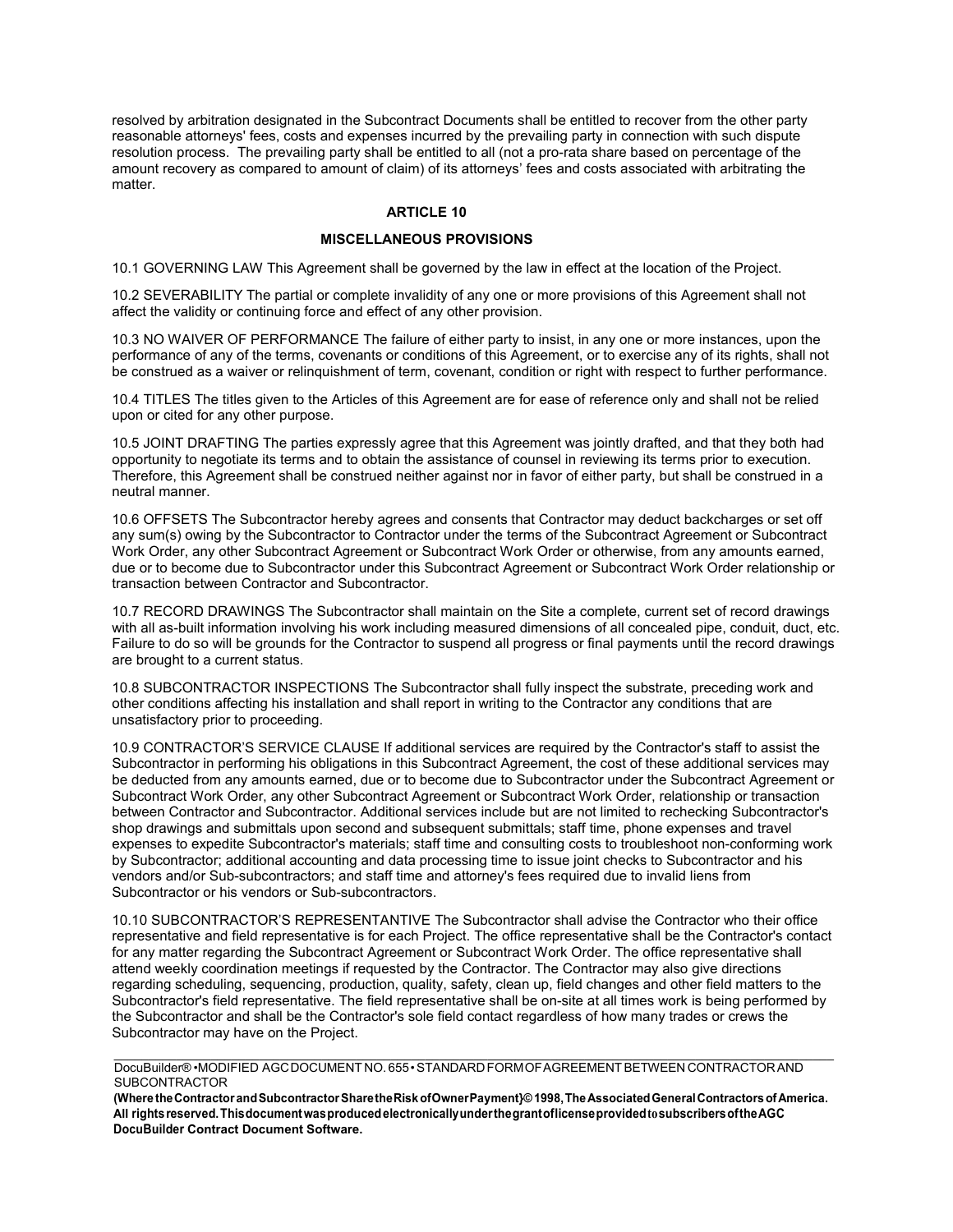resolved by arbitration designated in the Subcontract Documents shall be entitled to recover from the other party reasonable attorneys' fees, costs and expenses incurred by the prevailing party in connection with such dispute resolution process. The prevailing party shall be entitled to all (not a pro-rata share based on percentage of the amount recovery as compared to amount of claim) of its attorneys' fees and costs associated with arbitrating the matter.

## ARTICLE 10

## MISCELLANEOUS PROVISIONS

10.1 GOVERNING LAW This Agreement shall be governed by the law in effect at the location of the Project.

10.2 SEVERABILITY The partial or complete invalidity of any one or more provisions of this Agreement shall not affect the validity or continuing force and effect of any other provision.

10.3 NO WAIVER OF PERFORMANCE The failure of either party to insist, in any one or more instances, upon the performance of any of the terms, covenants or conditions of this Agreement, or to exercise any of its rights, shall not be construed as a waiver or relinquishment of term, covenant, condition or right with respect to further performance.

10.4 TITLES The titles given to the Articles of this Agreement are for ease of reference only and shall not be relied upon or cited for any other purpose.

10.5 JOINT DRAFTING The parties expressly agree that this Agreement was jointly drafted, and that they both had opportunity to negotiate its terms and to obtain the assistance of counsel in reviewing its terms prior to execution. Therefore, this Agreement shall be construed neither against nor in favor of either party, but shall be construed in a neutral manner.

10.6 OFFSETS The Subcontractor hereby agrees and consents that Contractor may deduct backcharges or set off any sum(s) owing by the Subcontractor to Contractor under the terms of the Subcontract Agreement or Subcontract Work Order, any other Subcontract Agreement or Subcontract Work Order or otherwise, from any amounts earned, due or to become due to Subcontractor under this Subcontract Agreement or Subcontract Work Order relationship or transaction between Contractor and Subcontractor.

10.7 RECORD DRAWINGS The Subcontractor shall maintain on the Site a complete, current set of record drawings with all as-built information involving his work including measured dimensions of all concealed pipe, conduit, duct, etc. Failure to do so will be grounds for the Contractor to suspend all progress or final payments until the record drawings are brought to a current status.

10.8 SUBCONTRACTOR INSPECTIONS The Subcontractor shall fully inspect the substrate, preceding work and other conditions affecting his installation and shall report in writing to the Contractor any conditions that are unsatisfactory prior to proceeding.

10.9 CONTRACTOR'S SERVICE CLAUSE If additional services are required by the Contractor's staff to assist the Subcontractor in performing his obligations in this Subcontract Agreement, the cost of these additional services may be deducted from any amounts earned, due or to become due to Subcontractor under the Subcontract Agreement or Subcontract Work Order, any other Subcontract Agreement or Subcontract Work Order, relationship or transaction between Contractor and Subcontractor. Additional services include but are not limited to rechecking Subcontractor's shop drawings and submittals upon second and subsequent submittals; staff time, phone expenses and travel expenses to expedite Subcontractor's materials; staff time and consulting costs to troubleshoot non-conforming work by Subcontractor; additional accounting and data processing time to issue joint checks to Subcontractor and his vendors and/or Sub-subcontractors; and staff time and attorney's fees required due to invalid liens from Subcontractor or his vendors or Sub-subcontractors.

10.10 SUBCONTRACTOR'S REPRESENTANTIVE The Subcontractor shall advise the Contractor who their office representative and field representative is for each Project. The office representative shall be the Contractor's contact for any matter regarding the Subcontract Agreement or Subcontract Work Order. The office representative shall attend weekly coordination meetings if requested by the Contractor. The Contractor may also give directions regarding scheduling, sequencing, production, quality, safety, clean up, field changes and other field matters to the Subcontractor's field representative. The field representative shall be on-site at all times work is being performed by the Subcontractor and shall be the Contractor's sole field contact regardless of how many trades or crews the Subcontractor may have on the Project.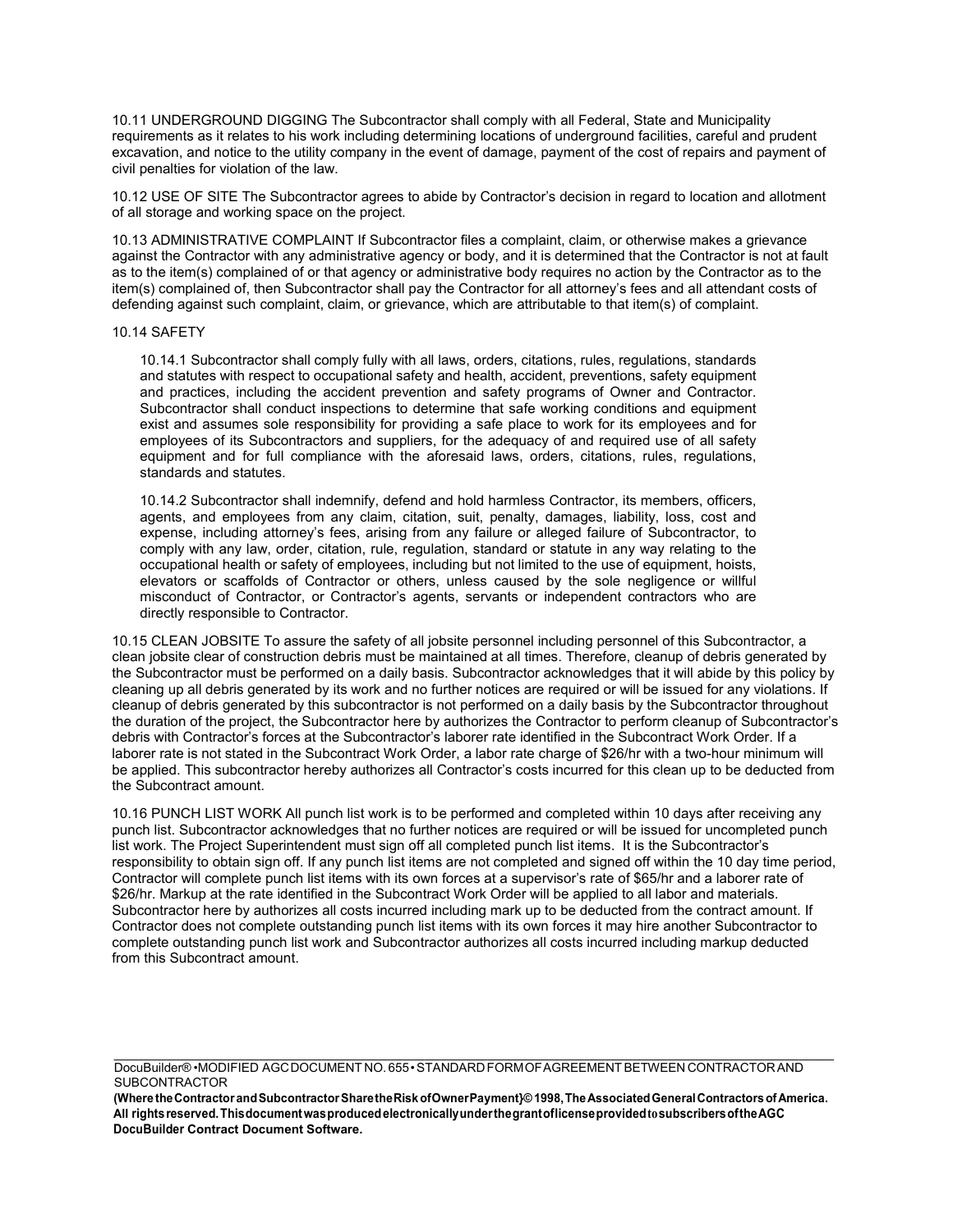10.11 UNDERGROUND DIGGING The Subcontractor shall comply with all Federal, State and Municipality requirements as it relates to his work including determining locations of underground facilities, careful and prudent excavation, and notice to the utility company in the event of damage, payment of the cost of repairs and payment of civil penalties for violation of the law.

10.12 USE OF SITE The Subcontractor agrees to abide by Contractor's decision in regard to location and allotment of all storage and working space on the project.

10.13 ADMINISTRATIVE COMPLAINT If Subcontractor files a complaint, claim, or otherwise makes a grievance against the Contractor with any administrative agency or body, and it is determined that the Contractor is not at fault as to the item(s) complained of or that agency or administrative body requires no action by the Contractor as to the item(s) complained of, then Subcontractor shall pay the Contractor for all attorney's fees and all attendant costs of defending against such complaint, claim, or grievance, which are attributable to that item(s) of complaint.

10.14 SAFETY

10.14.1 Subcontractor shall comply fully with all laws, orders, citations, rules, regulations, standards and statutes with respect to occupational safety and health, accident, preventions, safety equipment and practices, including the accident prevention and safety programs of Owner and Contractor. Subcontractor shall conduct inspections to determine that safe working conditions and equipment exist and assumes sole responsibility for providing a safe place to work for its employees and for employees of its Subcontractors and suppliers, for the adequacy of and required use of all safety equipment and for full compliance with the aforesaid laws, orders, citations, rules, regulations, standards and statutes.

10.14.2 Subcontractor shall indemnify, defend and hold harmless Contractor, its members, officers, agents, and employees from any claim, citation, suit, penalty, damages, liability, loss, cost and expense, including attorney's fees, arising from any failure or alleged failure of Subcontractor, to comply with any law, order, citation, rule, regulation, standard or statute in any way relating to the occupational health or safety of employees, including but not limited to the use of equipment, hoists, elevators or scaffolds of Contractor or others, unless caused by the sole negligence or willful misconduct of Contractor, or Contractor's agents, servants or independent contractors who are directly responsible to Contractor.

10.15 CLEAN JOBSITE To assure the safety of all jobsite personnel including personnel of this Subcontractor, a clean jobsite clear of construction debris must be maintained at all times. Therefore, cleanup of debris generated by the Subcontractor must be performed on a daily basis. Subcontractor acknowledges that it will abide by this policy by cleaning up all debris generated by its work and no further notices are required or will be issued for any violations. If cleanup of debris generated by this subcontractor is not performed on a daily basis by the Subcontractor throughout the duration of the project, the Subcontractor here by authorizes the Contractor to perform cleanup of Subcontractor's debris with Contractor's forces at the Subcontractor's laborer rate identified in the Subcontract Work Order. If a laborer rate is not stated in the Subcontract Work Order, a labor rate charge of $26/hr with a two-hour minimum will be applied. This subcontractor hereby authorizes all Contractor's costs incurred for this clean up to be deducted from the Subcontract amount.

10.16 PUNCH LIST WORK All punch list work is to be performed and completed within 10 days after receiving any punch list. Subcontractor acknowledges that no further notices are required or will be issued for uncompleted punch list work. The Project Superintendent must sign off all completed punch list items. It is the Subcontractor's responsibility to obtain sign off. If any punch list items are not completed and signed off within the 10 day time period, Contractor will complete punch list items with its own forces at a supervisor's rate of $65/hr and a laborer rate of $26/hr. Markup at the rate identified in the Subcontract Work Order will be applied to all labor and materials. Subcontractor here by authorizes all costs incurred including mark up to be deducted from the contract amount. If Contractor does not complete outstanding punch list items with its own forces it may hire another Subcontractor to complete outstanding punch list work and Subcontractor authorizes all costs incurred including markup deducted from this Subcontract amount.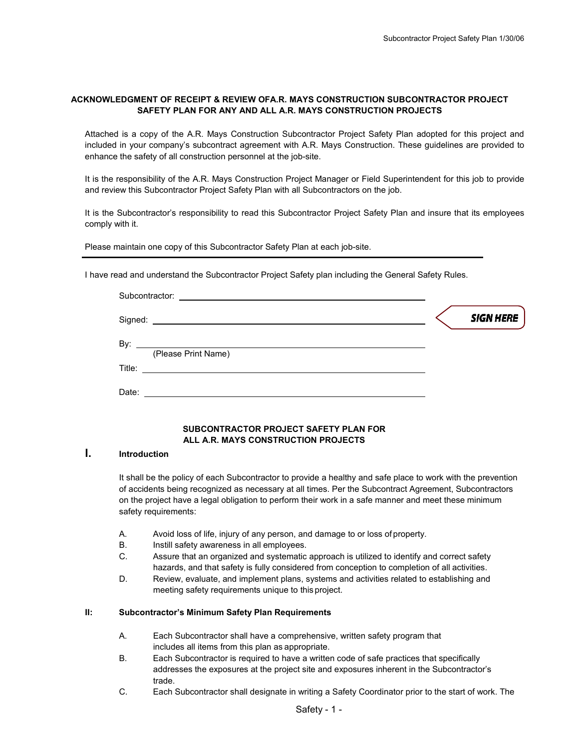## ACKNOWLEDGMENT OF RECEIPT & REVIEW OFA.R. MAYS CONSTRUCTION SUBCONTRACTOR PROJECT SAFETY PLAN FOR ANY AND ALL A.R. MAYS CONSTRUCTION PROJECTS

Attached is a copy of the A.R. Mays Construction Subcontractor Project Safety Plan adopted for this project and included in your company's subcontract agreement with A.R. Mays Construction. These guidelines are provided to enhance the safety of all construction personnel at the job-site.

It is the responsibility of the A.R. Mays Construction Project Manager or Field Superintendent for this job to provide and review this Subcontractor Project Safety Plan with all Subcontractors on the job.

It is the Subcontractor's responsibility to read this Subcontractor Project Safety Plan and insure that its employees comply with it.

Please maintain one copy of this Subcontractor Safety Plan at each job-site.

---

I have read and understand the Subcontractor Project Safety plan including the General Safety Rules.

Subcontractor: ______________________________

Signed: ______________________________ **SIGN HERE**

By: ______________________________
(Please Print Name)

Title: ______________________________

Date: ______________________________

## SUBCONTRACTOR PROJECT SAFETY PLAN FOR ALL A.R. MAYS CONSTRUCTION PROJECTS

### I. Introduction

It shall be the policy of each Subcontractor to provide a healthy and safe place to work with the prevention of accidents being recognized as necessary at all times. Per the Subcontract Agreement, Subcontractors on the project have a legal obligation to perform their work in a safe manner and meet these minimum safety requirements:

A. Avoid loss of life, injury of any person, and damage to or loss of property.
B. Instill safety awareness in all employees.
C. Assure that an organized and systematic approach is utilized to identify and correct safety hazards, and that safety is fully considered from conception to completion of all activities.
D. Review, evaluate, and implement plans, systems and activities related to establishing and meeting safety requirements unique to this project.

### II: Subcontractor's Minimum Safety Plan Requirements

A. Each Subcontractor shall have a comprehensive, written safety program that includes all items from this plan as appropriate.
B. Each Subcontractor is required to have a written code of safe practices that specifically addresses the exposures at the project site and exposures inherent in the Subcontractor's trade.
C. Each Subcontractor shall designate in writing a Safety Coordinator prior to the start of work. The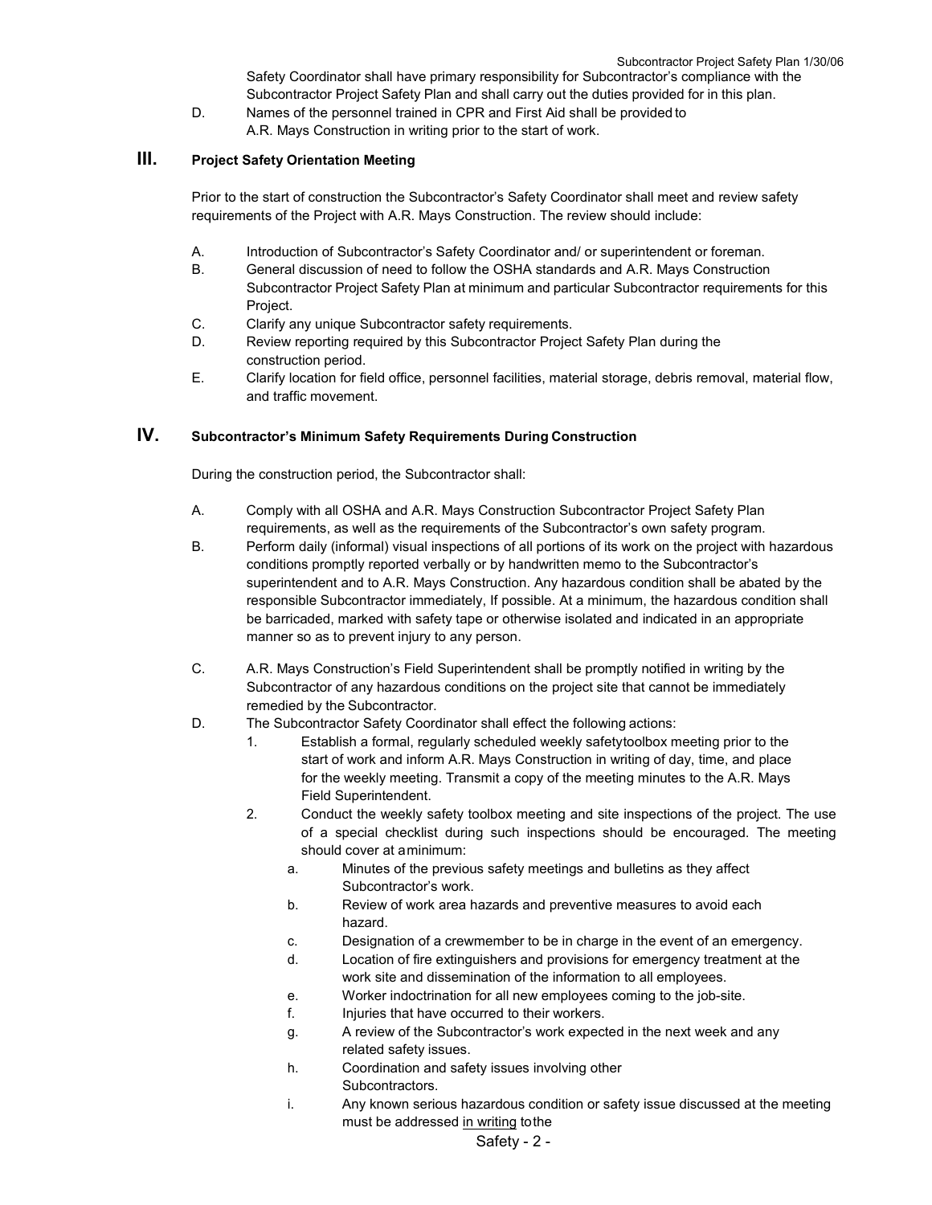Safety Coordinator shall have primary responsibility for Subcontractor's compliance with the Subcontractor Project Safety Plan and shall carry out the duties provided for in this plan.

D. Names of the personnel trained in CPR and First Aid shall be provided to A.R. Mays Construction in writing prior to the start of work.

## III. Project Safety Orientation Meeting

Prior to the start of construction the Subcontractor's Safety Coordinator shall meet and review safety requirements of the Project with A.R. Mays Construction. The review should include:

A. Introduction of Subcontractor's Safety Coordinator and/ or superintendent or foreman.

B. General discussion of need to follow the OSHA standards and A.R. Mays Construction Subcontractor Project Safety Plan at minimum and particular Subcontractor requirements for this Project.

C. Clarify any unique Subcontractor safety requirements.

D. Review reporting required by this Subcontractor Project Safety Plan during the construction period.

E. Clarify location for field office, personnel facilities, material storage, debris removal, material flow, and traffic movement.

## IV. Subcontractor's Minimum Safety Requirements During Construction

During the construction period, the Subcontractor shall:

A. Comply with all OSHA and A.R. Mays Construction Subcontractor Project Safety Plan requirements, as well as the requirements of the Subcontractor's own safety program.

B. Perform daily (informal) visual inspections of all portions of its work on the project with hazardous conditions promptly reported verbally or by handwritten memo to the Subcontractor's superintendent and to A.R. Mays Construction. Any hazardous condition shall be abated by the responsible Subcontractor immediately, If possible. At a minimum, the hazardous condition shall be barricaded, marked with safety tape or otherwise isolated and indicated in an appropriate manner so as to prevent injury to any person.

C. A.R. Mays Construction's Field Superintendent shall be promptly notified in writing by the Subcontractor of any hazardous conditions on the project site that cannot be immediately remedied by the Subcontractor.

D. The Subcontractor Safety Coordinator shall effect the following actions:

1. Establish a formal, regularly scheduled weekly safetytoolbox meeting prior to the start of work and inform A.R. Mays Construction in writing of day, time, and place for the weekly meeting. Transmit a copy of the meeting minutes to the A.R. Mays Field Superintendent.
2. Conduct the weekly safety toolbox meeting and site inspections of the project. The use of a special checklist during such inspections should be encouraged. The meeting should cover at aminimum:
   a. Minutes of the previous safety meetings and bulletins as they affect Subcontractor's work.
   b. Review of work area hazards and preventive measures to avoid each hazard.
   c. Designation of a crewmember to be in charge in the event of an emergency.
   d. Location of fire extinguishers and provisions for emergency treatment at the work site and dissemination of the information to all employees.
   e. Worker indoctrination for all new employees coming to the job-site.
   f. Injuries that have occurred to their workers.
   g. A review of the Subcontractor's work expected in the next week and any related safety issues.
   h. Coordination and safety issues involving other Subcontractors.
   i. Any known serious hazardous condition or safety issue discussed at the meeting must be addressed <u>in writing</u> tothe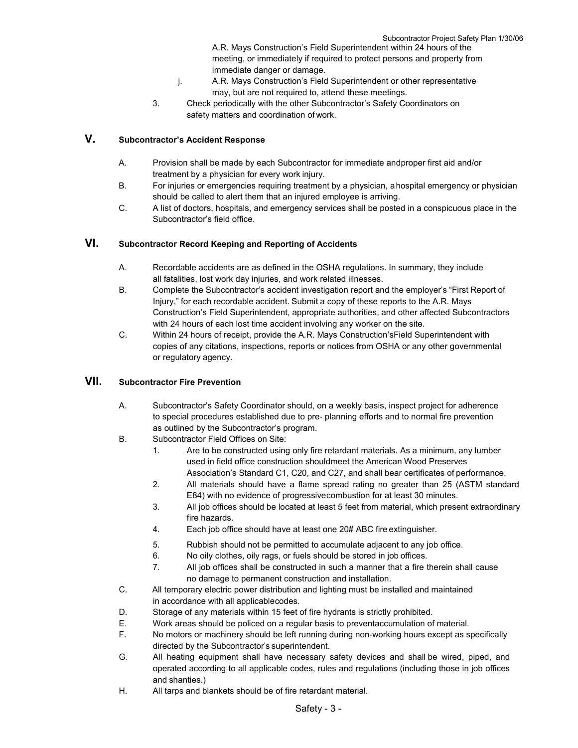A.R. Mays Construction's Field Superintendent within 24 hours of the meeting, or immediately if required to protect persons and property from immediate danger or damage.

j. A.R. Mays Construction's Field Superintendent or other representative may, but are not required to, attend these meetings.

3. Check periodically with the other Subcontractor's Safety Coordinators on safety matters and coordination of work.

## V. Subcontractor's Accident Response

A. Provision shall be made by each Subcontractor for immediate andproper first aid and/or treatment by a physician for every work injury.

B. For injuries or emergencies requiring treatment by a physician, ahospital emergency or physician should be called to alert them that an injured employee is arriving.

C. A list of doctors, hospitals, and emergency services shall be posted in a conspicuous place in the Subcontractor's field office.

## VI. Subcontractor Record Keeping and Reporting of Accidents

A. Recordable accidents are as defined in the OSHA regulations. In summary, they include all fatalities, lost work day injuries, and work related illnesses.

B. Complete the Subcontractor's accident investigation report and the employer's "First Report of Injury," for each recordable accident. Submit a copy of these reports to the A.R. Mays Construction's Field Superintendent, appropriate authorities, and other affected Subcontractors with 24 hours of each lost time accident involving any worker on the site.

C. Within 24 hours of receipt, provide the A.R. Mays Construction'sField Superintendent with copies of any citations, inspections, reports or notices from OSHA or any other governmental or regulatory agency.

## VII. Subcontractor Fire Prevention

A. Subcontractor's Safety Coordinator should, on a weekly basis, inspect project for adherence to special procedures established due to pre- planning efforts and to normal fire prevention as outlined by the Subcontractor's program.

B. Subcontractor Field Offices on Site:

1. Are to be constructed using only fire retardant materials. As a minimum, any lumber used in field office construction shouldmeet the American Wood Preserves Association's Standard C1, C20, and C27, and shall bear certificates of performance.
2. All materials should have a flame spread rating no greater than 25 (ASTM standard E84) with no evidence of progressivecombustion for at least 30 minutes.
3. All job offices should be located at least 5 feet from material, which present extraordinary fire hazards.
4. Each job office should have at least one 20# ABC fire extinguisher.
5. Rubbish should not be permitted to accumulate adjacent to any job office.
6. No oily clothes, oily rags, or fuels should be stored in job offices.
7. All job offices shall be constructed in such a manner that a fire therein shall cause no damage to permanent construction and installation.

C. All temporary electric power distribution and lighting must be installed and maintained in accordance with all applicablecodes.

D. Storage of any materials within 15 feet of fire hydrants is strictly prohibited.

E. Work areas should be policed on a regular basis to preventaccumulation of material.

F. No motors or machinery should be left running during non-working hours except as specifically directed by the Subcontractor's superintendent.

G. All heating equipment shall have necessary safety devices and shall be wired, piped, and operated according to all applicable codes, rules and regulations (including those in job offices and shanties.)

H. All tarps and blankets should be of fire retardant material.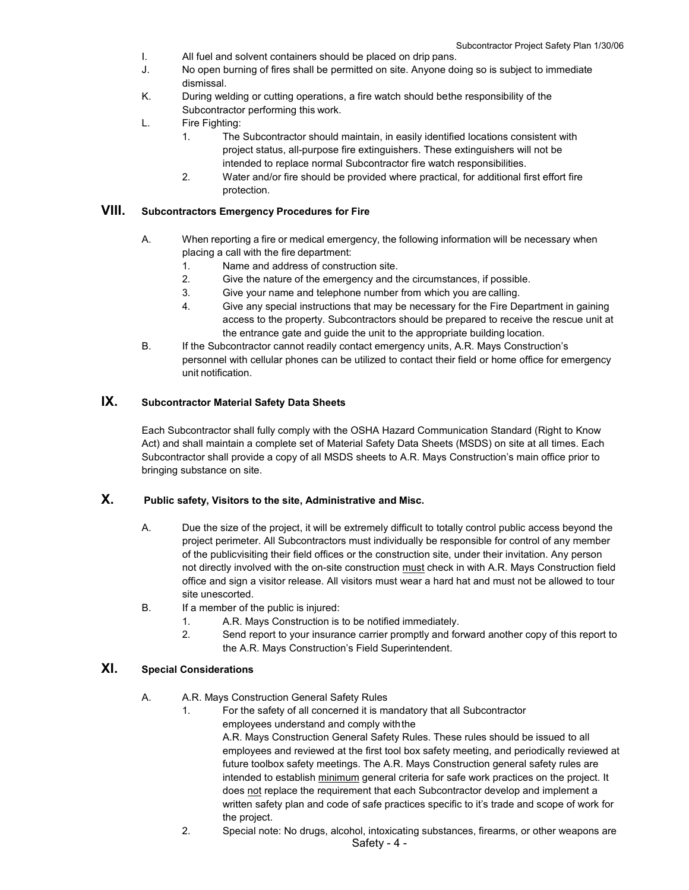I. All fuel and solvent containers should be placed on drip pans.

J. No open burning of fires shall be permitted on site. Anyone doing so is subject to immediate dismissal.

K. During welding or cutting operations, a fire watch should bethe responsibility of the Subcontractor performing this work.

L. Fire Fighting:

   1. The Subcontractor should maintain, in easily identified locations consistent with project status, all-purpose fire extinguishers. These extinguishers will not be intended to replace normal Subcontractor fire watch responsibilities.
   2. Water and/or fire should be provided where practical, for additional first effort fire protection.

## VIII. Subcontractors Emergency Procedures for Fire

A. When reporting a fire or medical emergency, the following information will be necessary when placing a call with the fire department:

   1. Name and address of construction site.
   2. Give the nature of the emergency and the circumstances, if possible.
   3. Give your name and telephone number from which you are calling.
   4. Give any special instructions that may be necessary for the Fire Department in gaining access to the property. Subcontractors should be prepared to receive the rescue unit at the entrance gate and guide the unit to the appropriate building location.

B. If the Subcontractor cannot readily contact emergency units, A.R. Mays Construction's personnel with cellular phones can be utilized to contact their field or home office for emergency unit notification.

## IX. Subcontractor Material Safety Data Sheets

Each Subcontractor shall fully comply with the OSHA Hazard Communication Standard (Right to Know Act) and shall maintain a complete set of Material Safety Data Sheets (MSDS) on site at all times. Each Subcontractor shall provide a copy of all MSDS sheets to A.R. Mays Construction's main office prior to bringing substance on site.

## X. Public safety, Visitors to the site, Administrative and Misc.

A. Due the size of the project, it will be extremely difficult to totally control public access beyond the project perimeter. All Subcontractors must individually be responsible for control of any member of the publicvisiting their field offices or the construction site, under their invitation. Any person not directly involved with the on-site construction <u>must</u> check in with A.R. Mays Construction field office and sign a visitor release. All visitors must wear a hard hat and must not be allowed to tour site unescorted.

B. If a member of the public is injured:

   1. A.R. Mays Construction is to be notified immediately.
   2. Send report to your insurance carrier promptly and forward another copy of this report to the A.R. Mays Construction's Field Superintendent.

## XI. Special Considerations

A. A.R. Mays Construction General Safety Rules

   1. For the safety of all concerned it is mandatory that all Subcontractor employees understand and comply withthe A.R. Mays Construction General Safety Rules. These rules should be issued to all employees and reviewed at the first tool box safety meeting, and periodically reviewed at future toolbox safety meetings. The A.R. Mays Construction general safety rules are intended to establish <u>minimum</u> general criteria for safe work practices on the project. It does <u>not</u> replace the requirement that each Subcontractor develop and implement a written safety plan and code of safe practices specific to it's trade and scope of work for the project.
   2. Special note: No drugs, alcohol, intoxicating substances, firearms, or other weapons are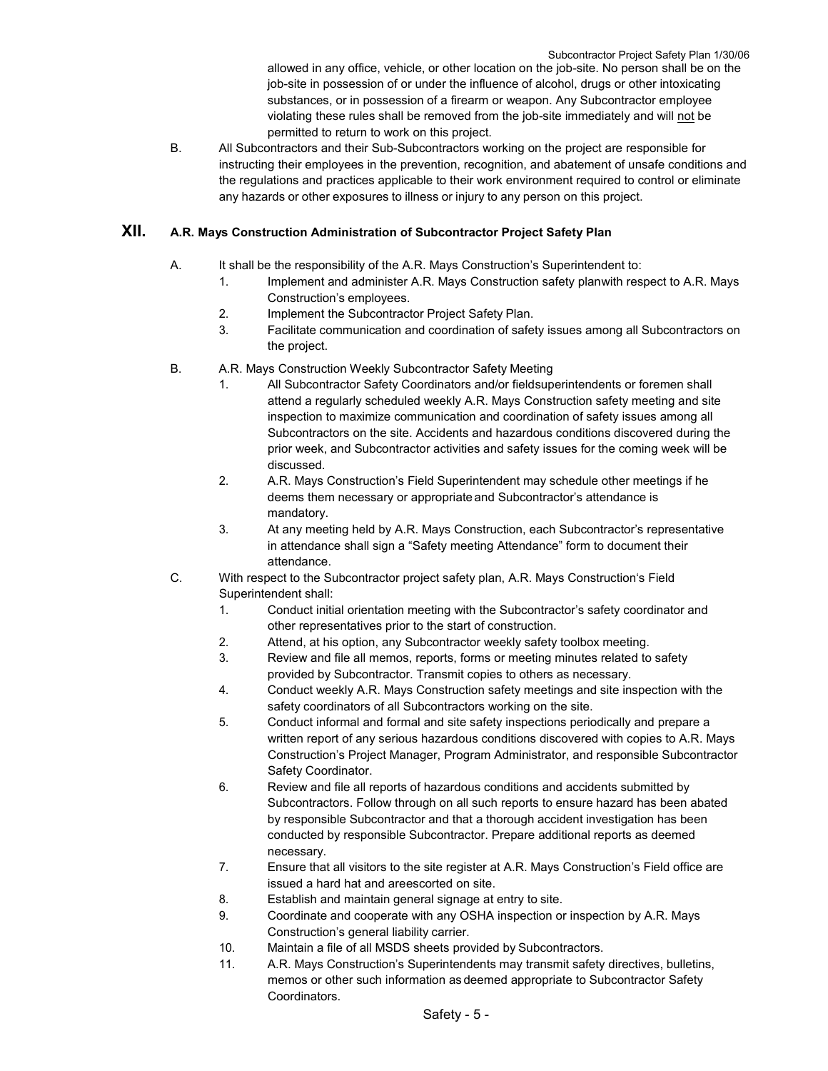allowed in any office, vehicle, or other location on the job-site. No person shall be on the job-site in possession of or under the influence of alcohol, drugs or other intoxicating substances, or in possession of a firearm or weapon. Any Subcontractor employee violating these rules shall be removed from the job-site immediately and will not be permitted to return to work on this project.

B. All Subcontractors and their Sub-Subcontractors working on the project are responsible for instructing their employees in the prevention, recognition, and abatement of unsafe conditions and the regulations and practices applicable to their work environment required to control or eliminate any hazards or other exposures to illness or injury to any person on this project.

## XII. A.R. Mays Construction Administration of Subcontractor Project Safety Plan

A. It shall be the responsibility of the A.R. Mays Construction's Superintendent to:
   1. Implement and administer A.R. Mays Construction safety planwith respect to A.R. Mays Construction's employees.
   2. Implement the Subcontractor Project Safety Plan.
   3. Facilitate communication and coordination of safety issues among all Subcontractors on the project.

B. A.R. Mays Construction Weekly Subcontractor Safety Meeting
   1. All Subcontractor Safety Coordinators and/or fieldsuperintendents or foremen shall attend a regularly scheduled weekly A.R. Mays Construction safety meeting and site inspection to maximize communication and coordination of safety issues among all Subcontractors on the site. Accidents and hazardous conditions discovered during the prior week, and Subcontractor activities and safety issues for the coming week will be discussed.
   2. A.R. Mays Construction's Field Superintendent may schedule other meetings if he deems them necessary or appropriate and Subcontractor's attendance is mandatory.
   3. At any meeting held by A.R. Mays Construction, each Subcontractor's representative in attendance shall sign a "Safety meeting Attendance" form to document their attendance.

C. With respect to the Subcontractor project safety plan, A.R. Mays Construction's Field Superintendent shall:
   1. Conduct initial orientation meeting with the Subcontractor's safety coordinator and other representatives prior to the start of construction.
   2. Attend, at his option, any Subcontractor weekly safety toolbox meeting.
   3. Review and file all memos, reports, forms or meeting minutes related to safety provided by Subcontractor. Transmit copies to others as necessary.
   4. Conduct weekly A.R. Mays Construction safety meetings and site inspection with the safety coordinators of all Subcontractors working on the site.
   5. Conduct informal and formal and site safety inspections periodically and prepare a written report of any serious hazardous conditions discovered with copies to A.R. Mays Construction's Project Manager, Program Administrator, and responsible Subcontractor Safety Coordinator.
   6. Review and file all reports of hazardous conditions and accidents submitted by Subcontractors. Follow through on all such reports to ensure hazard has been abated by responsible Subcontractor and that a thorough accident investigation has been conducted by responsible Subcontractor. Prepare additional reports as deemed necessary.
   7. Ensure that all visitors to the site register at A.R. Mays Construction's Field office are issued a hard hat and areescorted on site.
   8. Establish and maintain general signage at entry to site.
   9. Coordinate and cooperate with any OSHA inspection or inspection by A.R. Mays Construction's general liability carrier.
   10. Maintain a file of all MSDS sheets provided by Subcontractors.
   11. A.R. Mays Construction's Superintendents may transmit safety directives, bulletins, memos or other such information as deemed appropriate to Subcontractor Safety Coordinators.